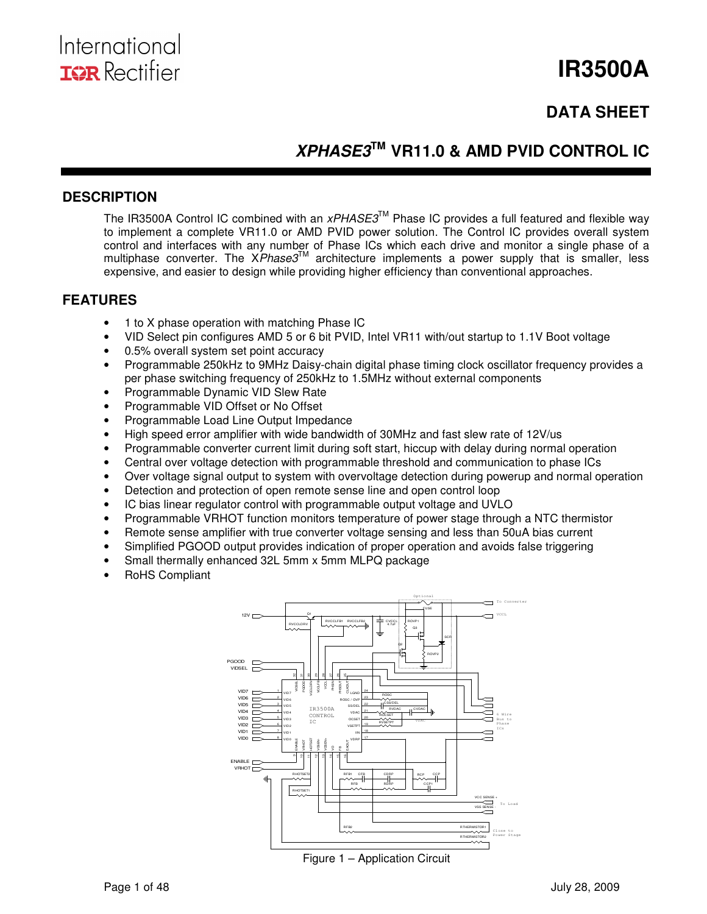International
IOR Rectifier

# IR3500A

## DATA SHEET

## *XPHASE3*™ VR11.0 & AMD PVID CONTROL IC

## DESCRIPTION

The IR3500A Control IC combined with an *xPHASE3*™ Phase IC provides a full featured and flexible way to implement a complete VR11.0 or AMD PVID power solution. The Control IC provides overall system control and interfaces with any number of Phase ICs which each drive and monitor a single phase of a multiphase converter. The X*Phase3*™ architecture implements a power supply that is smaller, less expensive, and easier to design while providing higher efficiency than conventional approaches.

## FEATURES

- 1 to X phase operation with matching Phase IC
- VID Select pin configures AMD 5 or 6 bit PVID, Intel VR11 with/out startup to 1.1V Boot voltage
- 0.5% overall system set point accuracy
- Programmable 250kHz to 9MHz Daisy-chain digital phase timing clock oscillator frequency provides a per phase switching frequency of 250kHz to 1.5MHz without external components
- Programmable Dynamic VID Slew Rate
- Programmable VID Offset or No Offset
- Programmable Load Line Output Impedance
- High speed error amplifier with wide bandwidth of 30MHz and fast slew rate of 12V/us
- Programmable converter current limit during soft start, hiccup with delay during normal operation
- Central over voltage detection with programmable threshold and communication to phase ICs
- Over voltage signal output to system with overvoltage detection during powerup and normal operation
- Detection and protection of open remote sense line and open control loop
- IC bias linear regulator control with programmable output voltage and UVLO
- Programmable VRHOT function monitors temperature of power stage through a NTC thermistor
- Remote sense amplifier with true converter voltage sensing and less than 50uA bias current
- Simplified PGOOD output provides indication of proper operation and avoids false triggering
- Small thermally enhanced 32L 5mm x 5mm MLPQ package
- RoHS Compliant

Figure 1 – Application Circuit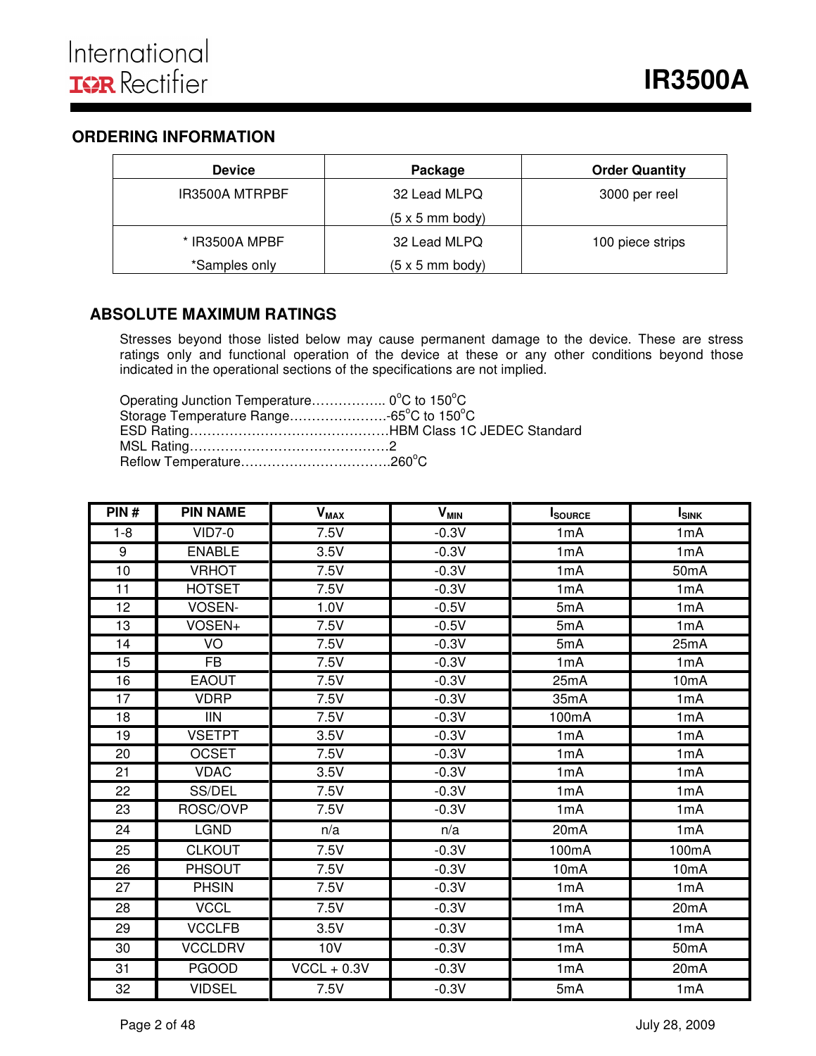## ORDERING INFORMATION

| Device | Package | Order Quantity |
|---|---|---|
| IR3500A MTRPBF | 32 Lead MLPQ (5 x 5 mm body) | 3000 per reel |
| * IR3500A MPBF *Samples only | 32 Lead MLPQ (5 x 5 mm body) | 100 piece strips |

## ABSOLUTE MAXIMUM RATINGS

Stresses beyond those listed below may cause permanent damage to the device. These are stress ratings only and functional operation of the device at these or any other conditions beyond those indicated in the operational sections of the specifications are not implied.

Operating Junction Temperature…………….. 0°C to 150°C
Storage Temperature Range………………….-65°C to 150°C
ESD Rating………………………………………HBM Class 1C JEDEC Standard
MSL Rating………………………………………2
Reflow Temperature…………………………….260°C

| PIN # | PIN NAME | $V_{MAX}$ | $V_{MIN}$ | $I_{SOURCE}$ | $I_{SINK}$ |
|---|---|---|---|---|---|
| 1-8 | VID7-0 | 7.5V | -0.3V | 1mA | 1mA |
| 9 | ENABLE | 3.5V | -0.3V | 1mA | 1mA |
| 10 | VRHOT | 7.5V | -0.3V | 1mA | 50mA |
| 11 | HOTSET | 7.5V | -0.3V | 1mA | 1mA |
| 12 | VOSEN- | 1.0V | -0.5V | 5mA | 1mA |
| 13 | VOSEN+ | 7.5V | -0.5V | 5mA | 1mA |
| 14 | VO | 7.5V | -0.3V | 5mA | 25mA |
| 15 | FB | 7.5V | -0.3V | 1mA | 1mA |
| 16 | EAOUT | 7.5V | -0.3V | 25mA | 10mA |
| 17 | VDRP | 7.5V | -0.3V | 35mA | 1mA |
| 18 | IIN | 7.5V | -0.3V | 100mA | 1mA |
| 19 | VSETPT | 3.5V | -0.3V | 1mA | 1mA |
| 20 | OCSET | 7.5V | -0.3V | 1mA | 1mA |
| 21 | VDAC | 3.5V | -0.3V | 1mA | 1mA |
| 22 | SS/DEL | 7.5V | -0.3V | 1mA | 1mA |
| 23 | ROSC/OVP | 7.5V | -0.3V | 1mA | 1mA |
| 24 | LGND | n/a | n/a | 20mA | 1mA |
| 25 | CLKOUT | 7.5V | -0.3V | 100mA | 100mA |
| 26 | PHSOUT | 7.5V | -0.3V | 10mA | 10mA |
| 27 | PHSIN | 7.5V | -0.3V | 1mA | 1mA |
| 28 | VCCL | 7.5V | -0.3V | 1mA | 20mA |
| 29 | VCCLFB | 3.5V | -0.3V | 1mA | 1mA |
| 30 | VCCLDRV | 10V | -0.3V | 1mA | 50mA |
| 31 | PGOOD | VCCL + 0.3V | -0.3V | 1mA | 20mA |
| 32 | VIDSEL | 7.5V | -0.3V | 5mA | 1mA |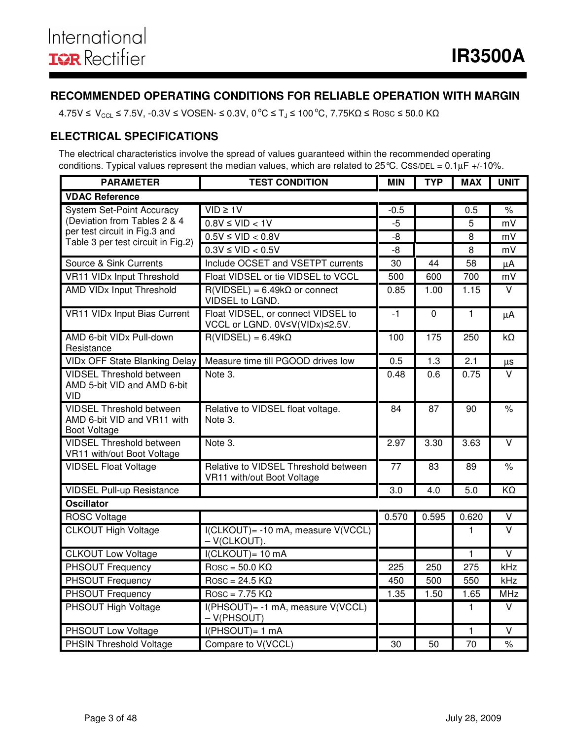## RECOMMENDED OPERATING CONDITIONS FOR RELIABLE OPERATION WITH MARGIN

4.75V ≤ $V_{CCL}$ ≤ 7.5V, -0.3V ≤ VOSEN- ≤ 0.3V, 0 °C ≤ $T_J$ ≤ 100 °C, 7.75KΩ ≤ Rosc ≤ 50.0 KΩ

## ELECTRICAL SPECIFICATIONS

The electrical characteristics involve the spread of values guaranteed within the recommended operating conditions. Typical values represent the median values, which are related to 25°C. CSS/DEL = 0.1µF +/-10%.

| PARAMETER | TEST CONDITION | MIN | TYP | MAX | UNIT |
|---|---|---|---|---|---|
| **VDAC Reference** | | | | | |
| System Set-Point Accuracy (Deviation from Tables 2 & 4 per test circuit in Fig.3 and Table 3 per test circuit in Fig.2) | VID ≥ 1V | -0.5 | | 0.5 | % |
| | 0.8V ≤ VID < 1V | -5 | | 5 | mV |
| | 0.5V ≤ VID < 0.8V | -8 | | 8 | mV |
| | 0.3V ≤ VID < 0.5V | -8 | | 8 | mV |
| Source & Sink Currents | Include OCSET and VSETPT currents | 30 | 44 | 58 | µA |
| VR11 VIDx Input Threshold | Float VIDSEL or tie VIDSEL to VCCL | 500 | 600 | 700 | mV |
| AMD VIDx Input Threshold | R(VIDSEL) = 6.49kΩ or connect VIDSEL to LGND. | 0.85 | 1.00 | 1.15 | V |
| VR11 VIDx Input Bias Current | Float VIDSEL, or connect VIDSEL to VCCL or LGND. 0V≤V(VIDx)≤2.5V. | -1 | 0 | 1 | µA |
| AMD 6-bit VIDx Pull-down Resistance | R(VIDSEL) = 6.49kΩ | 100 | 175 | 250 | kΩ |
| VIDx OFF State Blanking Delay | Measure time till PGOOD drives low | 0.5 | 1.3 | 2.1 | µs |
| VIDSEL Threshold between AMD 5-bit VID and AMD 6-bit VID | Note 3. | 0.48 | 0.6 | 0.75 | V |
| VIDSEL Threshold between AMD 6-bit VID and VR11 with Boot Voltage | Relative to VIDSEL float voltage. Note 3. | 84 | 87 | 90 | % |
| VIDSEL Threshold between VR11 with/out Boot Voltage | Note 3. | 2.97 | 3.30 | 3.63 | V |
| VIDSEL Float Voltage | Relative to VIDSEL Threshold between VR11 with/out Boot Voltage | 77 | 83 | 89 | % |
| VIDSEL Pull-up Resistance | | 3.0 | 4.0 | 5.0 | KΩ |
| **Oscillator** | | | | | |
| ROSC Voltage | | 0.570 | 0.595 | 0.620 | V |
| CLKOUT High Voltage | I(CLKOUT)= -10 mA, measure V(VCCL) – V(CLKOUT). | | | 1 | V |
| CLKOUT Low Voltage | I(CLKOUT)= 10 mA | | | 1 | V |
| PHSOUT Frequency | Rosc = 50.0 KΩ | 225 | 250 | 275 | kHz |
| PHSOUT Frequency | Rosc = 24.5 KΩ | 450 | 500 | 550 | kHz |
| PHSOUT Frequency | Rosc = 7.75 KΩ | 1.35 | 1.50 | 1.65 | MHz |
| PHSOUT High Voltage | I(PHSOUT)= -1 mA, measure V(VCCL) – V(PHSOUT) | | | 1 | V |
| PHSOUT Low Voltage | I(PHSOUT)= 1 mA | | | 1 | V |
| PHSIN Threshold Voltage | Compare to V(VCCL) | 30 | 50 | 70 | % |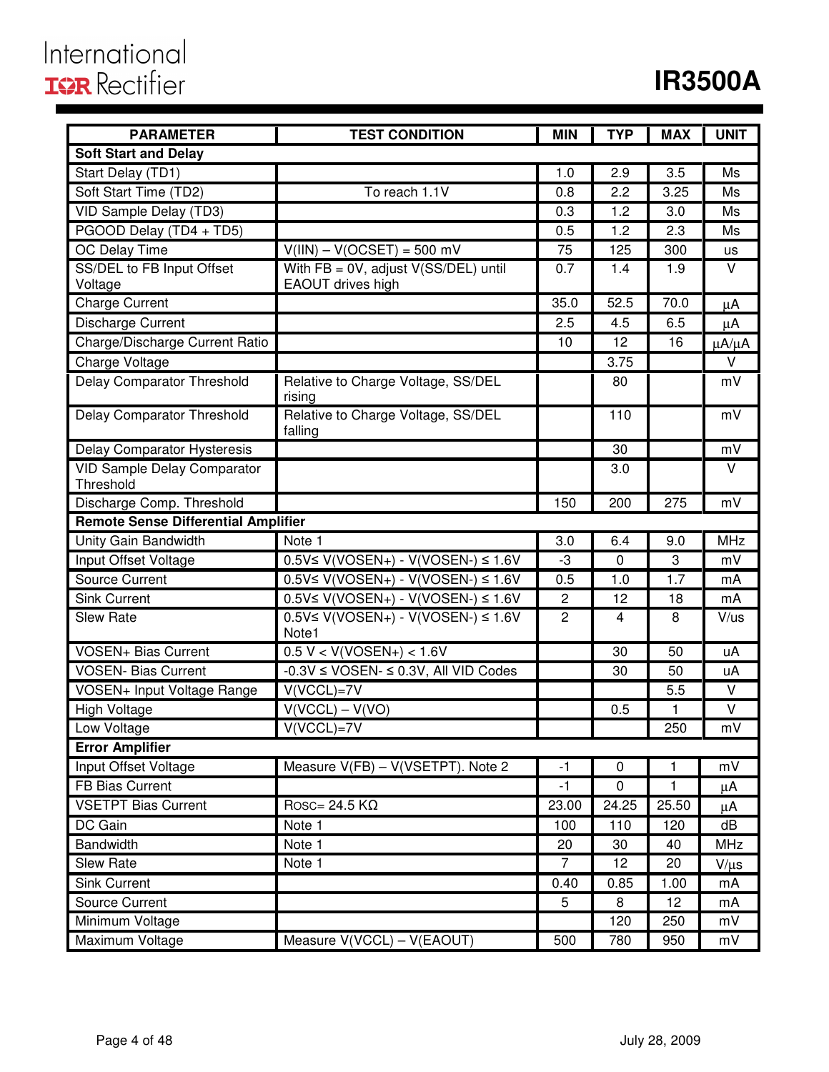| PARAMETER | TEST CONDITION | MIN | TYP | MAX | UNIT |
|---|---|---|---|---|---|
| **Soft Start and Delay** | | | | | |
| Start Delay (TD1) | | 1.0 | 2.9 | 3.5 | Ms |
| Soft Start Time (TD2) | To reach 1.1V | 0.8 | 2.2 | 3.25 | Ms |
| VID Sample Delay (TD3) | | 0.3 | 1.2 | 3.0 | Ms |
| PGOOD Delay (TD4 + TD5) | | 0.5 | 1.2 | 2.3 | Ms |
| OC Delay Time | V(IIN) – V(OCSET) = 500 mV | 75 | 125 | 300 | us |
| SS/DEL to FB Input Offset Voltage | With FB = 0V, adjust V(SS/DEL) until EAOUT drives high | 0.7 | 1.4 | 1.9 | V |
| Charge Current | | 35.0 | 52.5 | 70.0 | μA |
| Discharge Current | | 2.5 | 4.5 | 6.5 | μA |
| Charge/Discharge Current Ratio | | 10 | 12 | 16 | μA/μA |
| Charge Voltage | | | 3.75 | | V |
| Delay Comparator Threshold | Relative to Charge Voltage, SS/DEL rising | | 80 | | mV |
| Delay Comparator Threshold | Relative to Charge Voltage, SS/DEL falling | | 110 | | mV |
| Delay Comparator Hysteresis | | | 30 | | mV |
| VID Sample Delay Comparator Threshold | | | 3.0 | | V |
| Discharge Comp. Threshold | | 150 | 200 | 275 | mV |
| **Remote Sense Differential Amplifier** | | | | | |
| Unity Gain Bandwidth | Note 1 | 3.0 | 6.4 | 9.0 | MHz |
| Input Offset Voltage | 0.5V≤ V(VOSEN+) - V(VOSEN-) ≤ 1.6V | -3 | 0 | 3 | mV |
| Source Current | 0.5V≤ V(VOSEN+) - V(VOSEN-) ≤ 1.6V | 0.5 | 1.0 | 1.7 | mA |
| Sink Current | 0.5V≤ V(VOSEN+) - V(VOSEN-) ≤ 1.6V | 2 | 12 | 18 | mA |
| Slew Rate | 0.5V≤ V(VOSEN+) - V(VOSEN-) ≤ 1.6V Note1 | 2 | 4 | 8 | V/us |
| VOSEN+ Bias Current | 0.5 V < V(VOSEN+) < 1.6V | | 30 | 50 | uA |
| VOSEN- Bias Current | -0.3V ≤ VOSEN- ≤ 0.3V, All VID Codes | | 30 | 50 | uA |
| VOSEN+ Input Voltage Range | V(VCCL)=7V | | | 5.5 | V |
| High Voltage | V(VCCL) – V(VO) | | 0.5 | 1 | V |
| Low Voltage | V(VCCL)=7V | | | 250 | mV |
| **Error Amplifier** | | | | | |
| Input Offset Voltage | Measure V(FB) – V(VSETPT). Note 2 | -1 | 0 | 1 | mV |
| FB Bias Current | | -1 | 0 | 1 | μA |
| VSETPT Bias Current | ROSC= 24.5 KΩ | 23.00 | 24.25 | 25.50 | μA |
| DC Gain | Note 1 | 100 | 110 | 120 | dB |
| Bandwidth | Note 1 | 20 | 30 | 40 | MHz |
| Slew Rate | Note 1 | 7 | 12 | 20 | V/μs |
| Sink Current | | 0.40 | 0.85 | 1.00 | mA |
| Source Current | | 5 | 8 | 12 | mA |
| Minimum Voltage | | | 120 | 250 | mV |
| Maximum Voltage | Measure V(VCCL) – V(EAOUT) | 500 | 780 | 950 | mV |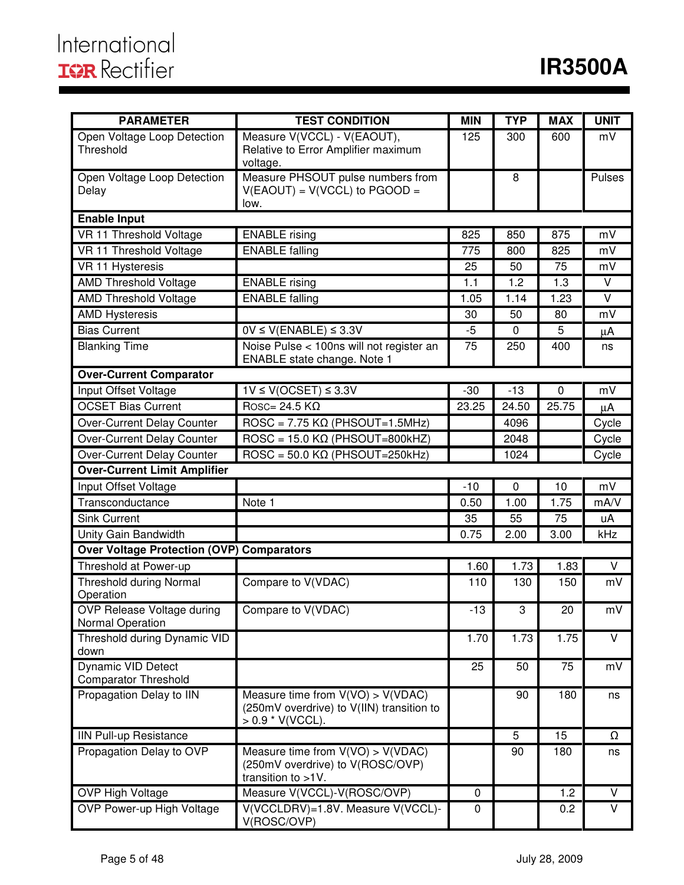| PARAMETER | TEST CONDITION | MIN | TYP | MAX | UNIT |
|---|---|---|---|---|---|
| Open Voltage Loop Detection Threshold | Measure V(VCCL) - V(EAOUT), Relative to Error Amplifier maximum voltage. | 125 | 300 | 600 | mV |
| Open Voltage Loop Detection Delay | Measure PHSOUT pulse numbers from V(EAOUT) = V(VCCL) to PGOOD = low. | | 8 | | Pulses |
| **Enable Input** | | | | | |
| VR 11 Threshold Voltage | ENABLE rising | 825 | 850 | 875 | mV |
| VR 11 Threshold Voltage | ENABLE falling | 775 | 800 | 825 | mV |
| VR 11 Hysteresis | | 25 | 50 | 75 | mV |
| AMD Threshold Voltage | ENABLE rising | 1.1 | 1.2 | 1.3 | V |
| AMD Threshold Voltage | ENABLE falling | 1.05 | 1.14 | 1.23 | V |
| AMD Hysteresis | | 30 | 50 | 80 | mV |
| Bias Current | 0V ≤ V(ENABLE) ≤ 3.3V | -5 | 0 | 5 | μA |
| Blanking Time | Noise Pulse < 100ns will not register an ENABLE state change. Note 1 | 75 | 250 | 400 | ns |
| **Over-Current Comparator** | | | | | |
| Input Offset Voltage | 1V ≤ V(OCSET) ≤ 3.3V | -30 | -13 | 0 | mV |
| OCSET Bias Current | ROSC= 24.5 KΩ | 23.25 | 24.50 | 25.75 | μA |
| Over-Current Delay Counter | ROSC = 7.75 KΩ (PHSOUT=1.5MHz) | | 4096 | | Cycle |
| Over-Current Delay Counter | ROSC = 15.0 KΩ (PHSOUT=800kHZ) | | 2048 | | Cycle |
| Over-Current Delay Counter | ROSC = 50.0 KΩ (PHSOUT=250kHz) | | 1024 | | Cycle |
| **Over-Current Limit Amplifier** | | | | | |
| Input Offset Voltage | | -10 | 0 | 10 | mV |
| Transconductance | Note 1 | 0.50 | 1.00 | 1.75 | mA/V |
| Sink Current | | 35 | 55 | 75 | uA |
| Unity Gain Bandwidth | | 0.75 | 2.00 | 3.00 | kHz |
| **Over Voltage Protection (OVP) Comparators** | | | | | |
| Threshold at Power-up | | 1.60 | 1.73 | 1.83 | V |
| Threshold during Normal Operation | Compare to V(VDAC) | 110 | 130 | 150 | mV |
| OVP Release Voltage during Normal Operation | Compare to V(VDAC) | -13 | 3 | 20 | mV |
| Threshold during Dynamic VID down | | 1.70 | 1.73 | 1.75 | V |
| Dynamic VID Detect Comparator Threshold | | 25 | 50 | 75 | mV |
| Propagation Delay to IIN | Measure time from V(VO) > V(VDAC) (250mV overdrive) to V(IIN) transition to > 0.9 * V(VCCL). | | 90 | 180 | ns |
| IIN Pull-up Resistance | | | 5 | 15 | Ω |
| Propagation Delay to OVP | Measure time from V(VO) > V(VDAC) (250mV overdrive) to V(ROSC/OVP) transition to >1V. | | 90 | 180 | ns |
| OVP High Voltage | Measure V(VCCL)-V(ROSC/OVP) | 0 | | 1.2 | V |
| OVP Power-up High Voltage | V(VCCLDRV)=1.8V. Measure V(VCCL)-V(ROSC/OVP) | 0 | | 0.2 | V |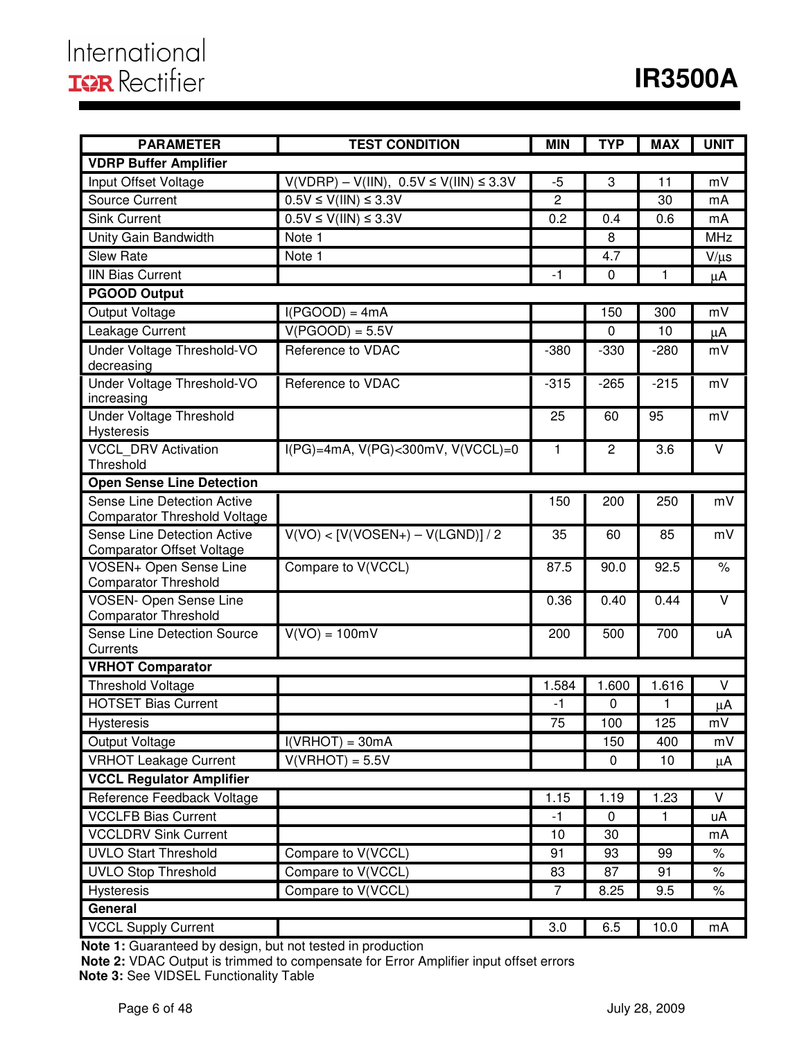| PARAMETER | TEST CONDITION | MIN | TYP | MAX | UNIT |
|---|---|---|---|---|---|
| **VDRP Buffer Amplifier** | | | | | |
| Input Offset Voltage | V(VDRP) – V(IIN), 0.5V ≤ V(IIN) ≤ 3.3V | -5 | 3 | 11 | mV |
| Source Current | 0.5V ≤ V(IIN) ≤ 3.3V | 2 | | 30 | mA |
| Sink Current | 0.5V ≤ V(IIN) ≤ 3.3V | 0.2 | 0.4 | 0.6 | mA |
| Unity Gain Bandwidth | Note 1 | | 8 | | MHz |
| Slew Rate | Note 1 | | 4.7 | | V/μs |
| IIN Bias Current | | -1 | 0 | 1 | μA |
| **PGOOD Output** | | | | | |
| Output Voltage | I(PGOOD) = 4mA | | 150 | 300 | mV |
| Leakage Current | V(PGOOD) = 5.5V | | 0 | 10 | μA |
| Under Voltage Threshold-VO decreasing | Reference to VDAC | -380 | -330 | -280 | mV |
| Under Voltage Threshold-VO increasing | Reference to VDAC | -315 | -265 | -215 | mV |
| Under Voltage Threshold Hysteresis | | 25 | 60 | 95 | mV |
| VCCL_DRV Activation Threshold | I(PG)=4mA, V(PG)<300mV, V(VCCL)=0 | 1 | 2 | 3.6 | V |
| **Open Sense Line Detection** | | | | | |
| Sense Line Detection Active Comparator Threshold Voltage | | 150 | 200 | 250 | mV |
| Sense Line Detection Active Comparator Offset Voltage | V(VO) < [V(VOSEN+) – V(LGND)] / 2 | 35 | 60 | 85 | mV |
| VOSEN+ Open Sense Line Comparator Threshold | Compare to V(VCCL) | 87.5 | 90.0 | 92.5 | % |
| VOSEN- Open Sense Line Comparator Threshold | | 0.36 | 0.40 | 0.44 | V |
| Sense Line Detection Source Currents | V(VO) = 100mV | 200 | 500 | 700 | uA |
| **VRHOT Comparator** | | | | | |
| Threshold Voltage | | 1.584 | 1.600 | 1.616 | V |
| HOTSET Bias Current | | -1 | 0 | 1 | μA |
| Hysteresis | | 75 | 100 | 125 | mV |
| Output Voltage | I(VRHOT) = 30mA | | 150 | 400 | mV |
| VRHOT Leakage Current | V(VRHOT) = 5.5V | | 0 | 10 | μA |
| **VCCL Regulator Amplifier** | | | | | |
| Reference Feedback Voltage | | 1.15 | 1.19 | 1.23 | V |
| VCCLFB Bias Current | | -1 | 0 | 1 | uA |
| VCCLDRV Sink Current | | 10 | 30 | | mA |
| UVLO Start Threshold | Compare to V(VCCL) | 91 | 93 | 99 | % |
| UVLO Stop Threshold | Compare to V(VCCL) | 83 | 87 | 91 | % |
| Hysteresis | Compare to V(VCCL) | 7 | 8.25 | 9.5 | % |
| **General** | | | | | |
| VCCL Supply Current | | 3.0 | 6.5 | 10.0 | mA |

**Note 1:** Guaranteed by design, but not tested in production

**Note 2:** VDAC Output is trimmed to compensate for Error Amplifier input offset errors

**Note 3:** See VIDSEL Functionality Table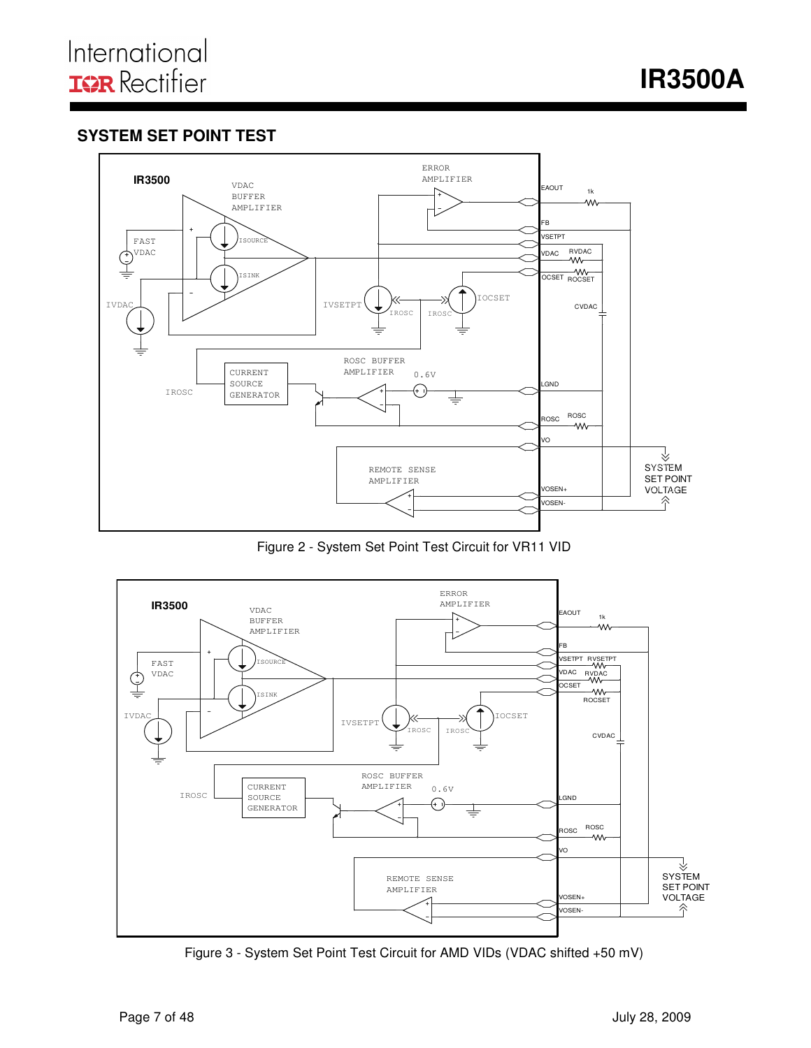## SYSTEM SET POINT TEST

Figure 2 - System Set Point Test Circuit for VR11 VID

Figure 3 - System Set Point Test Circuit for AMD VIDs (VDAC shifted +50 mV)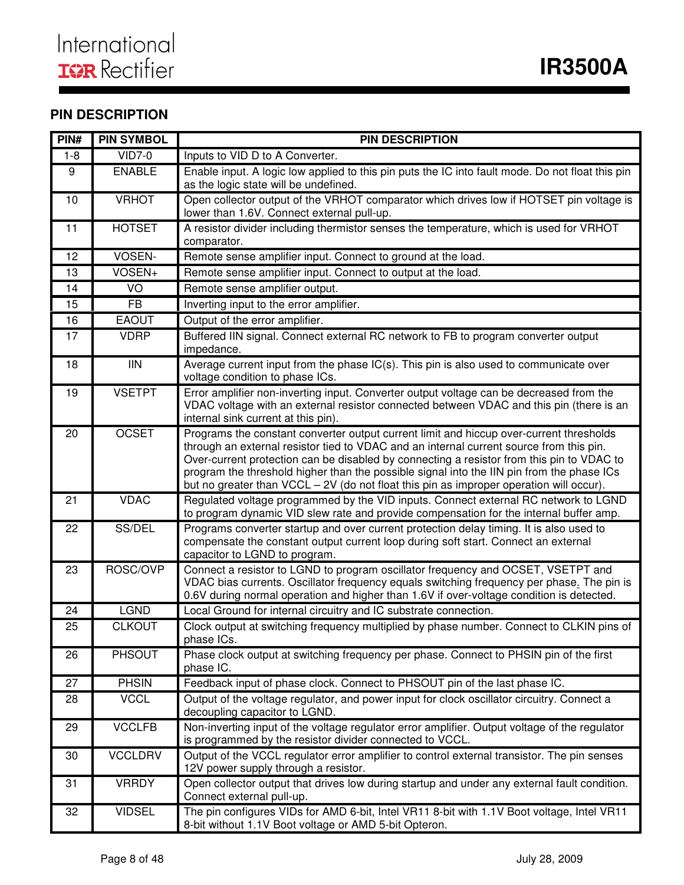## PIN DESCRIPTION

| PIN# | PIN SYMBOL | PIN DESCRIPTION |
|---|---|---|
| 1-8 | VID7-0 | Inputs to VID D to A Converter. |
| 9 | ENABLE | Enable input. A logic low applied to this pin puts the IC into fault mode. Do not float this pin as the logic state will be undefined. |
| 10 | VRHOT | Open collector output of the VRHOT comparator which drives low if HOTSET pin voltage is lower than 1.6V. Connect external pull-up. |
| 11 | HOTSET | A resistor divider including thermistor senses the temperature, which is used for VRHOT comparator. |
| 12 | VOSEN- | Remote sense amplifier input. Connect to ground at the load. |
| 13 | VOSEN+ | Remote sense amplifier input. Connect to output at the load. |
| 14 | VO | Remote sense amplifier output. |
| 15 | FB | Inverting input to the error amplifier. |
| 16 | EAOUT | Output of the error amplifier. |
| 17 | VDRP | Buffered IIN signal. Connect external RC network to FB to program converter output impedance. |
| 18 | IIN | Average current input from the phase IC(s). This pin is also used to communicate over voltage condition to phase ICs. |
| 19 | VSETPT | Error amplifier non-inverting input. Converter output voltage can be decreased from the VDAC voltage with an external resistor connected between VDAC and this pin (there is an internal sink current at this pin). |
| 20 | OCSET | Programs the constant converter output current limit and hiccup over-current thresholds through an external resistor tied to VDAC and an internal current source from this pin. Over-current protection can be disabled by connecting a resistor from this pin to VDAC to program the threshold higher than the possible signal into the IIN pin from the phase ICs but no greater than VCCL – 2V (do not float this pin as improper operation will occur). |
| 21 | VDAC | Regulated voltage programmed by the VID inputs. Connect external RC network to LGND to program dynamic VID slew rate and provide compensation for the internal buffer amp. |
| 22 | SS/DEL | Programs converter startup and over current protection delay timing. It is also used to compensate the constant output current loop during soft start. Connect an external capacitor to LGND to program. |
| 23 | ROSC/OVP | Connect a resistor to LGND to program oscillator frequency and OCSET, VSETPT and VDAC bias currents. Oscillator frequency equals switching frequency per phase. The pin is 0.6V during normal operation and higher than 1.6V if over-voltage condition is detected. |
| 24 | LGND | Local Ground for internal circuitry and IC substrate connection. |
| 25 | CLKOUT | Clock output at switching frequency multiplied by phase number. Connect to CLKIN pins of phase ICs. |
| 26 | PHSOUT | Phase clock output at switching frequency per phase. Connect to PHSIN pin of the first phase IC. |
| 27 | PHSIN | Feedback input of phase clock. Connect to PHSOUT pin of the last phase IC. |
| 28 | VCCL | Output of the voltage regulator, and power input for clock oscillator circuitry. Connect a decoupling capacitor to LGND. |
| 29 | VCCLFB | Non-inverting input of the voltage regulator error amplifier. Output voltage of the regulator is programmed by the resistor divider connected to VCCL. |
| 30 | VCCLDRV | Output of the VCCL regulator error amplifier to control external transistor. The pin senses 12V power supply through a resistor. |
| 31 | VRRDY | Open collector output that drives low during startup and under any external fault condition. Connect external pull-up. |
| 32 | VIDSEL | The pin configures VIDs for AMD 6-bit, Intel VR11 8-bit with 1.1V Boot voltage, Intel VR11 8-bit without 1.1V Boot voltage or AMD 5-bit Opteron. |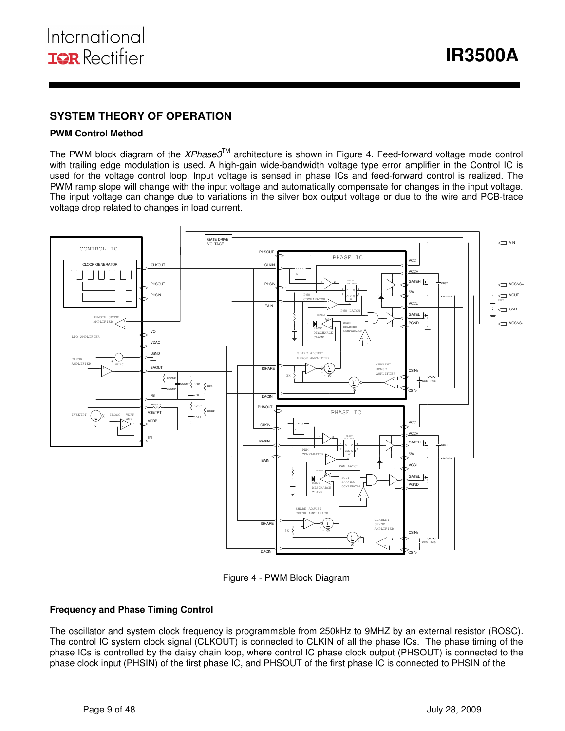## SYSTEM THEORY OF OPERATION

### PWM Control Method

The PWM block diagram of the *XPhase3*™ architecture is shown in Figure 4. Feed-forward voltage mode control with trailing edge modulation is used. A high-gain wide-bandwidth voltage type error amplifier in the Control IC is used for the voltage control loop. Input voltage is sensed in phase ICs and feed-forward control is realized. The PWM ramp slope will change with the input voltage and automatically compensate for changes in the input voltage. The input voltage can change due to variations in the silver box output voltage or due to the wire and PCB-trace voltage drop related to changes in load current.

Figure 4 - PWM Block Diagram

### Frequency and Phase Timing Control

The oscillator and system clock frequency is programmable from 250kHz to 9MHZ by an external resistor (ROSC). The control IC system clock signal (CLKOUT) is connected to CLKIN of all the phase ICs. The phase timing of the phase ICs is controlled by the daisy chain loop, where control IC phase clock output (PHSOUT) is connected to the phase clock input (PHSIN) of the first phase IC, and PHSOUT of the first phase IC is connected to PHSIN of the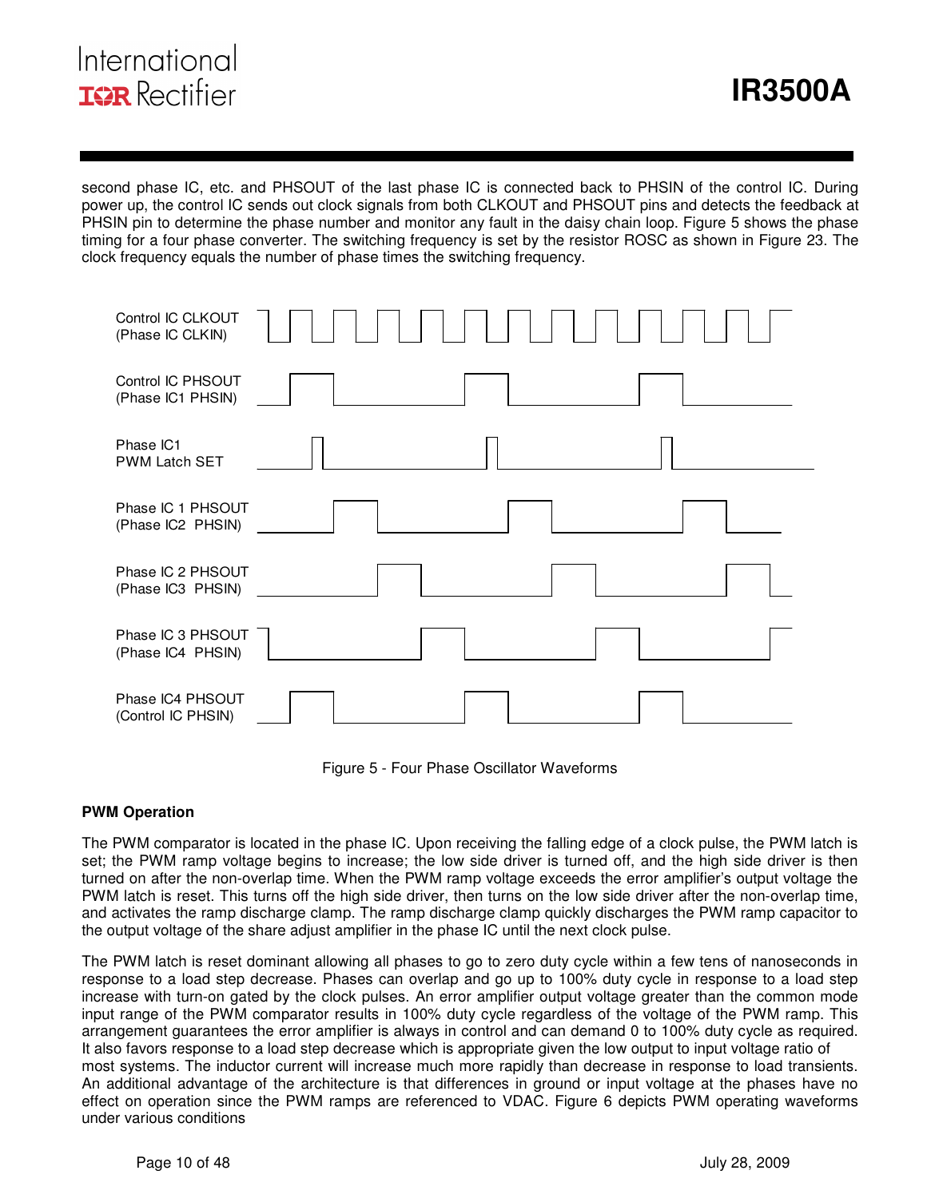second phase IC, etc. and PHSOUT of the last phase IC is connected back to PHSIN of the control IC. During power up, the control IC sends out clock signals from both CLKOUT and PHSOUT pins and detects the feedback at PHSIN pin to determine the phase number and monitor any fault in the daisy chain loop. Figure 5 shows the phase timing for a four phase converter. The switching frequency is set by the resistor ROSC as shown in Figure 23. The clock frequency equals the number of phase times the switching frequency.

Control IC CLKOUT (Phase IC CLKIN)

Control IC PHSOUT (Phase IC1 PHSIN)

Phase IC1 PWM Latch SET

Phase IC 1 PHSOUT (Phase IC2 PHSIN)

Phase IC 2 PHSOUT (Phase IC3 PHSIN)

Phase IC 3 PHSOUT (Phase IC4 PHSIN)

Phase IC4 PHSOUT (Control IC PHSIN)

Figure 5 - Four Phase Oscillator Waveforms

**PWM Operation**

The PWM comparator is located in the phase IC. Upon receiving the falling edge of a clock pulse, the PWM latch is set; the PWM ramp voltage begins to increase; the low side driver is turned off, and the high side driver is then turned on after the non-overlap time. When the PWM ramp voltage exceeds the error amplifier's output voltage the PWM latch is reset. This turns off the high side driver, then turns on the low side driver after the non-overlap time, and activates the ramp discharge clamp. The ramp discharge clamp quickly discharges the PWM ramp capacitor to the output voltage of the share adjust amplifier in the phase IC until the next clock pulse.

The PWM latch is reset dominant allowing all phases to go to zero duty cycle within a few tens of nanoseconds in response to a load step decrease. Phases can overlap and go up to 100% duty cycle in response to a load step increase with turn-on gated by the clock pulses. An error amplifier output voltage greater than the common mode input range of the PWM comparator results in 100% duty cycle regardless of the voltage of the PWM ramp. This arrangement guarantees the error amplifier is always in control and can demand 0 to 100% duty cycle as required. It also favors response to a load step decrease which is appropriate given the low output to input voltage ratio of most systems. The inductor current will increase much more rapidly than decrease in response to load transients. An additional advantage of the architecture is that differences in ground or input voltage at the phases have no effect on operation since the PWM ramps are referenced to VDAC. Figure 6 depicts PWM operating waveforms under various conditions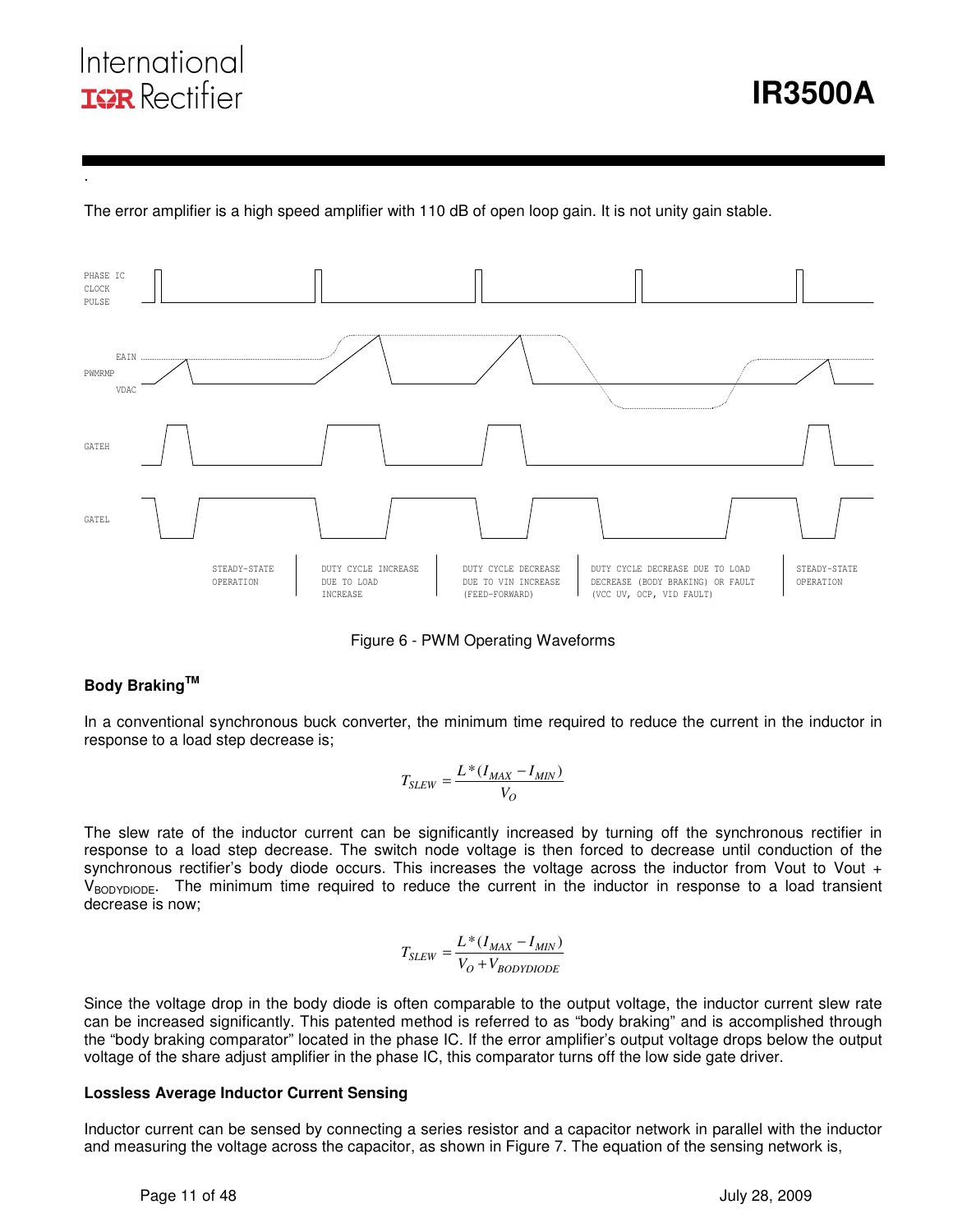.

The error amplifier is a high speed amplifier with 110 dB of open loop gain. It is not unity gain stable.

Figure 6 - PWM Operating Waveforms

### Body Braking[TM]

In a conventional synchronous buck converter, the minimum time required to reduce the current in the inductor in response to a load step decrease is;

$$T_{SLEW} = \frac{L*(I_{MAX} - I_{MIN})}{V_O}$$

The slew rate of the inductor current can be significantly increased by turning off the synchronous rectifier in response to a load step decrease. The switch node voltage is then forced to decrease until conduction of the synchronous rectifier's body diode occurs. This increases the voltage across the inductor from Vout to Vout + $V_{BODYDIODE}$. The minimum time required to reduce the current in the inductor in response to a load transient decrease is now;

$$T_{SLEW} = \frac{L*(I_{MAX} - I_{MIN})}{V_O + V_{BODYDIODE}}$$

Since the voltage drop in the body diode is often comparable to the output voltage, the inductor current slew rate can be increased significantly. This patented method is referred to as "body braking" and is accomplished through the "body braking comparator" located in the phase IC. If the error amplifier's output voltage drops below the output voltage of the share adjust amplifier in the phase IC, this comparator turns off the low side gate driver.

### Lossless Average Inductor Current Sensing

Inductor current can be sensed by connecting a series resistor and a capacitor network in parallel with the inductor and measuring the voltage across the capacitor, as shown in Figure 7. The equation of the sensing network is,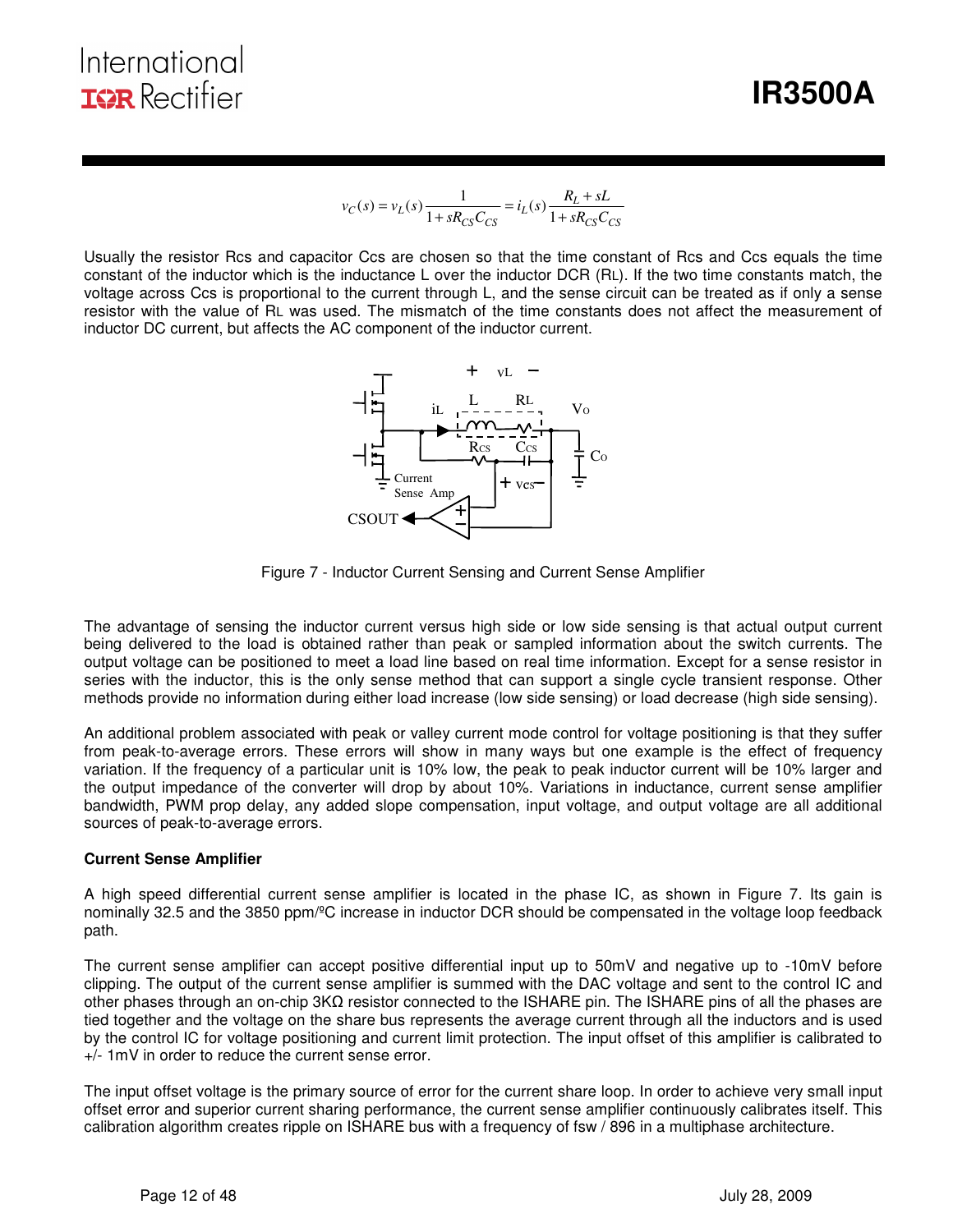$$v_C(s) = v_L(s)\frac{1}{1+sR_{CS}C_{CS}} = i_L(s)\frac{R_L + sL}{1+sR_{CS}C_{CS}}$$

Usually the resistor Rcs and capacitor Ccs are chosen so that the time constant of Rcs and Ccs equals the time constant of the inductor which is the inductance L over the inductor DCR ($R_L$). If the two time constants match, the voltage across Ccs is proportional to the current through L, and the sense circuit can be treated as if only a sense resistor with the value of $R_L$ was used. The mismatch of the time constants does not affect the measurement of inductor DC current, but affects the AC component of the inductor current.

Figure 7 - Inductor Current Sensing and Current Sense Amplifier

The advantage of sensing the inductor current versus high side or low side sensing is that actual output current being delivered to the load is obtained rather than peak or sampled information about the switch currents. The output voltage can be positioned to meet a load line based on real time information. Except for a sense resistor in series with the inductor, this is the only sense method that can support a single cycle transient response. Other methods provide no information during either load increase (low side sensing) or load decrease (high side sensing).

An additional problem associated with peak or valley current mode control for voltage positioning is that they suffer from peak-to-average errors. These errors will show in many ways but one example is the effect of frequency variation. If the frequency of a particular unit is 10% low, the peak to peak inductor current will be 10% larger and the output impedance of the converter will drop by about 10%. Variations in inductance, current sense amplifier bandwidth, PWM prop delay, any added slope compensation, input voltage, and output voltage are all additional sources of peak-to-average errors.

**Current Sense Amplifier**

A high speed differential current sense amplifier is located in the phase IC, as shown in Figure 7. Its gain is nominally 32.5 and the 3850 ppm/ºC increase in inductor DCR should be compensated in the voltage loop feedback path.

The current sense amplifier can accept positive differential input up to 50mV and negative up to -10mV before clipping. The output of the current sense amplifier is summed with the DAC voltage and sent to the control IC and other phases through an on-chip 3KΩ resistor connected to the ISHARE pin. The ISHARE pins of all the phases are tied together and the voltage on the share bus represents the average current through all the inductors and is used by the control IC for voltage positioning and current limit protection. The input offset of this amplifier is calibrated to +/- 1mV in order to reduce the current sense error.

The input offset voltage is the primary source of error for the current share loop. In order to achieve very small input offset error and superior current sharing performance, the current sense amplifier continuously calibrates itself. This calibration algorithm creates ripple on ISHARE bus with a frequency of fsw / 896 in a multiphase architecture.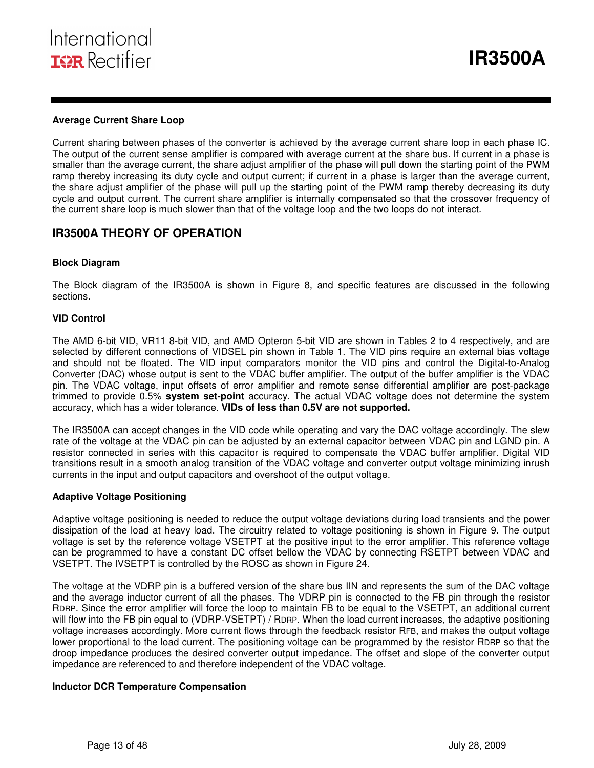**Average Current Share Loop**

Current sharing between phases of the converter is achieved by the average current share loop in each phase IC. The output of the current sense amplifier is compared with average current at the share bus. If current in a phase is smaller than the average current, the share adjust amplifier of the phase will pull down the starting point of the PWM ramp thereby increasing its duty cycle and output current; if current in a phase is larger than the average current, the share adjust amplifier of the phase will pull up the starting point of the PWM ramp thereby decreasing its duty cycle and output current. The current share amplifier is internally compensated so that the crossover frequency of the current share loop is much slower than that of the voltage loop and the two loops do not interact.

## IR3500A THEORY OF OPERATION

**Block Diagram**

The Block diagram of the IR3500A is shown in Figure 8, and specific features are discussed in the following sections.

**VID Control**

The AMD 6-bit VID, VR11 8-bit VID, and AMD Opteron 5-bit VID are shown in Tables 2 to 4 respectively, and are selected by different connections of VIDSEL pin shown in Table 1. The VID pins require an external bias voltage and should not be floated. The VID input comparators monitor the VID pins and control the Digital-to-Analog Converter (DAC) whose output is sent to the VDAC buffer amplifier. The output of the buffer amplifier is the VDAC pin. The VDAC voltage, input offsets of error amplifier and remote sense differential amplifier are post-package trimmed to provide 0.5% **system set-point** accuracy. The actual VDAC voltage does not determine the system accuracy, which has a wider tolerance. **VIDs of less than 0.5V are not supported.**

The IR3500A can accept changes in the VID code while operating and vary the DAC voltage accordingly. The slew rate of the voltage at the VDAC pin can be adjusted by an external capacitor between VDAC pin and LGND pin. A resistor connected in series with this capacitor is required to compensate the VDAC buffer amplifier. Digital VID transitions result in a smooth analog transition of the VDAC voltage and converter output voltage minimizing inrush currents in the input and output capacitors and overshoot of the output voltage.

**Adaptive Voltage Positioning**

Adaptive voltage positioning is needed to reduce the output voltage deviations during load transients and the power dissipation of the load at heavy load. The circuitry related to voltage positioning is shown in Figure 9. The output voltage is set by the reference voltage VSETPT at the positive input to the error amplifier. This reference voltage can be programmed to have a constant DC offset bellow the VDAC by connecting RSETPT between VDAC and VSETPT. The IVSETPT is controlled by the ROSC as shown in Figure 24.

The voltage at the VDRP pin is a buffered version of the share bus IIN and represents the sum of the DAC voltage and the average inductor current of all the phases. The VDRP pin is connected to the FB pin through the resistor $R_{DRP}$. Since the error amplifier will force the loop to maintain FB to be equal to the VSETPT, an additional current will flow into the FB pin equal to (VDRP-VSETPT) / $R_{DRP}$. When the load current increases, the adaptive positioning voltage increases accordingly. More current flows through the feedback resistor $R_{FB}$, and makes the output voltage lower proportional to the load current. The positioning voltage can be programmed by the resistor $R_{DRP}$ so that the droop impedance produces the desired converter output impedance. The offset and slope of the converter output impedance are referenced to and therefore independent of the VDAC voltage.

**Inductor DCR Temperature Compensation**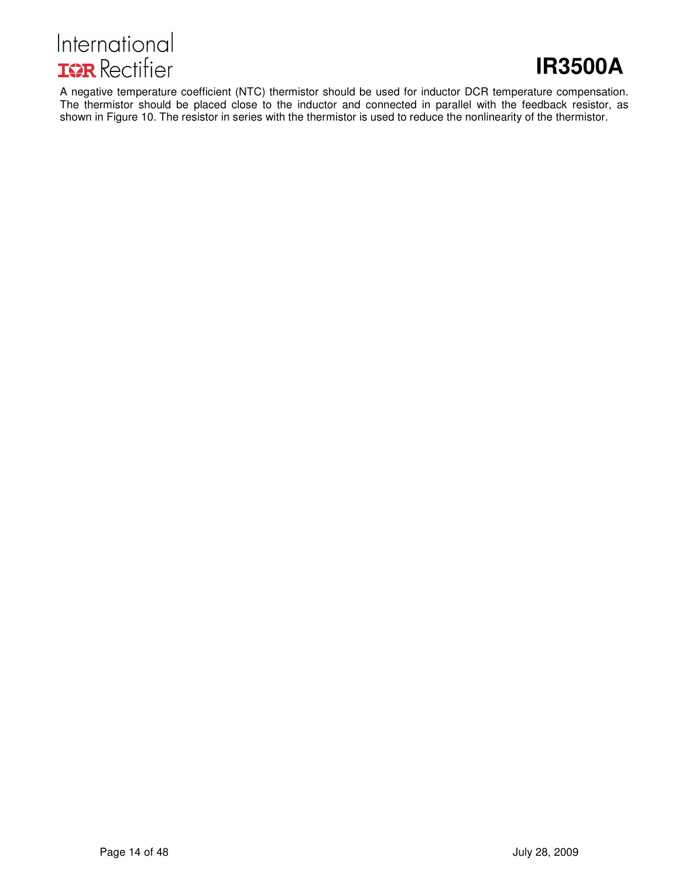A negative temperature coefficient (NTC) thermistor should be used for inductor DCR temperature compensation. The thermistor should be placed close to the inductor and connected in parallel with the feedback resistor, as shown in Figure 10. The resistor in series with the thermistor is used to reduce the nonlinearity of the thermistor.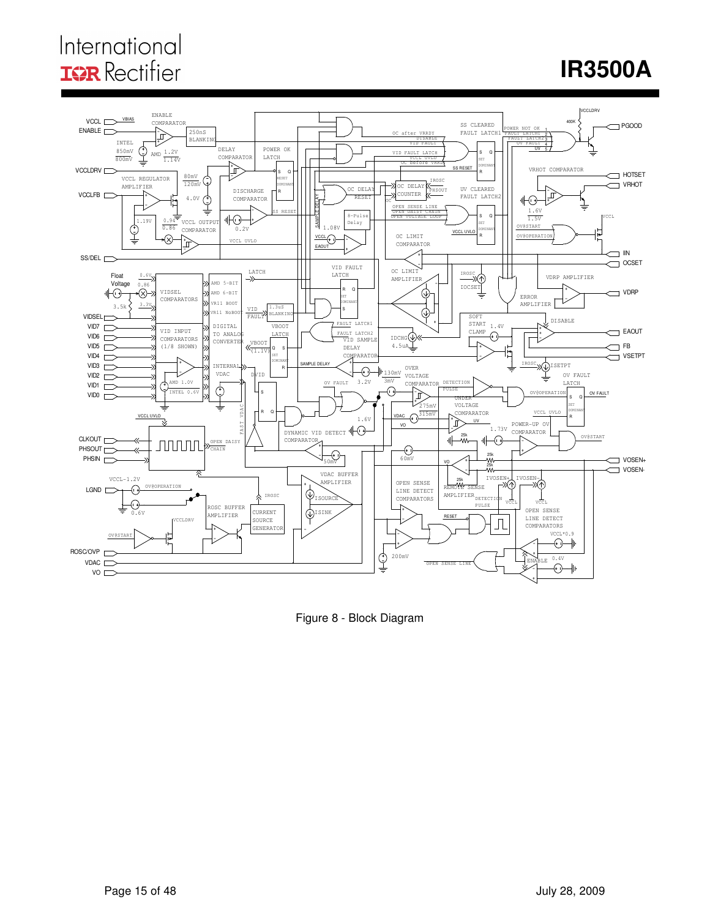Figure 8 - Block Diagram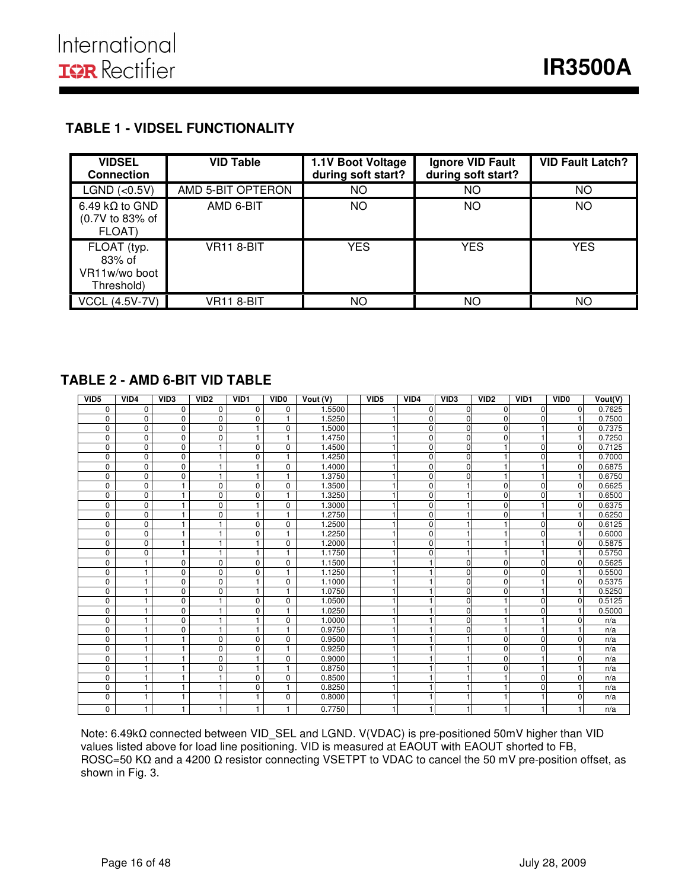## TABLE 1 - VIDSEL FUNCTIONALITY

| VIDSEL Connection | VID Table | 1.1V Boot Voltage during soft start? | Ignore VID Fault during soft start? | VID Fault Latch? |
|---|---|---|---|---|
| LGND (<0.5V) | AMD 5-BIT OPTERON | NO | NO | NO |
| 6.49 kΩ to GND (0.7V to 83% of FLOAT) | AMD 6-BIT | NO | NO | NO |
| FLOAT (typ. 83% of VR11w/wo boot Threshold) | VR11 8-BIT | YES | YES | YES |
| VCCL (4.5V-7V) | VR11 8-BIT | NO | NO | NO |

## TABLE 2 - AMD 6-BIT VID TABLE

| VID5 | VID4 | VID3 | VID2 | VID1 | VID0 | Vout (V) | VID5 | VID4 | VID3 | VID2 | VID1 | VID0 | Vout(V) |
|---|---|---|---|---|---|---|---|---|---|---|---|---|---|
| 0 | 0 | 0 | 0 | 0 | 0 | 1.5500 | 1 | 0 | 0 | 0 | 0 | 0 | 0.7625 |
| 0 | 0 | 0 | 0 | 0 | 1 | 1.5250 | 1 | 0 | 0 | 0 | 0 | 1 | 0.7500 |
| 0 | 0 | 0 | 0 | 1 | 0 | 1.5000 | 1 | 0 | 0 | 0 | 1 | 0 | 0.7375 |
| 0 | 0 | 0 | 0 | 1 | 1 | 1.4750 | 1 | 0 | 0 | 0 | 1 | 1 | 0.7250 |
| 0 | 0 | 0 | 1 | 0 | 0 | 1.4500 | 1 | 0 | 0 | 1 | 0 | 0 | 0.7125 |
| 0 | 0 | 0 | 1 | 0 | 1 | 1.4250 | 1 | 0 | 0 | 1 | 0 | 1 | 0.7000 |
| 0 | 0 | 0 | 1 | 1 | 0 | 1.4000 | 1 | 0 | 0 | 1 | 1 | 0 | 0.6875 |
| 0 | 0 | 0 | 1 | 1 | 1 | 1.3750 | 1 | 0 | 0 | 1 | 1 | 1 | 0.6750 |
| 0 | 0 | 1 | 0 | 0 | 0 | 1.3500 | 1 | 0 | 1 | 0 | 0 | 0 | 0.6625 |
| 0 | 0 | 1 | 0 | 0 | 1 | 1.3250 | 1 | 0 | 1 | 0 | 0 | 1 | 0.6500 |
| 0 | 0 | 1 | 0 | 1 | 0 | 1.3000 | 1 | 0 | 1 | 0 | 1 | 0 | 0.6375 |
| 0 | 0 | 1 | 0 | 1 | 1 | 1.2750 | 1 | 0 | 1 | 0 | 1 | 1 | 0.6250 |
| 0 | 0 | 1 | 1 | 0 | 0 | 1.2500 | 1 | 0 | 1 | 1 | 0 | 0 | 0.6125 |
| 0 | 0 | 1 | 1 | 0 | 1 | 1.2250 | 1 | 0 | 1 | 1 | 0 | 1 | 0.6000 |
| 0 | 0 | 1 | 1 | 1 | 0 | 1.2000 | 1 | 0 | 1 | 1 | 1 | 0 | 0.5875 |
| 0 | 0 | 1 | 1 | 1 | 1 | 1.1750 | 1 | 0 | 1 | 1 | 1 | 1 | 0.5750 |
| 0 | 1 | 0 | 0 | 0 | 0 | 1.1500 | 1 | 1 | 0 | 0 | 0 | 0 | 0.5625 |
| 0 | 1 | 0 | 0 | 0 | 1 | 1.1250 | 1 | 1 | 0 | 0 | 0 | 1 | 0.5500 |
| 0 | 1 | 0 | 0 | 1 | 0 | 1.1000 | 1 | 1 | 0 | 0 | 1 | 0 | 0.5375 |
| 0 | 1 | 0 | 0 | 1 | 1 | 1.0750 | 1 | 1 | 0 | 0 | 1 | 1 | 0.5250 |
| 0 | 1 | 0 | 1 | 0 | 0 | 1.0500 | 1 | 1 | 0 | 1 | 0 | 0 | 0.5125 |
| 0 | 1 | 0 | 1 | 0 | 1 | 1.0250 | 1 | 1 | 0 | 1 | 0 | 1 | 0.5000 |
| 0 | 1 | 0 | 1 | 1 | 0 | 1.0000 | 1 | 1 | 0 | 1 | 1 | 0 | n/a |
| 0 | 1 | 0 | 1 | 1 | 1 | 0.9750 | 1 | 1 | 0 | 1 | 1 | 1 | n/a |
| 0 | 1 | 1 | 0 | 0 | 0 | 0.9500 | 1 | 1 | 1 | 0 | 0 | 0 | n/a |
| 0 | 1 | 1 | 0 | 0 | 1 | 0.9250 | 1 | 1 | 1 | 0 | 0 | 1 | n/a |
| 0 | 1 | 1 | 0 | 1 | 0 | 0.9000 | 1 | 1 | 1 | 0 | 1 | 0 | n/a |
| 0 | 1 | 1 | 0 | 1 | 1 | 0.8750 | 1 | 1 | 1 | 0 | 1 | 1 | n/a |
| 0 | 1 | 1 | 1 | 0 | 0 | 0.8500 | 1 | 1 | 1 | 1 | 0 | 0 | n/a |
| 0 | 1 | 1 | 1 | 0 | 1 | 0.8250 | 1 | 1 | 1 | 1 | 0 | 1 | n/a |
| 0 | 1 | 1 | 1 | 1 | 0 | 0.8000 | 1 | 1 | 1 | 1 | 1 | 0 | n/a |
| 0 | 1 | 1 | 1 | 1 | 1 | 0.7750 | 1 | 1 | 1 | 1 | 1 | 1 | n/a |

Note: 6.49kΩ connected between VID_SEL and LGND. V(VDAC) is pre-positioned 50mV higher than VID values listed above for load line positioning. VID is measured at EAOUT with EAOUT shorted to FB, ROSC=50 KΩ and a 4200 Ω resistor connecting VSETPT to VDAC to cancel the 50 mV pre-position offset, as shown in Fig. 3.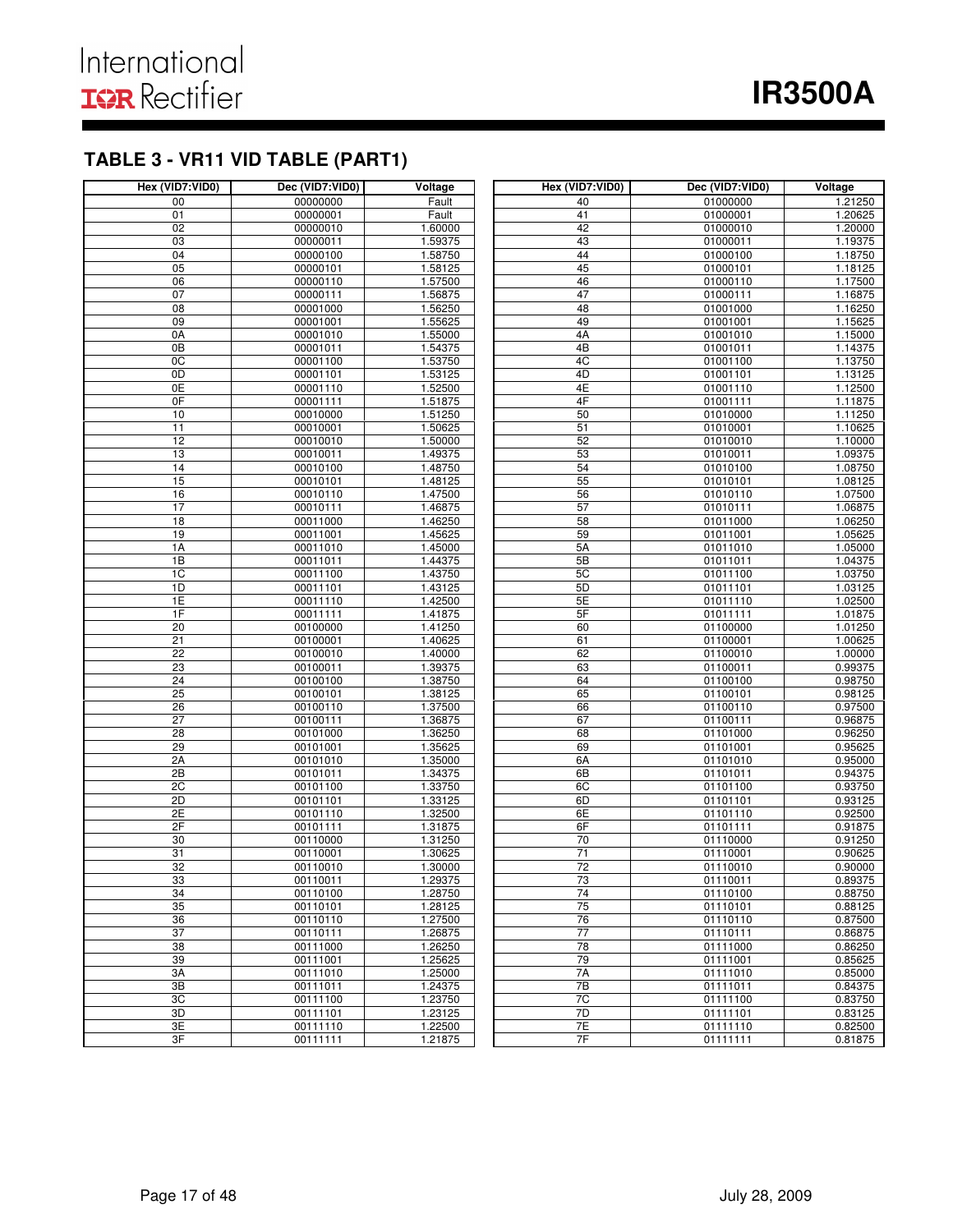## TABLE 3 - VR11 VID TABLE (PART1)

| Hex (VID7:VID0) | Dec (VID7:VID0) | Voltage |
|---|---|---|
| 00 | 00000000 | Fault |
| 01 | 00000001 | Fault |
| 02 | 00000010 | 1.60000 |
| 03 | 00000011 | 1.59375 |
| 04 | 00000100 | 1.58750 |
| 05 | 00000101 | 1.58125 |
| 06 | 00000110 | 1.57500 |
| 07 | 00000111 | 1.56875 |
| 08 | 00001000 | 1.56250 |
| 09 | 00001001 | 1.55625 |
| 0A | 00001010 | 1.55000 |
| 0B | 00001011 | 1.54375 |
| 0C | 00001100 | 1.53750 |
| 0D | 00001101 | 1.53125 |
| 0E | 00001110 | 1.52500 |
| 0F | 00001111 | 1.51875 |
| 10 | 00010000 | 1.51250 |
| 11 | 00010001 | 1.50625 |
| 12 | 00010010 | 1.50000 |
| 13 | 00010011 | 1.49375 |
| 14 | 00010100 | 1.48750 |
| 15 | 00010101 | 1.48125 |
| 16 | 00010110 | 1.47500 |
| 17 | 00010111 | 1.46875 |
| 18 | 00011000 | 1.46250 |
| 19 | 00011001 | 1.45625 |
| 1A | 00011010 | 1.45000 |
| 1B | 00011011 | 1.44375 |
| 1C | 00011100 | 1.43750 |
| 1D | 00011101 | 1.43125 |
| 1E | 00011110 | 1.42500 |
| 1F | 00011111 | 1.41875 |
| 20 | 00100000 | 1.41250 |
| 21 | 00100001 | 1.40625 |
| 22 | 00100010 | 1.40000 |
| 23 | 00100011 | 1.39375 |
| 24 | 00100100 | 1.38750 |
| 25 | 00100101 | 1.38125 |
| 26 | 00100110 | 1.37500 |
| 27 | 00100111 | 1.36875 |
| 28 | 00101000 | 1.36250 |
| 29 | 00101001 | 1.35625 |
| 2A | 00101010 | 1.35000 |
| 2B | 00101011 | 1.34375 |
| 2C | 00101100 | 1.33750 |
| 2D | 00101101 | 1.33125 |
| 2E | 00101110 | 1.32500 |
| 2F | 00101111 | 1.31875 |
| 30 | 00110000 | 1.31250 |
| 31 | 00110001 | 1.30625 |
| 32 | 00110010 | 1.30000 |
| 33 | 00110011 | 1.29375 |
| 34 | 00110100 | 1.28750 |
| 35 | 00110101 | 1.28125 |
| 36 | 00110110 | 1.27500 |
| 37 | 00110111 | 1.26875 |
| 38 | 00111000 | 1.26250 |
| 39 | 00111001 | 1.25625 |
| 3A | 00111010 | 1.25000 |
| 3B | 00111011 | 1.24375 |
| 3C | 00111100 | 1.23750 |
| 3D | 00111101 | 1.23125 |
| 3E | 00111110 | 1.22500 |
| 3F | 00111111 | 1.21875 |
| 40 | 01000000 | 1.21250 |
| 41 | 01000001 | 1.20625 |
| 42 | 01000010 | 1.20000 |
| 43 | 01000011 | 1.19375 |
| 44 | 01000100 | 1.18750 |
| 45 | 01000101 | 1.18125 |
| 46 | 01000110 | 1.17500 |
| 47 | 01000111 | 1.16875 |
| 48 | 01001000 | 1.16250 |
| 49 | 01001001 | 1.15625 |
| 4A | 01001010 | 1.15000 |
| 4B | 01001011 | 1.14375 |
| 4C | 01001100 | 1.13750 |
| 4D | 01001101 | 1.13125 |
| 4E | 01001110 | 1.12500 |
| 4F | 01001111 | 1.11875 |
| 50 | 01010000 | 1.11250 |
| 51 | 01010001 | 1.10625 |
| 52 | 01010010 | 1.10000 |
| 53 | 01010011 | 1.09375 |
| 54 | 01010100 | 1.08750 |
| 55 | 01010101 | 1.08125 |
| 56 | 01010110 | 1.07500 |
| 57 | 01010111 | 1.06875 |
| 58 | 01011000 | 1.06250 |
| 59 | 01011001 | 1.05625 |
| 5A | 01011010 | 1.05000 |
| 5B | 01011011 | 1.04375 |
| 5C | 01011100 | 1.03750 |
| 5D | 01011101 | 1.03125 |
| 5E | 01011110 | 1.02500 |
| 5F | 01011111 | 1.01875 |
| 60 | 01100000 | 1.01250 |
| 61 | 01100001 | 1.00625 |
| 62 | 01100010 | 1.00000 |
| 63 | 01100011 | 0.99375 |
| 64 | 01100100 | 0.98750 |
| 65 | 01100101 | 0.98125 |
| 66 | 01100110 | 0.97500 |
| 67 | 01100111 | 0.96875 |
| 68 | 01101000 | 0.96250 |
| 69 | 01101001 | 0.95625 |
| 6A | 01101010 | 0.95000 |
| 6B | 01101011 | 0.94375 |
| 6C | 01101100 | 0.93750 |
| 6D | 01101101 | 0.93125 |
| 6E | 01101110 | 0.92500 |
| 6F | 01101111 | 0.91875 |
| 70 | 01110000 | 0.91250 |
| 71 | 01110001 | 0.90625 |
| 72 | 01110010 | 0.90000 |
| 73 | 01110011 | 0.89375 |
| 74 | 01110100 | 0.88750 |
| 75 | 01110101 | 0.88125 |
| 76 | 01110110 | 0.87500 |
| 77 | 01110111 | 0.86875 |
| 78 | 01111000 | 0.86250 |
| 79 | 01111001 | 0.85625 |
| 7A | 01111010 | 0.85000 |
| 7B | 01111011 | 0.84375 |
| 7C | 01111100 | 0.83750 |
| 7D | 01111101 | 0.83125 |
| 7E | 01111110 | 0.82500 |
| 7F | 01111111 | 0.81875 |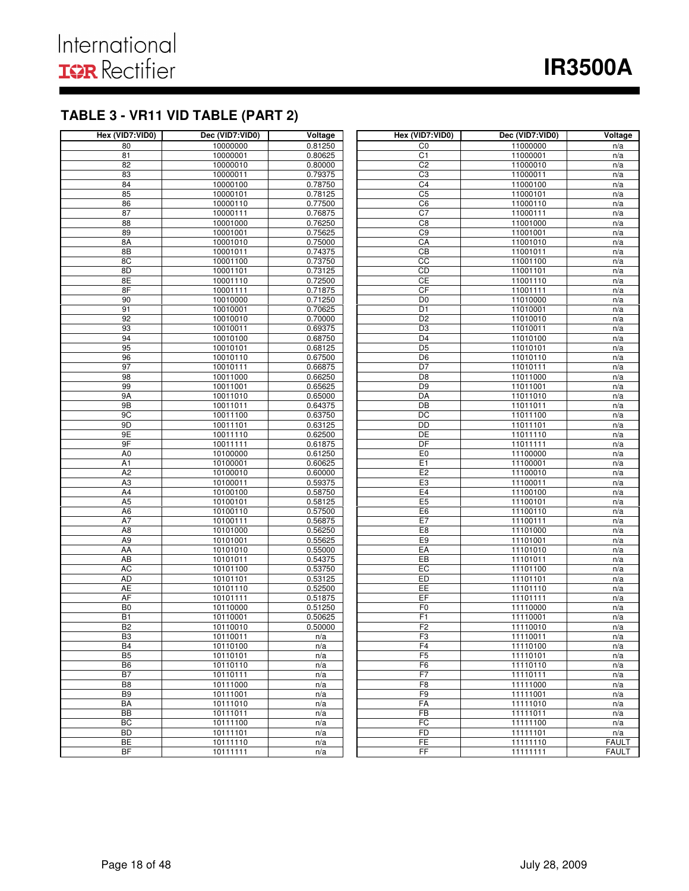## TABLE 3 - VR11 VID TABLE (PART 2)

| Hex (VID7:VID0) | Dec (VID7:VID0) | Voltage |
|---|---|---|
| 80 | 10000000 | 0.81250 |
| 81 | 10000001 | 0.80625 |
| 82 | 10000010 | 0.80000 |
| 83 | 10000011 | 0.79375 |
| 84 | 10000100 | 0.78750 |
| 85 | 10000101 | 0.78125 |
| 86 | 10000110 | 0.77500 |
| 87 | 10000111 | 0.76875 |
| 88 | 10001000 | 0.76250 |
| 89 | 10001001 | 0.75625 |
| 8A | 10001010 | 0.75000 |
| 8B | 10001011 | 0.74375 |
| 8C | 10001100 | 0.73750 |
| 8D | 10001101 | 0.73125 |
| 8E | 10001110 | 0.72500 |
| 8F | 10001111 | 0.71875 |
| 90 | 10010000 | 0.71250 |
| 91 | 10010001 | 0.70625 |
| 92 | 10010010 | 0.70000 |
| 93 | 10010011 | 0.69375 |
| 94 | 10010100 | 0.68750 |
| 95 | 10010101 | 0.68125 |
| 96 | 10010110 | 0.67500 |
| 97 | 10010111 | 0.66875 |
| 98 | 10011000 | 0.66250 |
| 99 | 10011001 | 0.65625 |
| 9A | 10011010 | 0.65000 |
| 9B | 10011011 | 0.64375 |
| 9C | 10011100 | 0.63750 |
| 9D | 10011101 | 0.63125 |
| 9E | 10011110 | 0.62500 |
| 9F | 10011111 | 0.61875 |
| A0 | 10100000 | 0.61250 |
| A1 | 10100001 | 0.60625 |
| A2 | 10100010 | 0.60000 |
| A3 | 10100011 | 0.59375 |
| A4 | 10100100 | 0.58750 |
| A5 | 10100101 | 0.58125 |
| A6 | 10100110 | 0.57500 |
| A7 | 10100111 | 0.56875 |
| A8 | 10101000 | 0.56250 |
| A9 | 10101001 | 0.55625 |
| AA | 10101010 | 0.55000 |
| AB | 10101011 | 0.54375 |
| AC | 10101100 | 0.53750 |
| AD | 10101101 | 0.53125 |
| AE | 10101110 | 0.52500 |
| AF | 10101111 | 0.51875 |
| B0 | 10110000 | 0.51250 |
| B1 | 10110001 | 0.50625 |
| B2 | 10110010 | 0.50000 |
| B3 | 10110011 | n/a |
| B4 | 10110100 | n/a |
| B5 | 10110101 | n/a |
| B6 | 10110110 | n/a |
| B7 | 10110111 | n/a |
| B8 | 10111000 | n/a |
| B9 | 10111001 | n/a |
| BA | 10111010 | n/a |
| BB | 10111011 | n/a |
| BC | 10111100 | n/a |
| BD | 10111101 | n/a |
| BE | 10111110 | n/a |
| BF | 10111111 | n/a |
| C0 | 11000000 | n/a |
| C1 | 11000001 | n/a |
| C2 | 11000010 | n/a |
| C3 | 11000011 | n/a |
| C4 | 11000100 | n/a |
| C5 | 11000101 | n/a |
| C6 | 11000110 | n/a |
| C7 | 11000111 | n/a |
| C8 | 11001000 | n/a |
| C9 | 11001001 | n/a |
| CA | 11001010 | n/a |
| CB | 11001011 | n/a |
| CC | 11001100 | n/a |
| CD | 11001101 | n/a |
| CE | 11001110 | n/a |
| CF | 11001111 | n/a |
| D0 | 11010000 | n/a |
| D1 | 11010001 | n/a |
| D2 | 11010010 | n/a |
| D3 | 11010011 | n/a |
| D4 | 11010100 | n/a |
| D5 | 11010101 | n/a |
| D6 | 11010110 | n/a |
| D7 | 11010111 | n/a |
| D8 | 11011000 | n/a |
| D9 | 11011001 | n/a |
| DA | 11011010 | n/a |
| DB | 11011011 | n/a |
| DC | 11011100 | n/a |
| DD | 11011101 | n/a |
| DE | 11011110 | n/a |
| DF | 11011111 | n/a |
| E0 | 11100000 | n/a |
| E1 | 11100001 | n/a |
| E2 | 11100010 | n/a |
| E3 | 11100011 | n/a |
| E4 | 11100100 | n/a |
| E5 | 11100101 | n/a |
| E6 | 11100110 | n/a |
| E7 | 11100111 | n/a |
| E8 | 11101000 | n/a |
| E9 | 11101001 | n/a |
| EA | 11101010 | n/a |
| EB | 11101011 | n/a |
| EC | 11101100 | n/a |
| ED | 11101101 | n/a |
| EE | 11101110 | n/a |
| EF | 11101111 | n/a |
| F0 | 11110000 | n/a |
| F1 | 11110001 | n/a |
| F2 | 11110010 | n/a |
| F3 | 11110011 | n/a |
| F4 | 11110100 | n/a |
| F5 | 11110101 | n/a |
| F6 | 11110110 | n/a |
| F7 | 11110111 | n/a |
| F8 | 11111000 | n/a |
| F9 | 11111001 | n/a |
| FA | 11111010 | n/a |
| FB | 11111011 | n/a |
| FC | 11111100 | n/a |
| FD | 11111101 | n/a |
| FE | 11111110 | FAULT |
| FF | 11111111 | FAULT |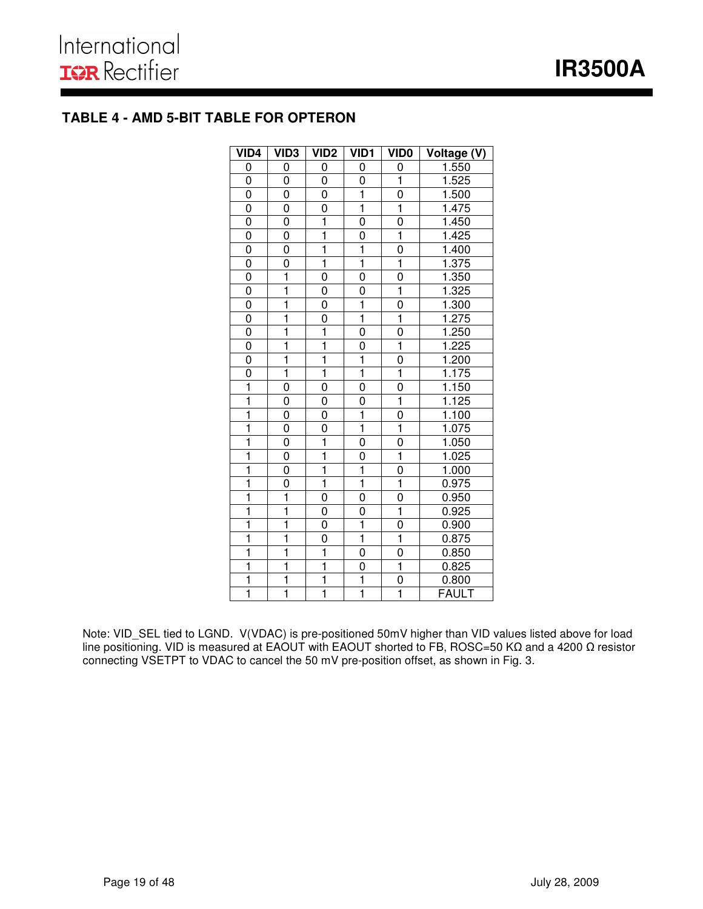## TABLE 4 - AMD 5-BIT TABLE FOR OPTERON

| VID4 | VID3 | VID2 | VID1 | VID0 | Voltage (V) |
|---|---|---|---|---|---|
| 0 | 0 | 0 | 0 | 0 | 1.550 |
| 0 | 0 | 0 | 0 | 1 | 1.525 |
| 0 | 0 | 0 | 1 | 0 | 1.500 |
| 0 | 0 | 0 | 1 | 1 | 1.475 |
| 0 | 0 | 1 | 0 | 0 | 1.450 |
| 0 | 0 | 1 | 0 | 1 | 1.425 |
| 0 | 0 | 1 | 1 | 0 | 1.400 |
| 0 | 0 | 1 | 1 | 1 | 1.375 |
| 0 | 1 | 0 | 0 | 0 | 1.350 |
| 0 | 1 | 0 | 0 | 1 | 1.325 |
| 0 | 1 | 0 | 1 | 0 | 1.300 |
| 0 | 1 | 0 | 1 | 1 | 1.275 |
| 0 | 1 | 1 | 0 | 0 | 1.250 |
| 0 | 1 | 1 | 0 | 1 | 1.225 |
| 0 | 1 | 1 | 1 | 0 | 1.200 |
| 0 | 1 | 1 | 1 | 1 | 1.175 |
| 1 | 0 | 0 | 0 | 0 | 1.150 |
| 1 | 0 | 0 | 0 | 1 | 1.125 |
| 1 | 0 | 0 | 1 | 0 | 1.100 |
| 1 | 0 | 0 | 1 | 1 | 1.075 |
| 1 | 0 | 1 | 0 | 0 | 1.050 |
| 1 | 0 | 1 | 0 | 1 | 1.025 |
| 1 | 0 | 1 | 1 | 0 | 1.000 |
| 1 | 0 | 1 | 1 | 1 | 0.975 |
| 1 | 1 | 0 | 0 | 0 | 0.950 |
| 1 | 1 | 0 | 0 | 1 | 0.925 |
| 1 | 1 | 0 | 1 | 0 | 0.900 |
| 1 | 1 | 0 | 1 | 1 | 0.875 |
| 1 | 1 | 1 | 0 | 0 | 0.850 |
| 1 | 1 | 1 | 0 | 1 | 0.825 |
| 1 | 1 | 1 | 1 | 0 | 0.800 |
| 1 | 1 | 1 | 1 | 1 | FAULT |

Note: VID_SEL tied to LGND. V(VDAC) is pre-positioned 50mV higher than VID values listed above for load line positioning. VID is measured at EAOUT with EAOUT shorted to FB, ROSC=50 KΩ and a 4200 Ω resistor connecting VSETPT to VDAC to cancel the 50 mV pre-position offset, as shown in Fig. 3.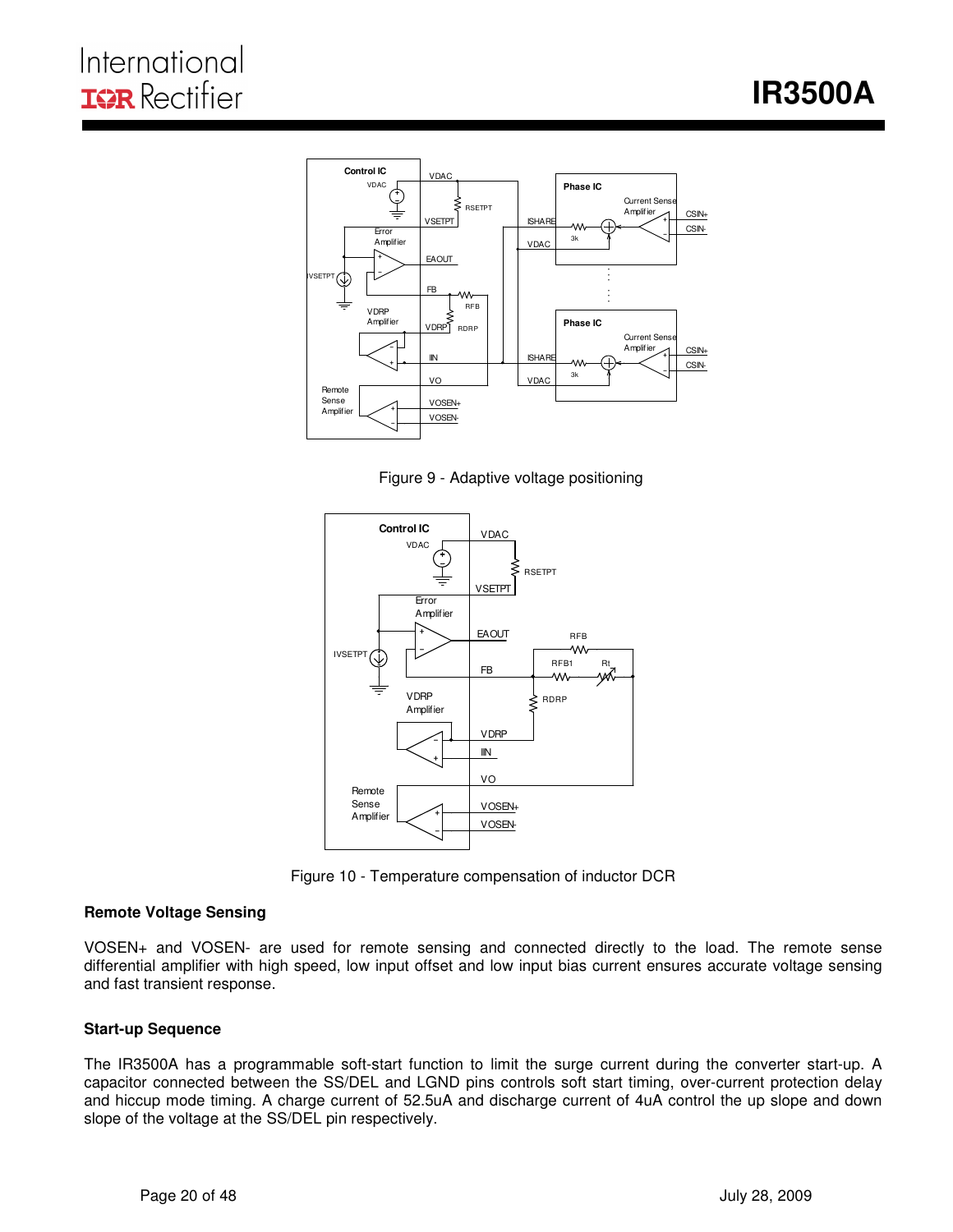Figure 9 - Adaptive voltage positioning

Figure 10 - Temperature compensation of inductor DCR

### Remote Voltage Sensing

VOSEN+ and VOSEN- are used for remote sensing and connected directly to the load. The remote sense differential amplifier with high speed, low input offset and low input bias current ensures accurate voltage sensing and fast transient response.

### Start-up Sequence

The IR3500A has a programmable soft-start function to limit the surge current during the converter start-up. A capacitor connected between the SS/DEL and LGND pins controls soft start timing, over-current protection delay and hiccup mode timing. A charge current of 52.5uA and discharge current of 4uA control the up slope and down slope of the voltage at the SS/DEL pin respectively.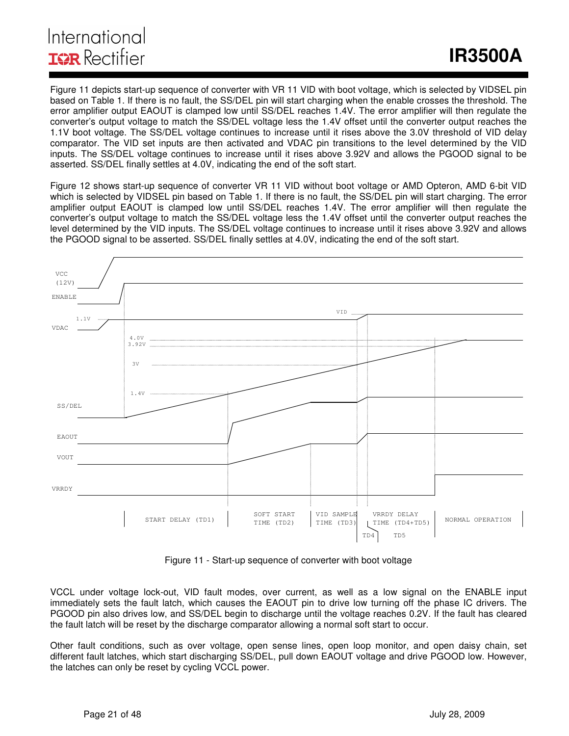Figure 11 depicts start-up sequence of converter with VR 11 VID with boot voltage, which is selected by VIDSEL pin based on Table 1. If there is no fault, the SS/DEL pin will start charging when the enable crosses the threshold. The error amplifier output EAOUT is clamped low until SS/DEL reaches 1.4V. The error amplifier will then regulate the converter's output voltage to match the SS/DEL voltage less the 1.4V offset until the converter output reaches the 1.1V boot voltage. The SS/DEL voltage continues to increase until it rises above the 3.0V threshold of VID delay comparator. The VID set inputs are then activated and VDAC pin transitions to the level determined by the VID inputs. The SS/DEL voltage continues to increase until it rises above 3.92V and allows the PGOOD signal to be asserted. SS/DEL finally settles at 4.0V, indicating the end of the soft start.

Figure 12 shows start-up sequence of converter VR 11 VID without boot voltage or AMD Opteron, AMD 6-bit VID which is selected by VIDSEL pin based on Table 1. If there is no fault, the SS/DEL pin will start charging. The error amplifier output EAOUT is clamped low until SS/DEL reaches 1.4V. The error amplifier will then regulate the converter's output voltage to match the SS/DEL voltage less the 1.4V offset until the converter output reaches the level determined by the VID inputs. The SS/DEL voltage continues to increase until it rises above 3.92V and allows the PGOOD signal to be asserted. SS/DEL finally settles at 4.0V, indicating the end of the soft start.

Figure 11 - Start-up sequence of converter with boot voltage

VCCL under voltage lock-out, VID fault modes, over current, as well as a low signal on the ENABLE input immediately sets the fault latch, which causes the EAOUT pin to drive low turning off the phase IC drivers. The PGOOD pin also drives low, and SS/DEL begin to discharge until the voltage reaches 0.2V. If the fault has cleared the fault latch will be reset by the discharge comparator allowing a normal soft start to occur.

Other fault conditions, such as over voltage, open sense lines, open loop monitor, and open daisy chain, set different fault latches, which start discharging SS/DEL, pull down EAOUT voltage and drive PGOOD low. However, the latches can only be reset by cycling VCCL power.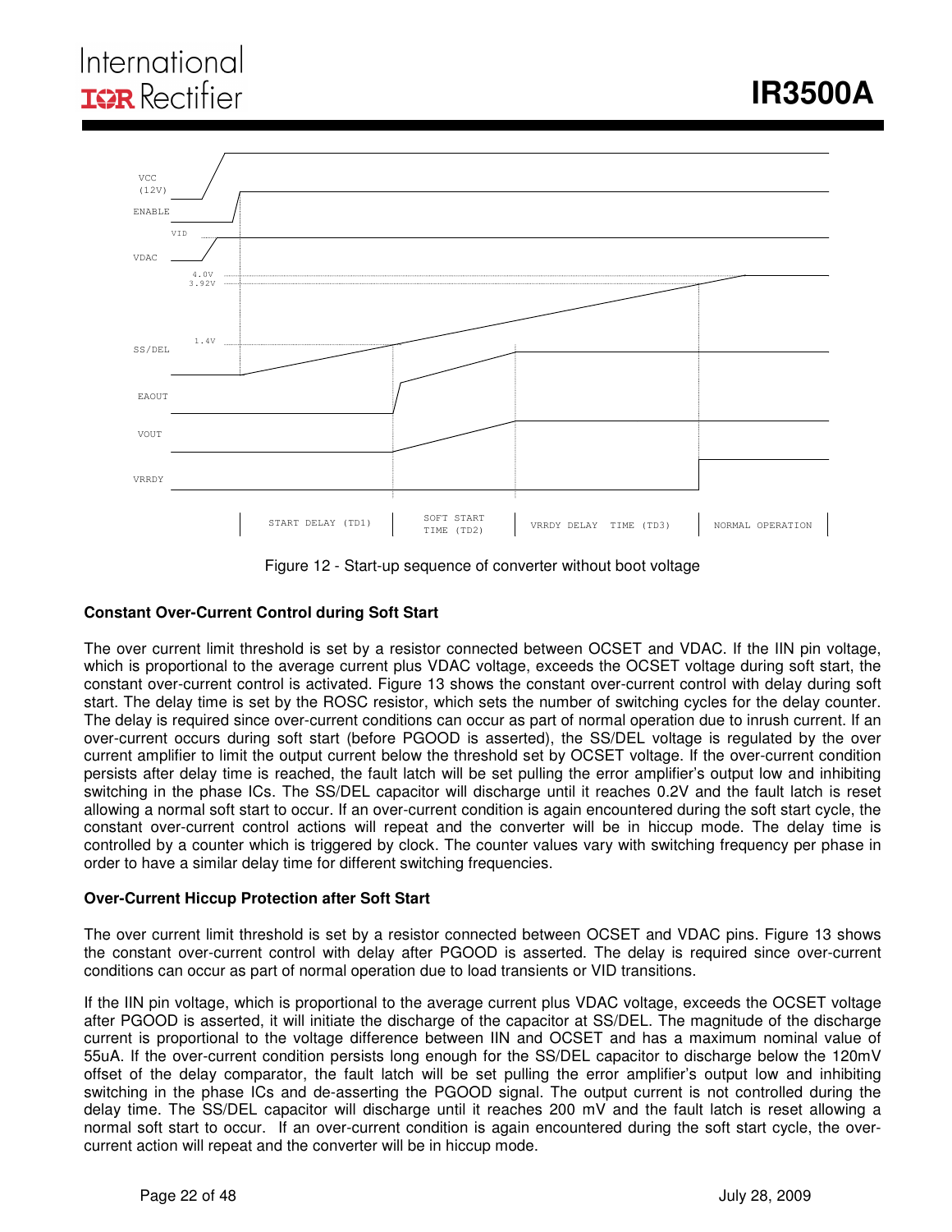Figure 12 - Start-up sequence of converter without boot voltage

### Constant Over-Current Control during Soft Start

The over current limit threshold is set by a resistor connected between OCSET and VDAC. If the IIN pin voltage, which is proportional to the average current plus VDAC voltage, exceeds the OCSET voltage during soft start, the constant over-current control is activated. Figure 13 shows the constant over-current control with delay during soft start. The delay time is set by the ROSC resistor, which sets the number of switching cycles for the delay counter. The delay is required since over-current conditions can occur as part of normal operation due to inrush current. If an over-current occurs during soft start (before PGOOD is asserted), the SS/DEL voltage is regulated by the over current amplifier to limit the output current below the threshold set by OCSET voltage. If the over-current condition persists after delay time is reached, the fault latch will be set pulling the error amplifier's output low and inhibiting switching in the phase ICs. The SS/DEL capacitor will discharge until it reaches 0.2V and the fault latch is reset allowing a normal soft start to occur. If an over-current condition is again encountered during the soft start cycle, the constant over-current control actions will repeat and the converter will be in hiccup mode. The delay time is controlled by a counter which is triggered by clock. The counter values vary with switching frequency per phase in order to have a similar delay time for different switching frequencies.

### Over-Current Hiccup Protection after Soft Start

The over current limit threshold is set by a resistor connected between OCSET and VDAC pins. Figure 13 shows the constant over-current control with delay after PGOOD is asserted. The delay is required since over-current conditions can occur as part of normal operation due to load transients or VID transitions.

If the IIN pin voltage, which is proportional to the average current plus VDAC voltage, exceeds the OCSET voltage after PGOOD is asserted, it will initiate the discharge of the capacitor at SS/DEL. The magnitude of the discharge current is proportional to the voltage difference between IIN and OCSET and has a maximum nominal value of 55uA. If the over-current condition persists long enough for the SS/DEL capacitor to discharge below the 120mV offset of the delay comparator, the fault latch will be set pulling the error amplifier's output low and inhibiting switching in the phase ICs and de-asserting the PGOOD signal. The output current is not controlled during the delay time. The SS/DEL capacitor will discharge until it reaches 200 mV and the fault latch is reset allowing a normal soft start to occur. If an over-current condition is again encountered during the soft start cycle, the over-current action will repeat and the converter will be in hiccup mode.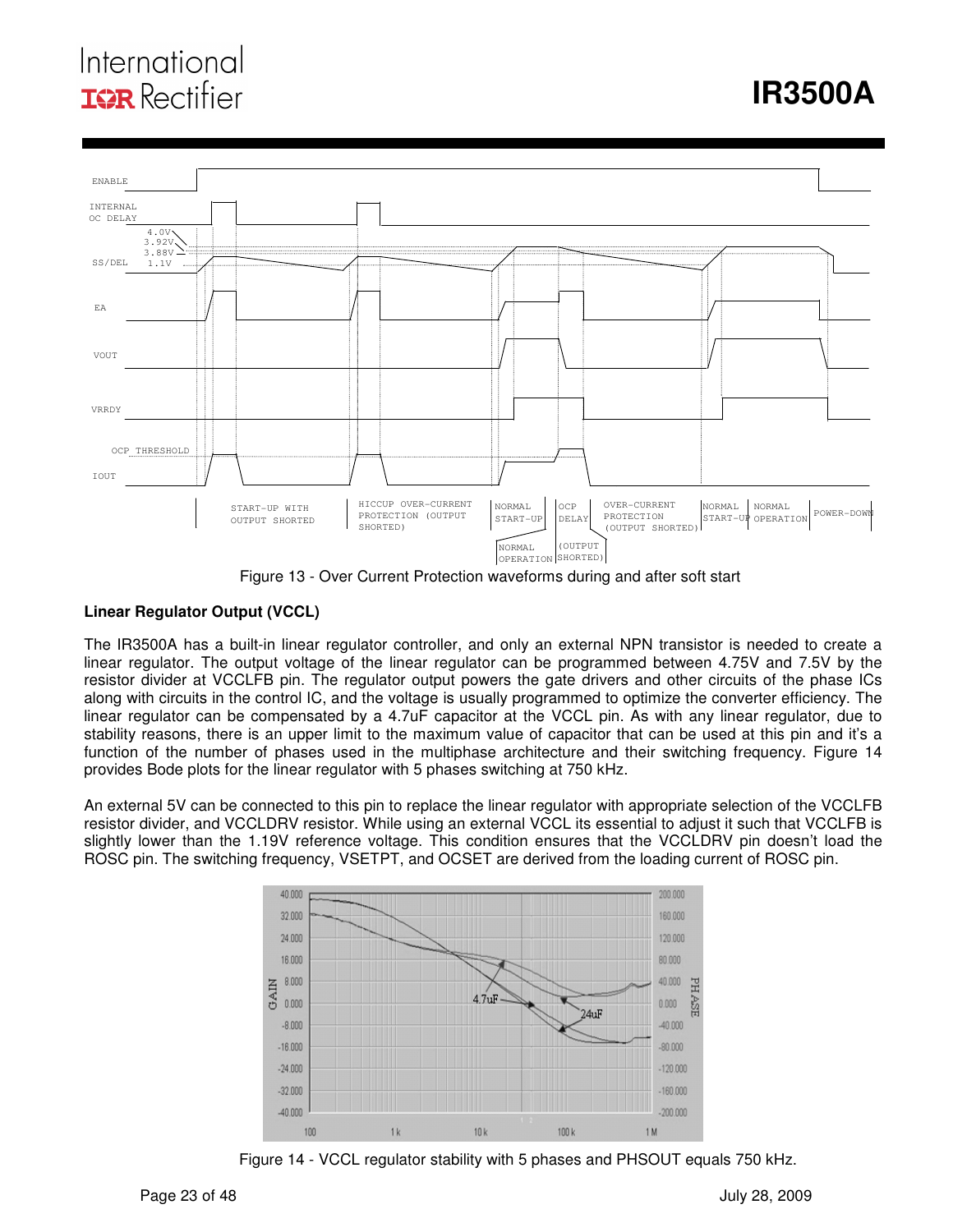Figure 13 - Over Current Protection waveforms during and after soft start

**Linear Regulator Output (VCCL)**

The IR3500A has a built-in linear regulator controller, and only an external NPN transistor is needed to create a linear regulator. The output voltage of the linear regulator can be programmed between 4.75V and 7.5V by the resistor divider at VCCLFB pin. The regulator output powers the gate drivers and other circuits of the phase ICs along with circuits in the control IC, and the voltage is usually programmed to optimize the converter efficiency. The linear regulator can be compensated by a 4.7uF capacitor at the VCCL pin. As with any linear regulator, due to stability reasons, there is an upper limit to the maximum value of capacitor that can be used at this pin and it's a function of the number of phases used in the multiphase architecture and their switching frequency. Figure 14 provides Bode plots for the linear regulator with 5 phases switching at 750 kHz.

An external 5V can be connected to this pin to replace the linear regulator with appropriate selection of the VCCLFB resistor divider, and VCCLDRV resistor. While using an external VCCL its essential to adjust it such that VCCLFB is slightly lower than the 1.19V reference voltage. This condition ensures that the VCCLDRV pin doesn't load the ROSC pin. The switching frequency, VSETPT, and OCSET are derived from the loading current of ROSC pin.

Figure 14 - VCCL regulator stability with 5 phases and PHSOUT equals 750 kHz.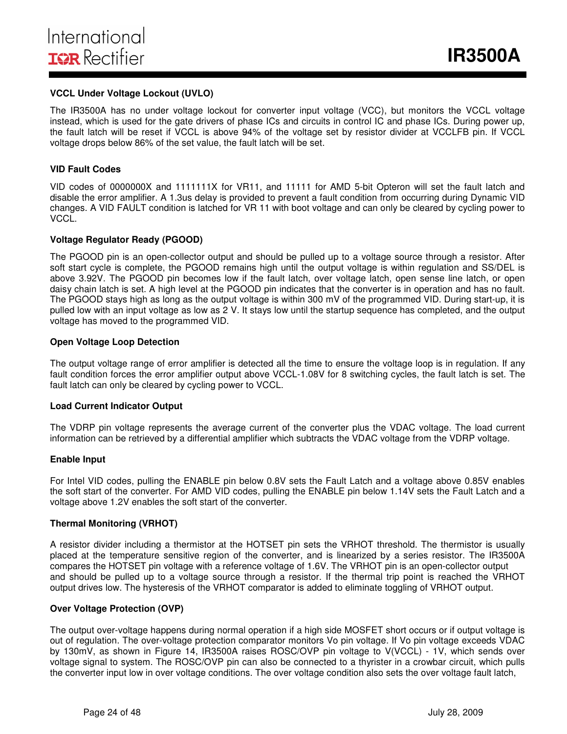### VCCL Under Voltage Lockout (UVLO)

The IR3500A has no under voltage lockout for converter input voltage (VCC), but monitors the VCCL voltage instead, which is used for the gate drivers of phase ICs and circuits in control IC and phase ICs. During power up, the fault latch will be reset if VCCL is above 94% of the voltage set by resistor divider at VCCLFB pin. If VCCL voltage drops below 86% of the set value, the fault latch will be set.

### VID Fault Codes

VID codes of 0000000X and 1111111X for VR11, and 11111 for AMD 5-bit Opteron will set the fault latch and disable the error amplifier. A 1.3us delay is provided to prevent a fault condition from occurring during Dynamic VID changes. A VID FAULT condition is latched for VR 11 with boot voltage and can only be cleared by cycling power to VCCL.

### Voltage Regulator Ready (PGOOD)

The PGOOD pin is an open-collector output and should be pulled up to a voltage source through a resistor. After soft start cycle is complete, the PGOOD remains high until the output voltage is within regulation and SS/DEL is above 3.92V. The PGOOD pin becomes low if the fault latch, over voltage latch, open sense line latch, or open daisy chain latch is set. A high level at the PGOOD pin indicates that the converter is in operation and has no fault. The PGOOD stays high as long as the output voltage is within 300 mV of the programmed VID. During start-up, it is pulled low with an input voltage as low as 2 V. It stays low until the startup sequence has completed, and the output voltage has moved to the programmed VID.

### Open Voltage Loop Detection

The output voltage range of error amplifier is detected all the time to ensure the voltage loop is in regulation. If any fault condition forces the error amplifier output above VCCL-1.08V for 8 switching cycles, the fault latch is set. The fault latch can only be cleared by cycling power to VCCL.

### Load Current Indicator Output

The VDRP pin voltage represents the average current of the converter plus the VDAC voltage. The load current information can be retrieved by a differential amplifier which subtracts the VDAC voltage from the VDRP voltage.

### Enable Input

For Intel VID codes, pulling the ENABLE pin below 0.8V sets the Fault Latch and a voltage above 0.85V enables the soft start of the converter. For AMD VID codes, pulling the ENABLE pin below 1.14V sets the Fault Latch and a voltage above 1.2V enables the soft start of the converter.

### Thermal Monitoring (VRHOT)

A resistor divider including a thermistor at the HOTSET pin sets the VRHOT threshold. The thermistor is usually placed at the temperature sensitive region of the converter, and is linearized by a series resistor. The IR3500A compares the HOTSET pin voltage with a reference voltage of 1.6V. The VRHOT pin is an open-collector output and should be pulled up to a voltage source through a resistor. If the thermal trip point is reached the VRHOT output drives low. The hysteresis of the VRHOT comparator is added to eliminate toggling of VRHOT output.

### Over Voltage Protection (OVP)

The output over-voltage happens during normal operation if a high side MOSFET short occurs or if output voltage is out of regulation. The over-voltage protection comparator monitors Vo pin voltage. If Vo pin voltage exceeds VDAC by 130mV, as shown in Figure 14, IR3500A raises ROSC/OVP pin voltage to V(VCCL) - 1V, which sends over voltage signal to system. The ROSC/OVP pin can also be connected to a thyrister in a crowbar circuit, which pulls the converter input low in over voltage conditions. The over voltage condition also sets the over voltage fault latch,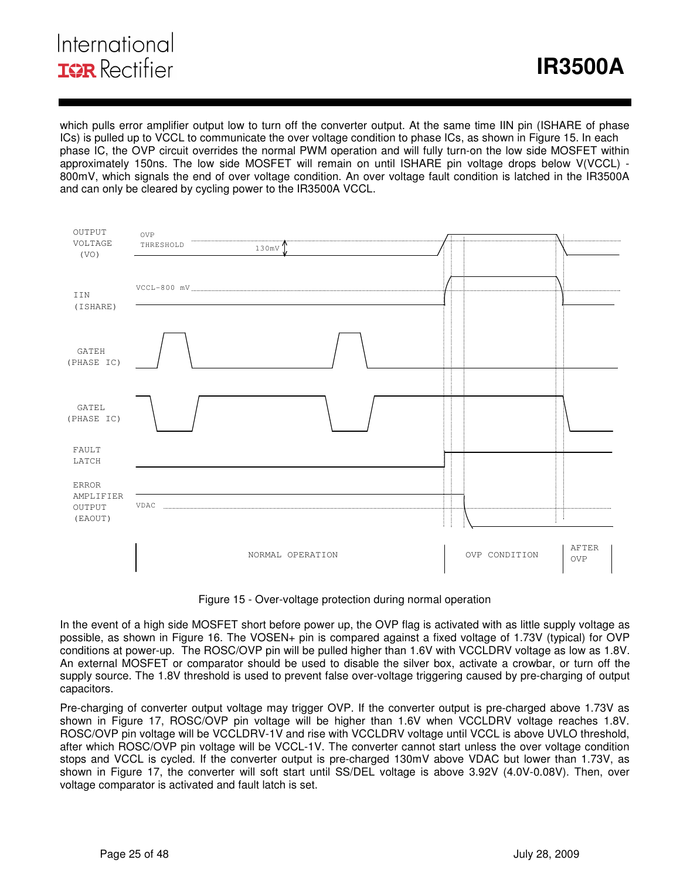which pulls error amplifier output low to turn off the converter output. At the same time IIN pin (ISHARE of phase ICs) is pulled up to VCCL to communicate the over voltage condition to phase ICs, as shown in Figure 15. In each phase IC, the OVP circuit overrides the normal PWM operation and will fully turn-on the low side MOSFET within approximately 150ns. The low side MOSFET will remain on until ISHARE pin voltage drops below V(VCCL) - 800mV, which signals the end of over voltage condition. An over voltage fault condition is latched in the IR3500A and can only be cleared by cycling power to the IR3500A VCCL.

Figure 15 - Over-voltage protection during normal operation

In the event of a high side MOSFET short before power up, the OVP flag is activated with as little supply voltage as possible, as shown in Figure 16. The VOSEN+ pin is compared against a fixed voltage of 1.73V (typical) for OVP conditions at power-up. The ROSC/OVP pin will be pulled higher than 1.6V with VCCLDRV voltage as low as 1.8V. An external MOSFET or comparator should be used to disable the silver box, activate a crowbar, or turn off the supply source. The 1.8V threshold is used to prevent false over-voltage triggering caused by pre-charging of output capacitors.

Pre-charging of converter output voltage may trigger OVP. If the converter output is pre-charged above 1.73V as shown in Figure 17, ROSC/OVP pin voltage will be higher than 1.6V when VCCLDRV voltage reaches 1.8V. ROSC/OVP pin voltage will be VCCLDRV-1V and rise with VCCLDRV voltage until VCCL is above UVLO threshold, after which ROSC/OVP pin voltage will be VCCL-1V. The converter cannot start unless the over voltage condition stops and VCCL is cycled. If the converter output is pre-charged 130mV above VDAC but lower than 1.73V, as shown in Figure 17, the converter will soft start until SS/DEL voltage is above 3.92V (4.0V-0.08V). Then, over voltage comparator is activated and fault latch is set.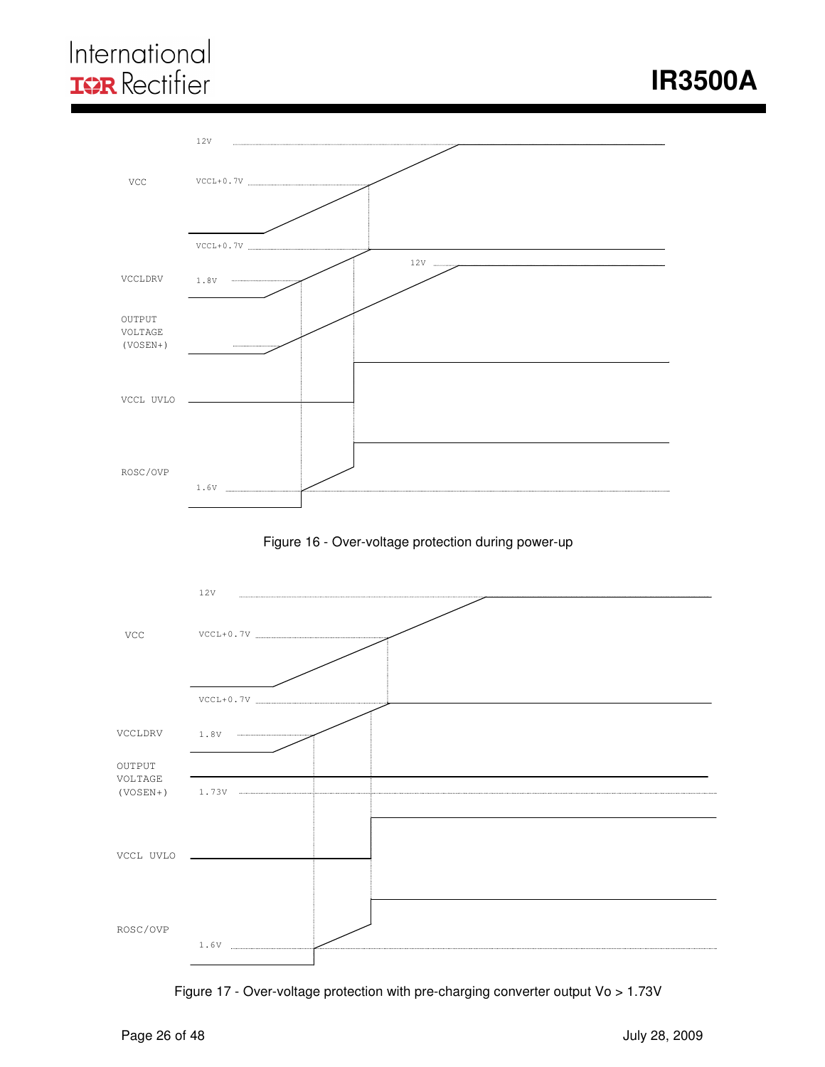12V

VCC VCCL+0.7V

VCCL+0.7V

12V

VCCLDRV 1.8V

OUTPUT VOLTAGE (VOSEN+)

VCCL UVLO

ROSC/OVP

1.6V

Figure 16 - Over-voltage protection during power-up

12V

VCC VCCL+0.7V

VCCL+0.7V

VCCLDRV 1.8V

OUTPUT VOLTAGE (VOSEN+) 1.73V

VCCL UVLO

ROSC/OVP

1.6V

Figure 17 - Over-voltage protection with pre-charging converter output Vo > 1.73V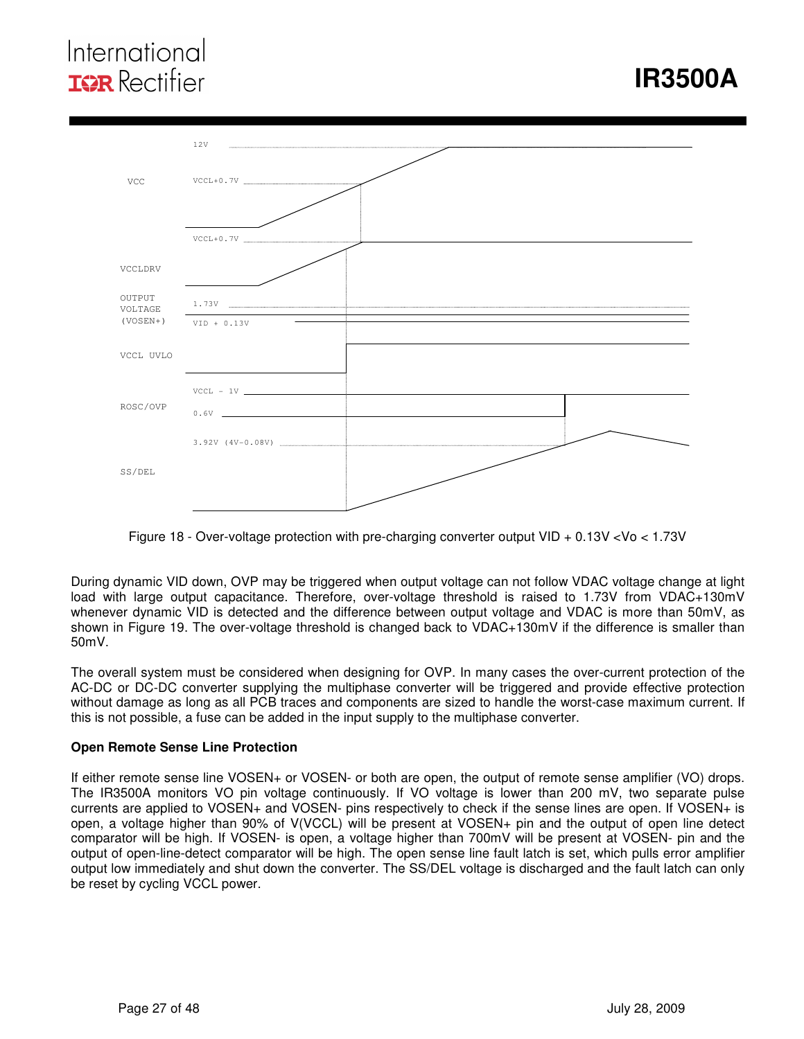Figure 18 - Over-voltage protection with pre-charging converter output VID + 0.13V <Vo < 1.73V

During dynamic VID down, OVP may be triggered when output voltage can not follow VDAC voltage change at light load with large output capacitance. Therefore, over-voltage threshold is raised to 1.73V from VDAC+130mV whenever dynamic VID is detected and the difference between output voltage and VDAC is more than 50mV, as shown in Figure 19. The over-voltage threshold is changed back to VDAC+130mV if the difference is smaller than 50mV.

The overall system must be considered when designing for OVP. In many cases the over-current protection of the AC-DC or DC-DC converter supplying the multiphase converter will be triggered and provide effective protection without damage as long as all PCB traces and components are sized to handle the worst-case maximum current. If this is not possible, a fuse can be added in the input supply to the multiphase converter.

**Open Remote Sense Line Protection**

If either remote sense line VOSEN+ or VOSEN- or both are open, the output of remote sense amplifier (VO) drops. The IR3500A monitors VO pin voltage continuously. If VO voltage is lower than 200 mV, two separate pulse currents are applied to VOSEN+ and VOSEN- pins respectively to check if the sense lines are open. If VOSEN+ is open, a voltage higher than 90% of V(VCCL) will be present at VOSEN+ pin and the output of open line detect comparator will be high. If VOSEN- is open, a voltage higher than 700mV will be present at VOSEN- pin and the output of open-line-detect comparator will be high. The open sense line fault latch is set, which pulls error amplifier output low immediately and shut down the converter. The SS/DEL voltage is discharged and the fault latch can only be reset by cycling VCCL power.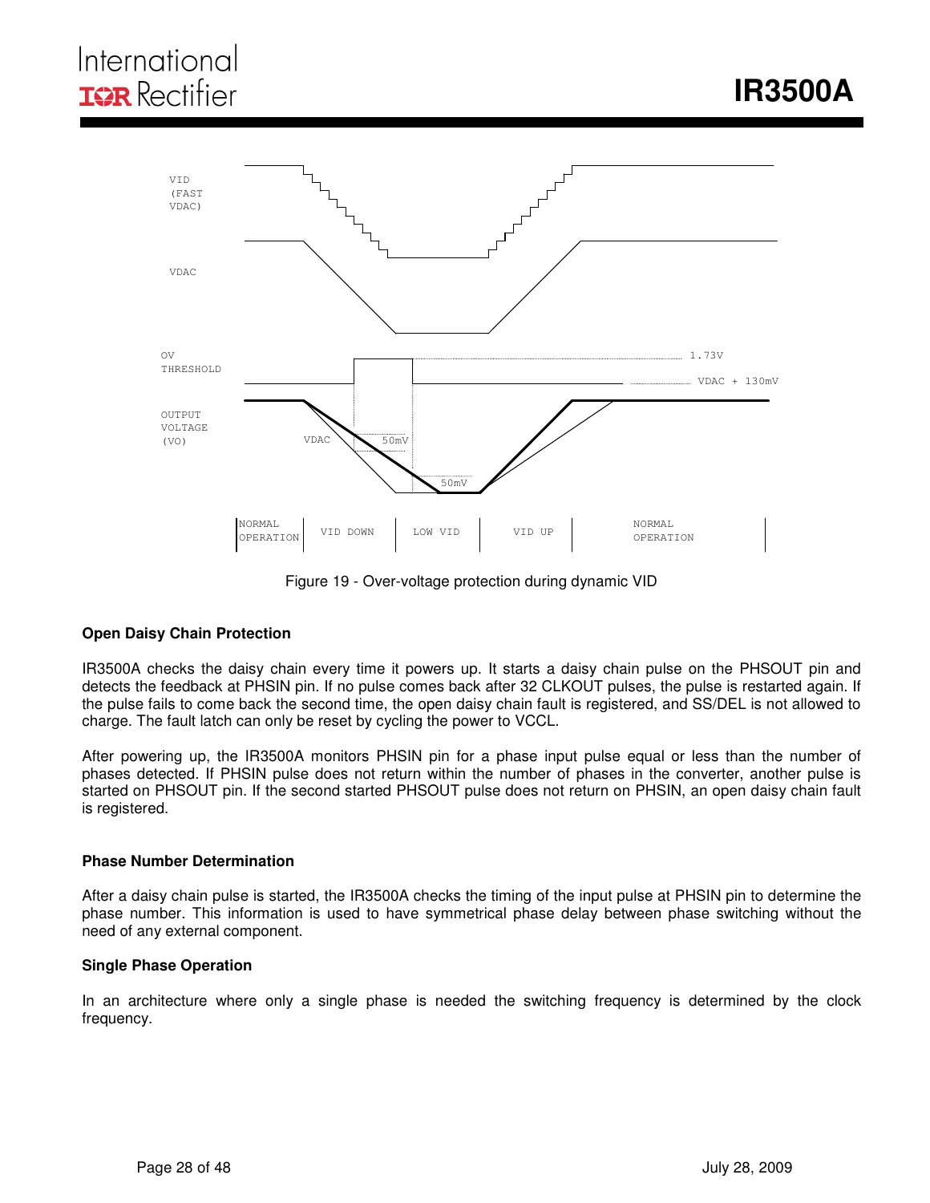Figure 19 - Over-voltage protection during dynamic VID

### Open Daisy Chain Protection

IR3500A checks the daisy chain every time it powers up. It starts a daisy chain pulse on the PHSOUT pin and detects the feedback at PHSIN pin. If no pulse comes back after 32 CLKOUT pulses, the pulse is restarted again. If the pulse fails to come back the second time, the open daisy chain fault is registered, and SS/DEL is not allowed to charge. The fault latch can only be reset by cycling the power to VCCL.

After powering up, the IR3500A monitors PHSIN pin for a phase input pulse equal or less than the number of phases detected. If PHSIN pulse does not return within the number of phases in the converter, another pulse is started on PHSOUT pin. If the second started PHSOUT pulse does not return on PHSIN, an open daisy chain fault is registered.

### Phase Number Determination

After a daisy chain pulse is started, the IR3500A checks the timing of the input pulse at PHSIN pin to determine the phase number. This information is used to have symmetrical phase delay between phase switching without the need of any external component.

### Single Phase Operation

In an architecture where only a single phase is needed the switching frequency is determined by the clock frequency.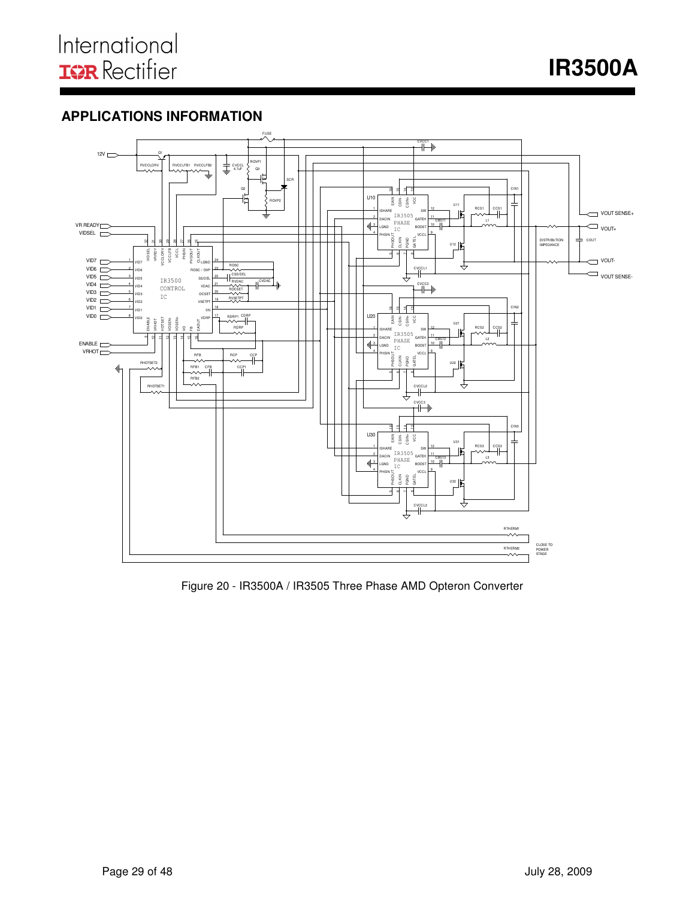## APPLICATIONS INFORMATION

Figure 20 - IR3500A / IR3505 Three Phase AMD Opteron Converter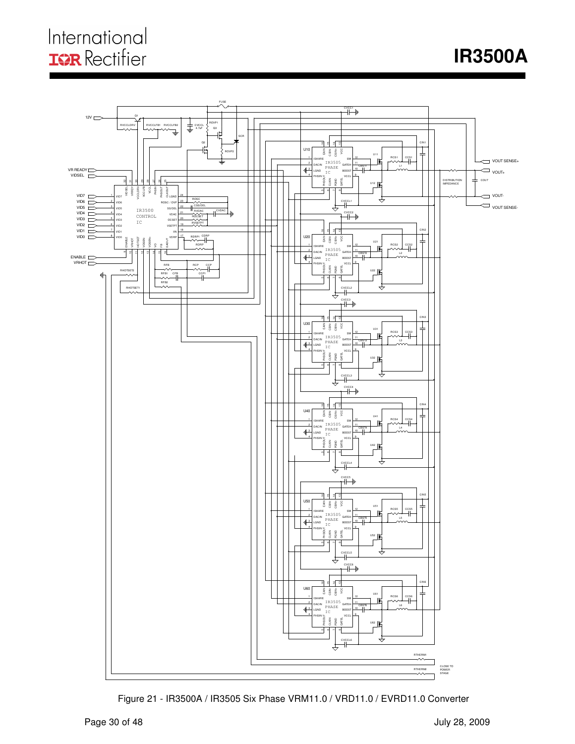Figure 21 - IR3500A / IR3505 Six Phase VRM11.0 / VRD11.0 / EVRD11.0 Converter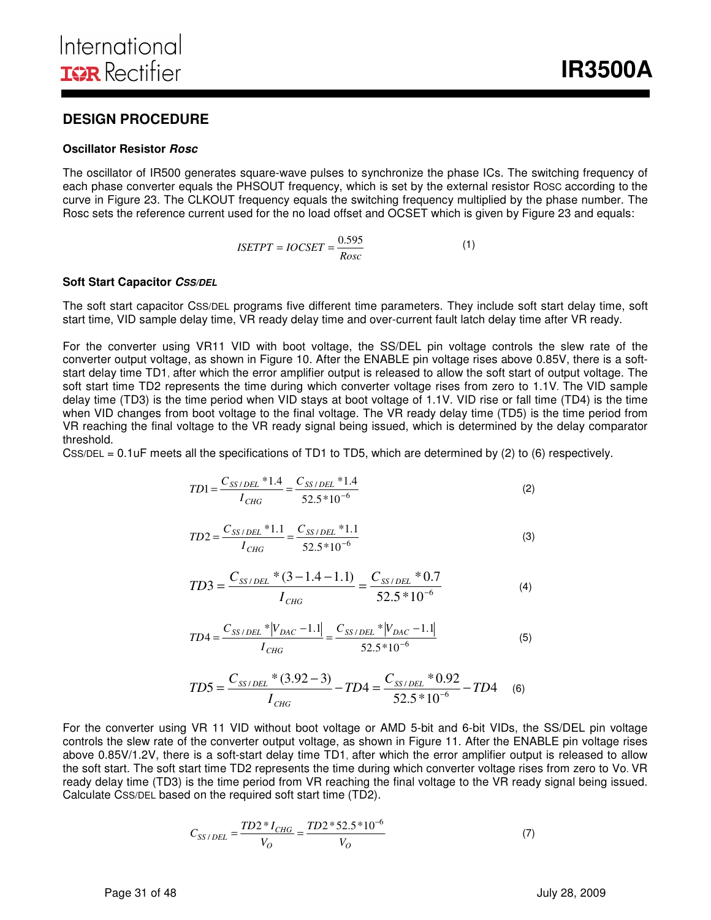## DESIGN PROCEDURE

### Oscillator Resistor *Rosc*

The oscillator of IR500 generates square-wave pulses to synchronize the phase ICs. The switching frequency of each phase converter equals the PHSOUT frequency, which is set by the external resistor ROSC according to the curve in Figure 23. The CLKOUT frequency equals the switching frequency multiplied by the phase number. The Rosc sets the reference current used for the no load offset and OCSET which is given by Figure 23 and equals:

$$ISETPT = IOCSET = \frac{0.595}{Rosc} \qquad (1)$$

### Soft Start Capacitor *CSS/DEL*

The soft start capacitor CSS/DEL programs five different time parameters. They include soft start delay time, soft start time, VID sample delay time, VR ready delay time and over-current fault latch delay time after VR ready.

For the converter using VR11 VID with boot voltage, the SS/DEL pin voltage controls the slew rate of the converter output voltage, as shown in Figure 10. After the ENABLE pin voltage rises above 0.85V, there is a soft-start delay time TD1, after which the error amplifier output is released to allow the soft start of output voltage. The soft start time TD2 represents the time during which converter voltage rises from zero to 1.1V. The VID sample delay time (TD3) is the time period when VID stays at boot voltage of 1.1V. VID rise or fall time (TD4) is the time when VID changes from boot voltage to the final voltage. The VR ready delay time (TD5) is the time period from VR reaching the final voltage to the VR ready signal being issued, which is determined by the delay comparator threshold.

CSS/DEL = 0.1uF meets all the specifications of TD1 to TD5, which are determined by (2) to (6) respectively.

$$TD1 = \frac{C_{SS/DEL} * 1.4}{I_{CHG}} = \frac{C_{SS/DEL} * 1.4}{52.5 * 10^{-6}} \qquad (2)$$

$$TD2 = \frac{C_{SS/DEL} * 1.1}{I_{CHG}} = \frac{C_{SS/DEL} * 1.1}{52.5 * 10^{-6}} \qquad (3)$$

$$TD3 = \frac{C_{SS/DEL} * (3 - 1.4 - 1.1)}{I_{CHG}} = \frac{C_{SS/DEL} * 0.7}{52.5 * 10^{-6}} \qquad (4)$$

$$TD4 = \frac{C_{SS/DEL} * |V_{DAC} - 1.1|}{I_{CHG}} = \frac{C_{SS/DEL} * |V_{DAC} - 1.1|}{52.5 * 10^{-6}} \qquad (5)$$

$$TD5 = \frac{C_{SS/DEL} * (3.92 - 3)}{I_{CHG}} - TD4 = \frac{C_{SS/DEL} * 0.92}{52.5 * 10^{-6}} - TD4 \qquad (6)$$

For the converter using VR 11 VID without boot voltage or AMD 5-bit and 6-bit VIDs, the SS/DEL pin voltage controls the slew rate of the converter output voltage, as shown in Figure 11. After the ENABLE pin voltage rises above 0.85V/1.2V, there is a soft-start delay time TD1, after which the error amplifier output is released to allow the soft start. The soft start time TD2 represents the time during which converter voltage rises from zero to Vo. VR ready delay time (TD3) is the time period from VR reaching the final voltage to the VR ready signal being issued. Calculate CSS/DEL based on the required soft start time (TD2).

$$C_{SS/DEL} = \frac{TD2 * I_{CHG}}{V_O} = \frac{TD2 * 52.5 * 10^{-6}}{V_O} \qquad (7)$$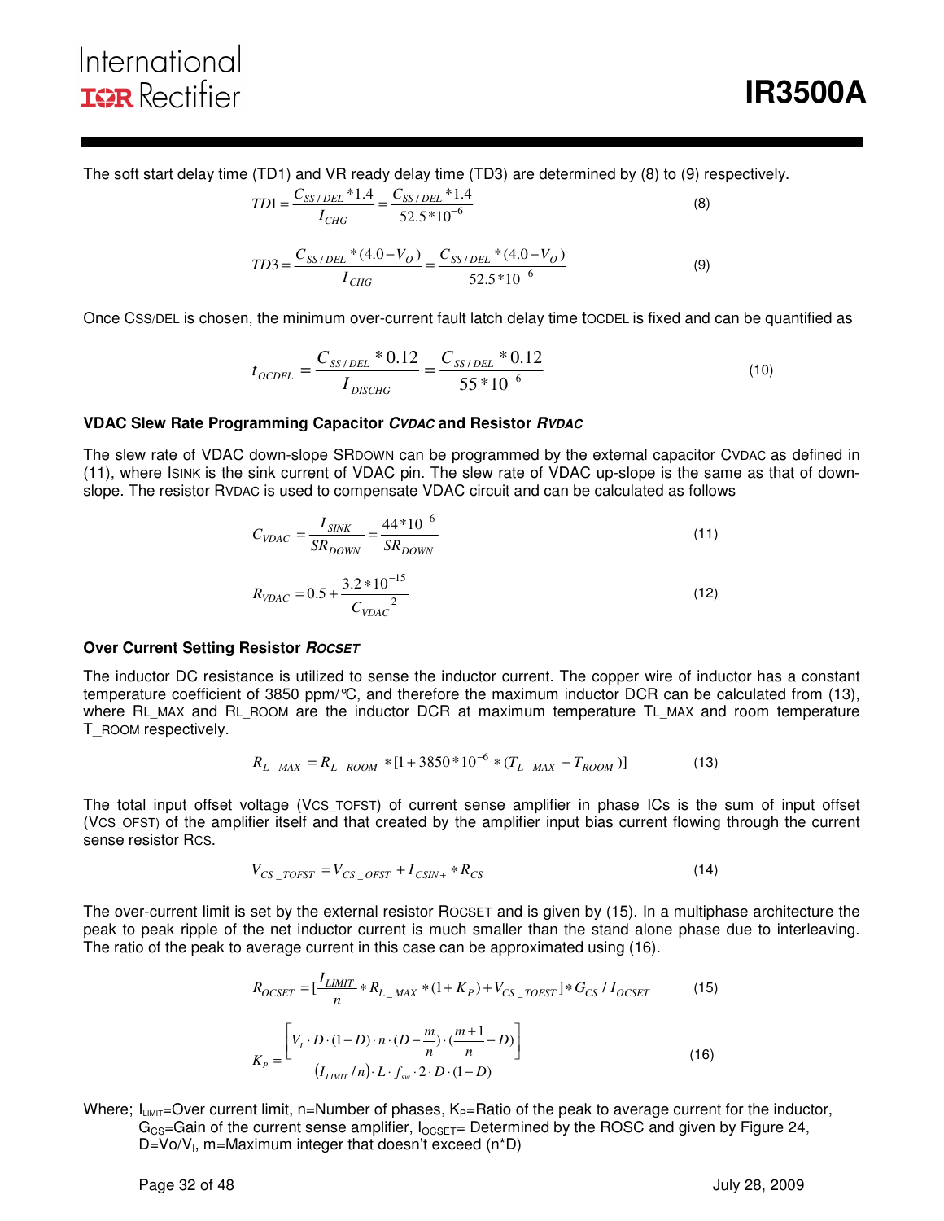The soft start delay time (TD1) and VR ready delay time (TD3) are determined by (8) to (9) respectively.

$$TD1 = \frac{C_{SS/DEL} * 1.4}{I_{CHG}} = \frac{C_{SS/DEL} * 1.4}{52.5 * 10^{-6}} \tag{8}$$

$$TD3 = \frac{C_{SS/DEL} * (4.0 - V_O)}{I_{CHG}} = \frac{C_{SS/DEL} * (4.0 - V_O)}{52.5 * 10^{-6}} \tag{9}$$

Once $C_{SS/DEL}$ is chosen, the minimum over-current fault latch delay time $t_{OCDEL}$ is fixed and can be quantified as

$$t_{OCDEL} = \frac{C_{SS/DEL} * 0.12}{I_{DISCHG}} = \frac{C_{SS/DEL} * 0.12}{55 * 10^{-6}} \tag{10}$$

### VDAC Slew Rate Programming Capacitor *CVDAC* and Resistor *RVDAC*

The slew rate of VDAC down-slope $SR_{DOWN}$ can be programmed by the external capacitor $C_{VDAC}$ as defined in (11), where $I_{SINK}$ is the sink current of VDAC pin. The slew rate of VDAC up-slope is the same as that of down-slope. The resistor $R_{VDAC}$ is used to compensate VDAC circuit and can be calculated as follows

$$C_{VDAC} = \frac{I_{SINK}}{SR_{DOWN}} = \frac{44 * 10^{-6}}{SR_{DOWN}} \tag{11}$$

$$R_{VDAC} = 0.5 + \frac{3.2 * 10^{-15}}{C_{VDAC}^{\ 2}} \tag{12}$$

### Over Current Setting Resistor *ROCSET*

The inductor DC resistance is utilized to sense the inductor current. The copper wire of inductor has a constant temperature coefficient of 3850 ppm/°C, and therefore the maximum inductor DCR can be calculated from (13), where $R_{L\_MAX}$ and $R_{L\_ROOM}$ are the inductor DCR at maximum temperature $T_{L\_MAX}$ and room temperature $T_{\_ROOM}$ respectively.

$$R_{L\_MAX} = R_{L\_ROOM} * [1 + 3850 * 10^{-6} * (T_{L\_MAX} - T_{ROOM})] \tag{13}$$

The total input offset voltage ($V_{CS\_TOFST}$) of current sense amplifier in phase ICs is the sum of input offset ($V_{CS\_OFST}$) of the amplifier itself and that created by the amplifier input bias current flowing through the current sense resistor $R_{CS}$.

$$V_{CS\_TOFST} = V_{CS\_OFST} + I_{CSIN+} * R_{CS} \tag{14}$$

The over-current limit is set by the external resistor ROCSET and is given by (15). In a multiphase architecture the peak to peak ripple of the net inductor current is much smaller than the stand alone phase due to interleaving. The ratio of the peak to average current in this case can be approximated using (16).

$$R_{OCSET} = [\frac{I_{LIMIT}}{n} * R_{L\_MAX} * (1 + K_P) + V_{CS\_TOFST}] * G_{CS} / I_{OCSET} \tag{15}$$

$$K_P = \frac{\left[ V_I \cdot D \cdot (1 - D) \cdot n \cdot (D - \frac{m}{n}) \cdot (\frac{m+1}{n} - D) \right]}{(I_{LIMIT} / n) \cdot L \cdot f_{sw} \cdot 2 \cdot D \cdot (1 - D)} \tag{16}$$

Where; $I_{LIMIT}$=Over current limit, n=Number of phases, $K_P$=Ratio of the peak to average current for the inductor, $G_{CS}$=Gain of the current sense amplifier, $I_{OCSET}$= Determined by the ROSC and given by Figure 24, $D=V_O/V_I$, m=Maximum integer that doesn't exceed (n*D)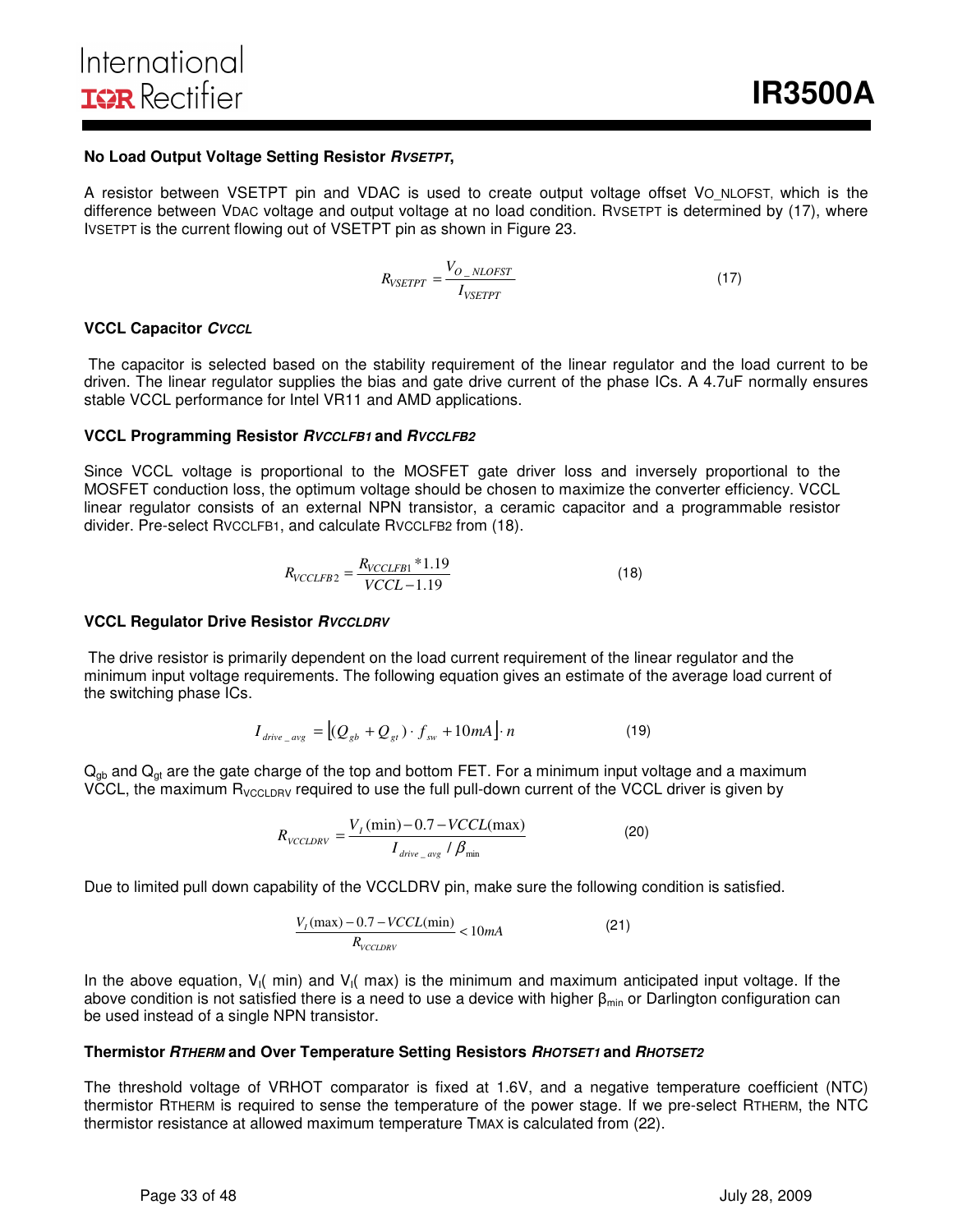### No Load Output Voltage Setting Resistor $R_{VSETPT}$,

A resistor between VSETPT pin and VDAC is used to create output voltage offset $V_{O\_NLOFST}$, which is the difference between $V_{DAC}$ voltage and output voltage at no load condition. $R_{VSETPT}$ is determined by (17), where $I_{VSETPT}$ is the current flowing out of VSETPT pin as shown in Figure 23.

$$R_{VSETPT} = \frac{V_{O\_NLOFST}}{I_{VSETPT}} \tag{17}$$

### VCCL Capacitor $C_{VCCL}$

The capacitor is selected based on the stability requirement of the linear regulator and the load current to be driven. The linear regulator supplies the bias and gate drive current of the phase ICs. A 4.7uF normally ensures stable VCCL performance for Intel VR11 and AMD applications.

### VCCL Programming Resistor $R_{VCCLFB1}$ and $R_{VCCLFB2}$

Since VCCL voltage is proportional to the MOSFET gate driver loss and inversely proportional to the MOSFET conduction loss, the optimum voltage should be chosen to maximize the converter efficiency. VCCL linear regulator consists of an external NPN transistor, a ceramic capacitor and a programmable resistor divider. Pre-select $R_{VCCLFB1}$, and calculate $R_{VCCLFB2}$ from (18).

$$R_{VCCLFB2} = \frac{R_{VCCLFB1} * 1.19}{VCCL - 1.19} \tag{18}$$

### VCCL Regulator Drive Resistor $R_{VCCLDRV}$

The drive resistor is primarily dependent on the load current requirement of the linear regulator and the minimum input voltage requirements. The following equation gives an estimate of the average load current of the switching phase ICs.

$$I_{drive\_avg} = \left[(Q_{gb} + Q_{gt}) \cdot f_{sw} + 10mA\right] \cdot n \tag{19}$$

$Q_{gb}$ and $Q_{gt}$ are the gate charge of the top and bottom FET. For a minimum input voltage and a maximum VCCL, the maximum $R_{VCCLDRV}$ required to use the full pull-down current of the VCCL driver is given by

$$R_{VCCLDRV} = \frac{V_I(\min) - 0.7 - VCCL(\max)}{I_{drive\_avg} / \beta_{\min}} \tag{20}$$

Due to limited pull down capability of the VCCLDRV pin, make sure the following condition is satisfied.

$$\frac{V_I(\max) - 0.7 - VCCL(\min)}{R_{VCCLDRV}} < 10mA \tag{21}$$

In the above equation, $V_I(\min)$ and $V_I(\max)$ is the minimum and maximum anticipated input voltage. If the above condition is not satisfied there is a need to use a device with higher $\beta_{\min}$ or Darlington configuration can be used instead of a single NPN transistor.

### Thermistor $R_{THERM}$ and Over Temperature Setting Resistors $R_{HOTSET1}$ and $R_{HOTSET2}$

The threshold voltage of VRHOT comparator is fixed at 1.6V, and a negative temperature coefficient (NTC) thermistor $R_{THERM}$ is required to sense the temperature of the power stage. If we pre-select $R_{THERM}$, the NTC thermistor resistance at allowed maximum temperature $T_{MAX}$ is calculated from (22).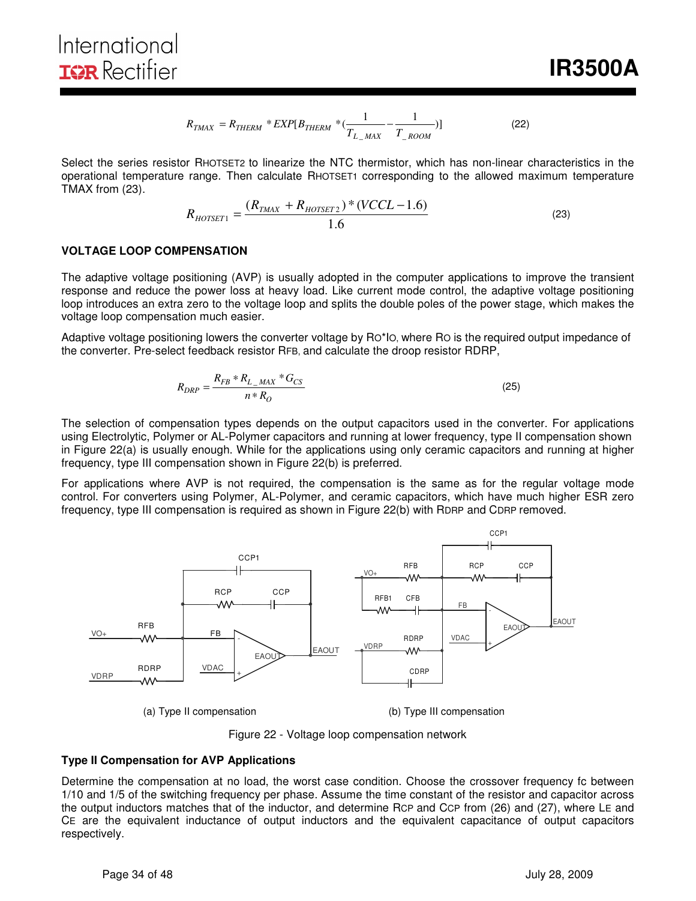$$R_{TMAX} = R_{THERM} * EXP[B_{THERM} * (\frac{1}{T_{L\_MAX}} - \frac{1}{T_{\_ROOM}})] \tag{22}$$

Select the series resistor $R_{HOTSET2}$ to linearize the NTC thermistor, which has non-linear characteristics in the operational temperature range. Then calculate $R_{HOTSET1}$ corresponding to the allowed maximum temperature TMAX from (23).

$$R_{HOTSET1} = \frac{(R_{TMAX} + R_{HOTSET2}) * (VCCL - 1.6)}{1.6} \tag{23}$$

### VOLTAGE LOOP COMPENSATION

The adaptive voltage positioning (AVP) is usually adopted in the computer applications to improve the transient response and reduce the power loss at heavy load. Like current mode control, the adaptive voltage positioning loop introduces an extra zero to the voltage loop and splits the double poles of the power stage, which makes the voltage loop compensation much easier.

Adaptive voltage positioning lowers the converter voltage by $R_O*I_O$, where $R_O$ is the required output impedance of the converter. Pre-select feedback resistor $R_{FB}$, and calculate the droop resistor RDRP,

$$R_{DRP} = \frac{R_{FB} * R_{L\_MAX} * G_{CS}}{n * R_O} \tag{25}$$

The selection of compensation types depends on the output capacitors used in the converter. For applications using Electrolytic, Polymer or AL-Polymer capacitors and running at lower frequency, type II compensation shown in Figure 22(a) is usually enough. While for the applications using only ceramic capacitors and running at higher frequency, type III compensation shown in Figure 22(b) is preferred.

For applications where AVP is not required, the compensation is the same as for the regular voltage mode control. For converters using Polymer, AL-Polymer, and ceramic capacitors, which have much higher ESR zero frequency, type III compensation is required as shown in Figure 22(b) with $R_{DRP}$ and $C_{DRP}$ removed.

(a) Type II compensation

(b) Type III compensation

Figure 22 - Voltage loop compensation network

### Type II Compensation for AVP Applications

Determine the compensation at no load, the worst case condition. Choose the crossover frequency fc between 1/10 and 1/5 of the switching frequency per phase. Assume the time constant of the resistor and capacitor across the output inductors matches that of the inductor, and determine $R_{CP}$ and $C_{CP}$ from (26) and (27), where $L_E$ and $C_E$ are the equivalent inductance of output inductors and the equivalent capacitance of output capacitors respectively.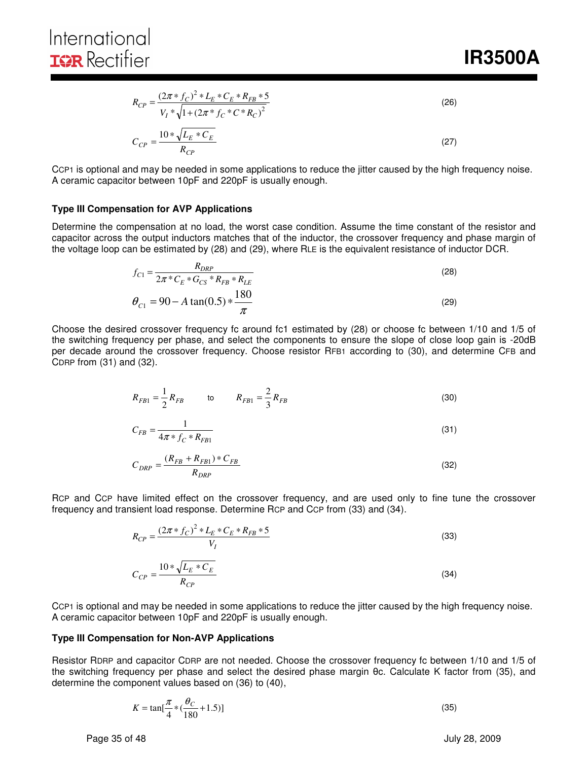$$R_{CP} = \frac{(2\pi * f_C)^2 * L_E * C_E * R_{FB} * 5}{V_I * \sqrt{1 + (2\pi * f_C * C * R_C)^2}} \tag{26}$$

$$C_{CP} = \frac{10 * \sqrt{L_E * C_E}}{R_{CP}} \tag{27}$$

$C_{CP1}$ is optional and may be needed in some applications to reduce the jitter caused by the high frequency noise. A ceramic capacitor between 10pF and 220pF is usually enough.

### Type III Compensation for AVP Applications

Determine the compensation at no load, the worst case condition. Assume the time constant of the resistor and capacitor across the output inductors matches that of the inductor, the crossover frequency and phase margin of the voltage loop can be estimated by (28) and (29), where $R_{LE}$ is the equivalent resistance of inductor DCR.

$$f_{C1} = \frac{R_{DRP}}{2\pi * C_E * G_{CS} * R_{FB} * R_{LE}} \tag{28}$$

$$\theta_{C1} = 90 - A\tan(0.5) * \frac{180}{\pi} \tag{29}$$

Choose the desired crossover frequency fc around fc1 estimated by (28) or choose fc between 1/10 and 1/5 of the switching frequency per phase, and select the components to ensure the slope of close loop gain is -20dB per decade around the crossover frequency. Choose resistor $R_{FB1}$ according to (30), and determine $C_{FB}$ and $C_{DRP}$ from (31) and (32).

$$R_{FB1} = \frac{1}{2} R_{FB} \quad \text{to} \quad R_{FB1} = \frac{2}{3} R_{FB} \tag{30}$$

$$C_{FB} = \frac{1}{4\pi * f_C * R_{FB1}} \tag{31}$$

$$C_{DRP} = \frac{(R_{FB} + R_{FB1}) * C_{FB}}{R_{DRP}} \tag{32}$$

$R_{CP}$ and $C_{CP}$ have limited effect on the crossover frequency, and are used only to fine tune the crossover frequency and transient load response. Determine $R_{CP}$ and $C_{CP}$ from (33) and (34).

$$R_{CP} = \frac{(2\pi * f_C)^2 * L_E * C_E * R_{FB} * 5}{V_I} \tag{33}$$

$$C_{CP} = \frac{10 * \sqrt{L_E * C_E}}{R_{CP}} \tag{34}$$

$C_{CP1}$ is optional and may be needed in some applications to reduce the jitter caused by the high frequency noise. A ceramic capacitor between 10pF and 220pF is usually enough.

### Type III Compensation for Non-AVP Applications

Resistor $R_{DRP}$ and capacitor $C_{DRP}$ are not needed. Choose the crossover frequency fc between 1/10 and 1/5 of the switching frequency per phase and select the desired phase margin $\theta_C$. Calculate K factor from (35), and determine the component values based on (36) to (40),

$$K = \tan\left[\frac{\pi}{4} * \left(\frac{\theta_C}{180} + 1.5\right)\right] \tag{35}$$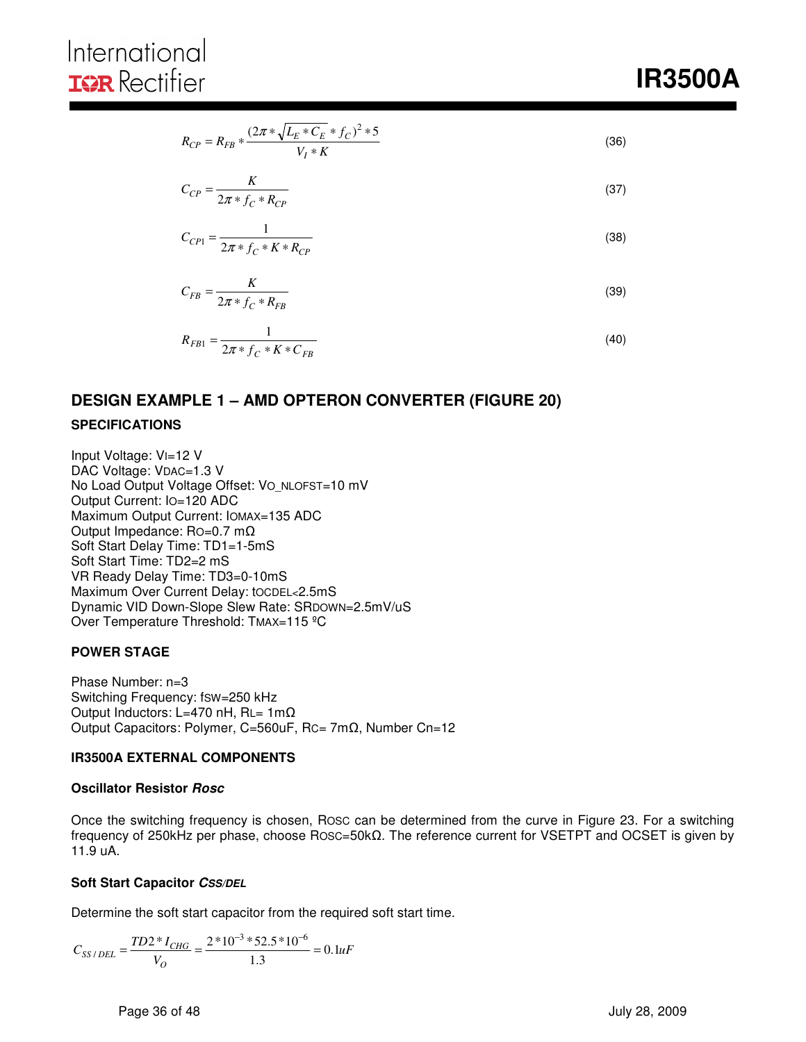$$R_{CP} = R_{FB} * \frac{(2\pi * \sqrt{L_E * C_E} * f_C)^2 * 5}{V_I * K} \tag{36}$$

$$C_{CP} = \frac{K}{2\pi * f_C * R_{CP}} \tag{37}$$

$$C_{CP1} = \frac{1}{2\pi * f_C * K * R_{CP}} \tag{38}$$

$$C_{FB} = \frac{K}{2\pi * f_C * R_{FB}} \tag{39}$$

$$R_{FB1} = \frac{1}{2\pi * f_C * K * C_{FB}} \tag{40}$$

## DESIGN EXAMPLE 1 – AMD OPTERON CONVERTER (FIGURE 20)

### SPECIFICATIONS

Input Voltage: $V_I$=12 V
DAC Voltage: $V_{DAC}$=1.3 V
No Load Output Voltage Offset: $V_{O\_NLOFST}$=10 mV
Output Current: $I_O$=120 ADC
Maximum Output Current: $I_{OMAX}$=135 ADC
Output Impedance: $R_O$=0.7 mΩ
Soft Start Delay Time: TD1=1-5mS
Soft Start Time: TD2=2 mS
VR Ready Delay Time: TD3=0-10mS
Maximum Over Current Delay: $t_{OCDEL}$<2.5mS
Dynamic VID Down-Slope Slew Rate: $SR_{DOWN}$=2.5mV/uS
Over Temperature Threshold: $T_{MAX}$=115 ºC

### POWER STAGE

Phase Number: n=3
Switching Frequency: $f_{SW}$=250 kHz
Output Inductors: L=470 nH, $R_L$= 1mΩ
Output Capacitors: Polymer, C=560uF, $R_C$= 7mΩ, Number Cn=12

### IR3500A EXTERNAL COMPONENTS

#### Oscillator Resistor *Rosc*

Once the switching frequency is chosen, $R_{OSC}$ can be determined from the curve in Figure 23. For a switching frequency of 250kHz per phase, choose $R_{OSC}$=50kΩ. The reference current for VSETPT and OCSET is given by 11.9 uA.

#### Soft Start Capacitor *CSS/DEL*

Determine the soft start capacitor from the required soft start time.

$$C_{SS/DEL} = \frac{TD2 * I_{CHG}}{V_O} = \frac{2 * 10^{-3} * 52.5 * 10^{-6}}{1.3} = 0.1uF$$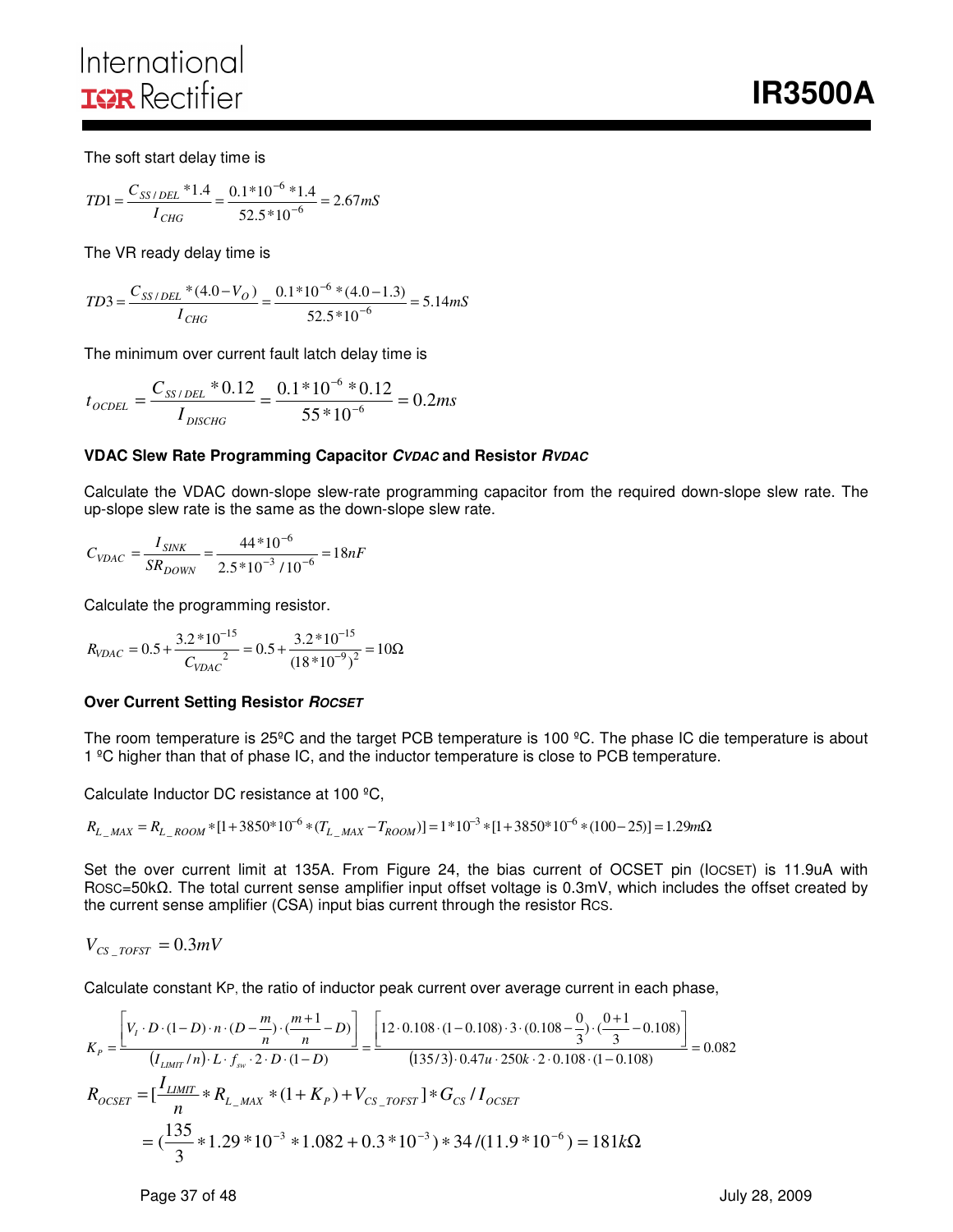The soft start delay time is

$$TD1 = \frac{C_{SS/DEL} * 1.4}{I_{CHG}} = \frac{0.1*10^{-6}*1.4}{52.5*10^{-6}} = 2.67mS$$

The VR ready delay time is

$$TD3 = \frac{C_{SS/DEL} * (4.0 - V_O)}{I_{CHG}} = \frac{0.1*10^{-6}*(4.0-1.3)}{52.5*10^{-6}} = 5.14mS$$

The minimum over current fault latch delay time is

$$t_{OCDEL} = \frac{C_{SS/DEL} * 0.12}{I_{DISCHG}} = \frac{0.1*10^{-6}*0.12}{55*10^{-6}} = 0.2ms$$

**VDAC Slew Rate Programming Capacitor *CVDAC* and Resistor *RVDAC***

Calculate the VDAC down-slope slew-rate programming capacitor from the required down-slope slew rate. The up-slope slew rate is the same as the down-slope slew rate.

$$C_{VDAC} = \frac{I_{SINK}}{SR_{DOWN}} = \frac{44*10^{-6}}{2.5*10^{-3}/10^{-6}} = 18nF$$

Calculate the programming resistor.

$$R_{VDAC} = 0.5 + \frac{3.2*10^{-15}}{C_{VDAC}{}^2} = 0.5 + \frac{3.2*10^{-15}}{(18*10^{-9})^2} = 10\Omega$$

**Over Current Setting Resistor *ROCSET***

The room temperature is 25ºC and the target PCB temperature is 100 ºC. The phase IC die temperature is about 1 ºC higher than that of phase IC, and the inductor temperature is close to PCB temperature.

Calculate Inductor DC resistance at 100 ºC,

$$R_{L\_MAX} = R_{L\_ROOM} * [1 + 3850*10^{-6} * (T_{L\_MAX} - T_{ROOM})] = 1*10^{-3} * [1 + 3850*10^{-6} * (100-25)] = 1.29m\Omega$$

Set the over current limit at 135A. From Figure 24, the bias current of OCSET pin ($I_{OCSET}$) is 11.9uA with $R_{OSC}$=50kΩ. The total current sense amplifier input offset voltage is 0.3mV, which includes the offset created by the current sense amplifier (CSA) input bias current through the resistor $R_{CS}$.

$$V_{CS\_TOFST} = 0.3mV$$

Calculate constant $K_P$, the ratio of inductor peak current over average current in each phase,

$$K_P = \frac{\left[V_I \cdot D \cdot (1-D) \cdot n \cdot (D - \frac{m}{n}) \cdot (\frac{m+1}{n} - D)\right]}{(I_{LIMIT}/n) \cdot L \cdot f_{sw} \cdot 2 \cdot D \cdot (1-D)} = \frac{\left[12 \cdot 0.108 \cdot (1-0.108) \cdot 3 \cdot (0.108 - \frac{0}{3}) \cdot (\frac{0+1}{3} - 0.108)\right]}{(135/3) \cdot 0.47u \cdot 250k \cdot 2 \cdot 0.108 \cdot (1-0.108)} = 0.082$$

$$R_{OCSET} = [\frac{I_{LIMIT}}{n} * R_{L\_MAX} * (1 + K_P) + V_{CS\_TOFST}] * G_{CS} / I_{OCSET}$$

$$= (\frac{135}{3} * 1.29*10^{-3} * 1.082 + 0.3*10^{-3}) * 34 / (11.9*10^{-6}) = 181k\Omega$$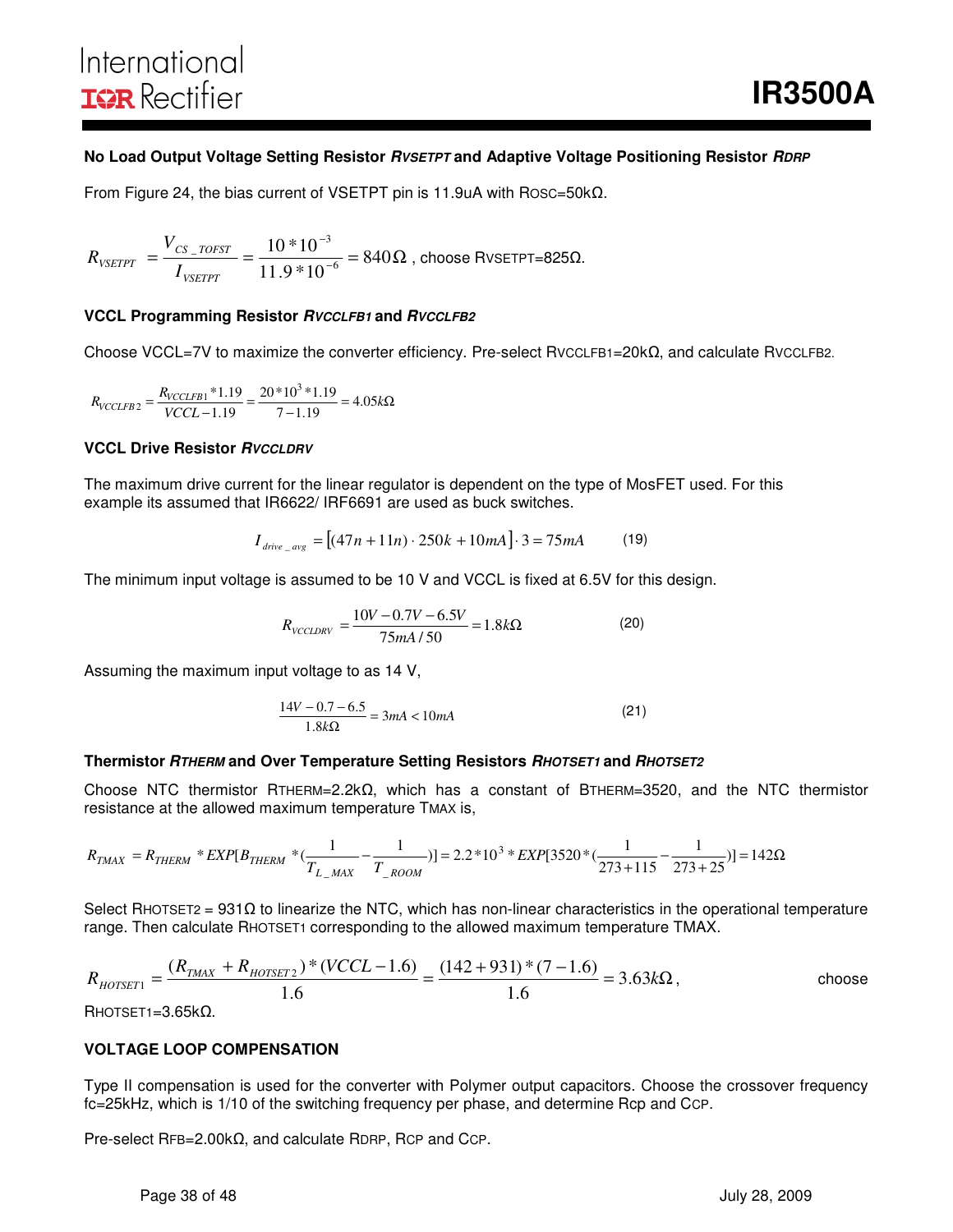### No Load Output Voltage Setting Resistor $R_{VSETPT}$ and Adaptive Voltage Positioning Resistor $R_{DRP}$

From Figure 24, the bias current of VSETPT pin is 11.9uA with ROSC=50kΩ.

$$R_{VSETPT} = \frac{V_{CS\_TOFST}}{I_{VSETPT}} = \frac{10*10^{-3}}{11.9*10^{-6}} = 840\Omega$$ , choose RVSETPT=825Ω.

### VCCL Programming Resistor $R_{VCCLFB1}$ and $R_{VCCLFB2}$

Choose VCCL=7V to maximize the converter efficiency. Pre-select RVCCLFB1=20kΩ, and calculate RVCCLFB2.

$$R_{VCCLFB2} = \frac{R_{VCCLFB1}*1.19}{VCCL-1.19} = \frac{20*10^3*1.19}{7-1.19} = 4.05k\Omega$$

### VCCL Drive Resistor $R_{VCCLDRV}$

The maximum drive current for the linear regulator is dependent on the type of MosFET used. For this example its assumed that IR6622/ IRF6691 are used as buck switches.

$$I_{drive\_avg} = \left[(47n + 11n)\cdot 250k + 10mA\right]\cdot 3 = 75mA \qquad (19)$$

The minimum input voltage is assumed to be 10 V and VCCL is fixed at 6.5V for this design.

$$R_{VCCLDRV} = \frac{10V - 0.7V - 6.5V}{75mA/50} = 1.8k\Omega \qquad (20)$$

Assuming the maximum input voltage to as 14 V,

$$\frac{14V - 0.7 - 6.5}{1.8k\Omega} = 3mA < 10mA \qquad (21)$$

### Thermistor $R_{THERM}$ and Over Temperature Setting Resistors $R_{HOTSET1}$ and $R_{HOTSET2}$

Choose NTC thermistor RTHERM=2.2kΩ, which has a constant of BTHERM=3520, and the NTC thermistor resistance at the allowed maximum temperature TMAX is,

$$R_{TMAX} = R_{THERM} * EXP[B_{THERM} * (\frac{1}{T_{L\_MAX}} - \frac{1}{T_{\_ROOM}})] = 2.2*10^3 * EXP[3520*(\frac{1}{273+115} - \frac{1}{273+25})] = 142\Omega$$

Select RHOTSET2 = 931Ω to linearize the NTC, which has non-linear characteristics in the operational temperature range. Then calculate RHOTSET1 corresponding to the allowed maximum temperature TMAX.

$$R_{HOTSET1} = \frac{(R_{TMAX} + R_{HOTSET2})*(VCCL-1.6)}{1.6} = \frac{(142+931)*(7-1.6)}{1.6} = 3.63k\Omega$$ , choose RHOTSET1=3.65kΩ.

### VOLTAGE LOOP COMPENSATION

Type II compensation is used for the converter with Polymer output capacitors. Choose the crossover frequency fc=25kHz, which is 1/10 of the switching frequency per phase, and determine Rcp and CCP.

Pre-select RFB=2.00kΩ, and calculate RDRP, RCP and CCP.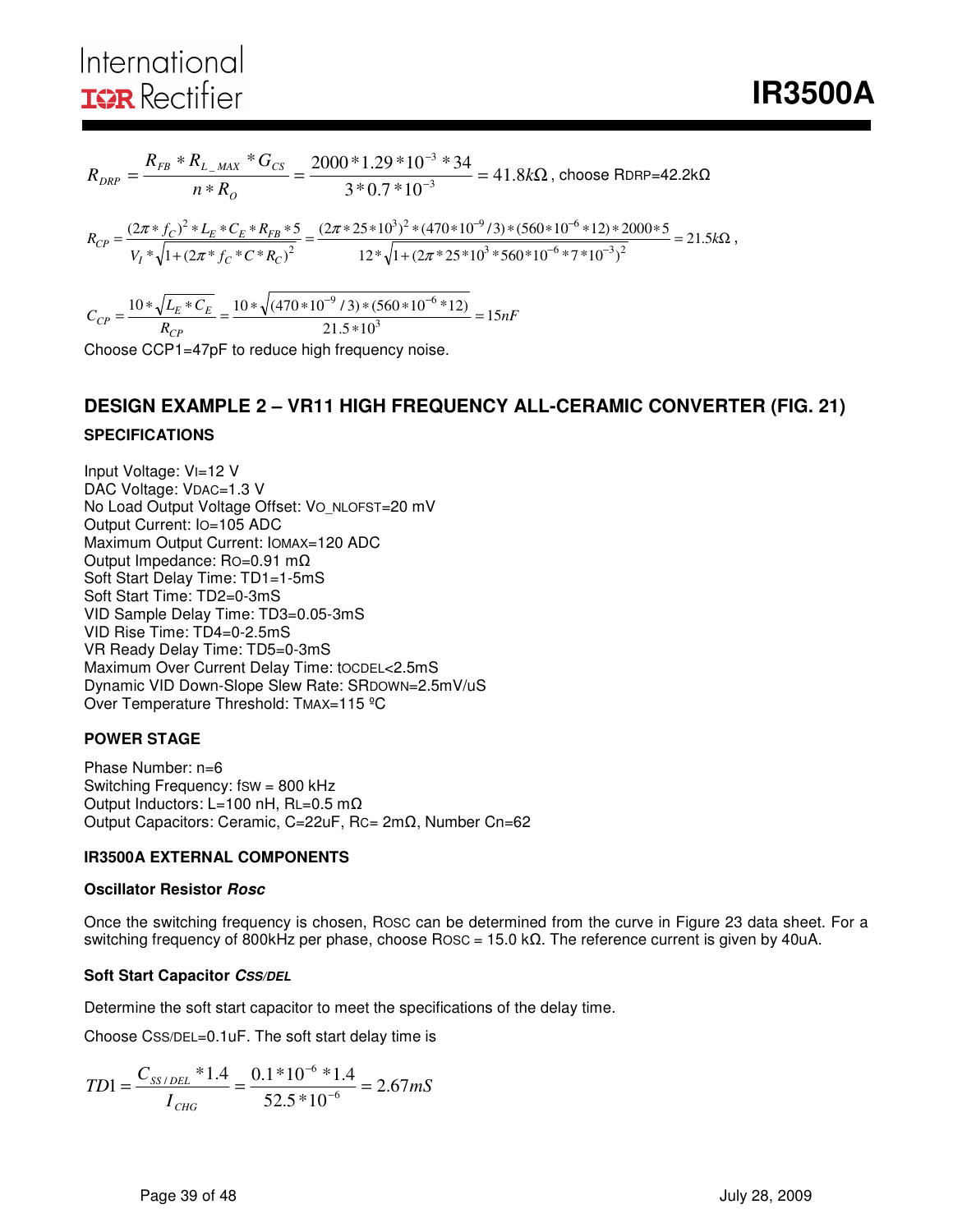$$R_{DRP} = \frac{R_{FB} * R_{L\_MAX} * G_{CS}}{n * R_O} = \frac{2000 * 1.29 * 10^{-3} * 34}{3 * 0.7 * 10^{-3}} = 41.8k\Omega$$, choose RDRP=42.2kΩ

$$R_{CP} = \frac{(2\pi * f_C)^2 * L_E * C_E * R_{FB} * 5}{V_I * \sqrt{1 + (2\pi * f_C * C * R_C)^2}} = \frac{(2\pi * 25 * 10^3)^2 * (470 * 10^{-9} / 3) * (560 * 10^{-6} * 12) * 2000 * 5}{12 * \sqrt{1 + (2\pi * 25 * 10^3 * 560 * 10^{-6} * 7 * 10^{-3})^2}} = 21.5k\Omega,$$

$$C_{CP} = \frac{10 * \sqrt{L_E * C_E}}{R_{CP}} = \frac{10 * \sqrt{(470 * 10^{-9} / 3) * (560 * 10^{-6} * 12)}}{21.5 * 10^3} = 15nF$$

Choose CCP1=47pF to reduce high frequency noise.

## DESIGN EXAMPLE 2 – VR11 HIGH FREQUENCY ALL-CERAMIC CONVERTER (FIG. 21)

### SPECIFICATIONS

Input Voltage: $V_I$=12 V
DAC Voltage: $V_{DAC}$=1.3 V
No Load Output Voltage Offset: $V_{O\_NLOFST}$=20 mV
Output Current: $I_O$=105 ADC
Maximum Output Current: $I_{OMAX}$=120 ADC
Output Impedance: $R_O$=0.91 mΩ
Soft Start Delay Time: TD1=1-5mS
Soft Start Time: TD2=0-3mS
VID Sample Delay Time: TD3=0.05-3mS
VID Rise Time: TD4=0-2.5mS
VR Ready Delay Time: TD5=0-3mS
Maximum Over Current Delay Time: $t_{OCDEL}$<2.5mS
Dynamic VID Down-Slope Slew Rate: $SR_{DOWN}$=2.5mV/uS
Over Temperature Threshold: $T_{MAX}$=115 ºC

### POWER STAGE

Phase Number: n=6
Switching Frequency: $f_{SW}$ = 800 kHz
Output Inductors: L=100 nH, $R_L$=0.5 mΩ
Output Capacitors: Ceramic, C=22uF, $R_C$= 2mΩ, Number Cn=62

### IR3500A EXTERNAL COMPONENTS

#### Oscillator Resistor *Rosc*

Once the switching frequency is chosen, $R_{OSC}$ can be determined from the curve in Figure 23 data sheet. For a switching frequency of 800kHz per phase, choose $R_{OSC}$ = 15.0 kΩ. The reference current is given by 40uA.

#### Soft Start Capacitor *CSS/DEL*

Determine the soft start capacitor to meet the specifications of the delay time.

Choose $C_{SS/DEL}$=0.1uF. The soft start delay time is

$$TD1 = \frac{C_{SS/DEL} * 1.4}{I_{CHG}} = \frac{0.1 * 10^{-6} * 1.4}{52.5 * 10^{-6}} = 2.67mS$$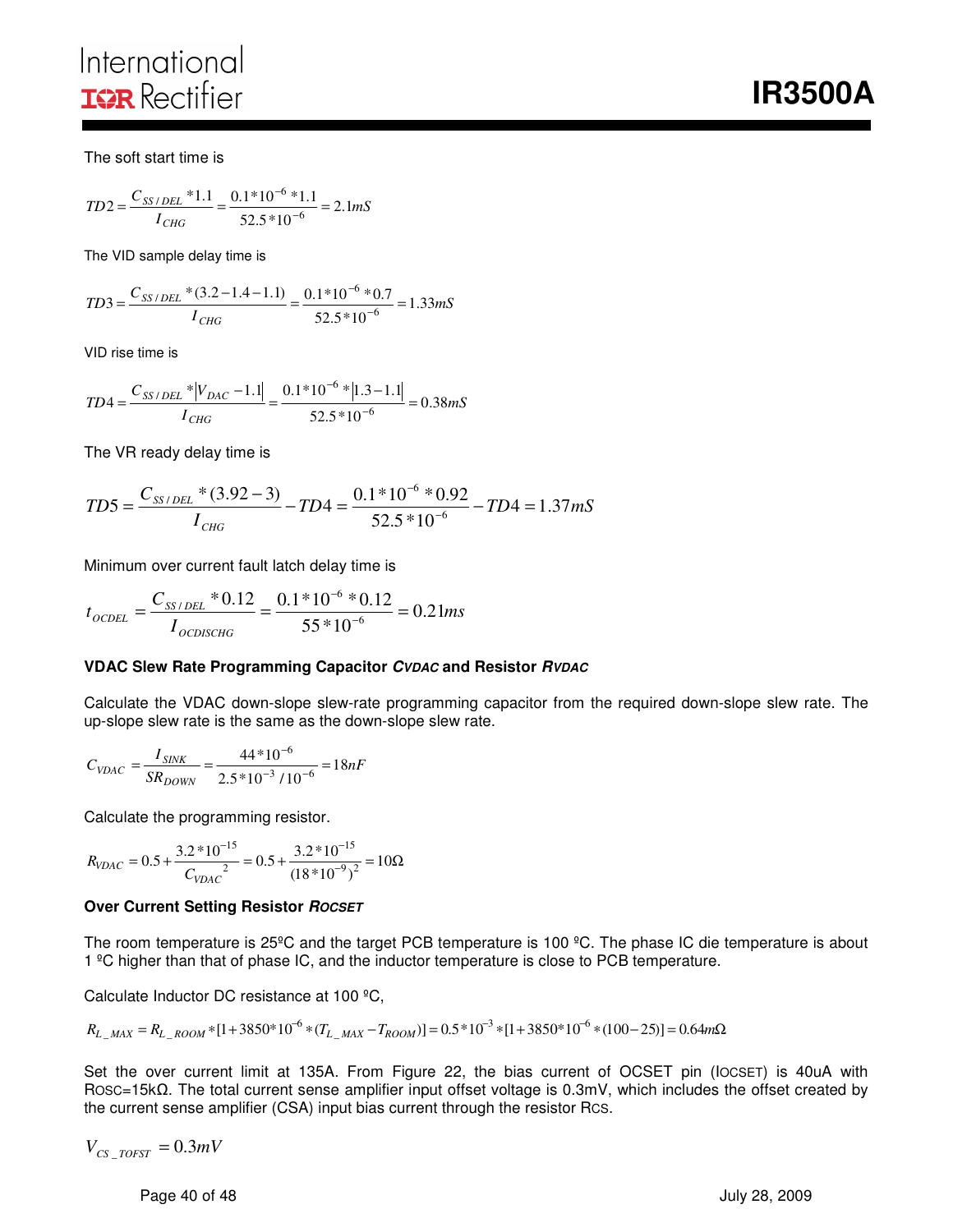The soft start time is

$$TD2 = \frac{C_{SS/DEL} * 1.1}{I_{CHG}} = \frac{0.1*10^{-6}*1.1}{52.5*10^{-6}} = 2.1mS$$

The VID sample delay time is

$$TD3 = \frac{C_{SS/DEL} * (3.2 - 1.4 - 1.1)}{I_{CHG}} = \frac{0.1*10^{-6}*0.7}{52.5*10^{-6}} = 1.33mS$$

VID rise time is

$$TD4 = \frac{C_{SS/DEL} * |V_{DAC} - 1.1|}{I_{CHG}} = \frac{0.1*10^{-6}*|1.3 - 1.1|}{52.5*10^{-6}} = 0.38mS$$

The VR ready delay time is

$$TD5 = \frac{C_{SS/DEL} * (3.92 - 3)}{I_{CHG}} - TD4 = \frac{0.1*10^{-6}*0.92}{52.5*10^{-6}} - TD4 = 1.37mS$$

Minimum over current fault latch delay time is

$$t_{OCDEL} = \frac{C_{SS/DEL} * 0.12}{I_{OCDISCHG}} = \frac{0.1*10^{-6}*0.12}{55*10^{-6}} = 0.21ms$$

**VDAC Slew Rate Programming Capacitor *$C_{VDAC}$* and Resistor *$R_{VDAC}$***

Calculate the VDAC down-slope slew-rate programming capacitor from the required down-slope slew rate. The up-slope slew rate is the same as the down-slope slew rate.

$$C_{VDAC} = \frac{I_{SINK}}{SR_{DOWN}} = \frac{44*10^{-6}}{2.5*10^{-3}/10^{-6}} = 18nF$$

Calculate the programming resistor.

$$R_{VDAC} = 0.5 + \frac{3.2*10^{-15}}{C_{VDAC}^{\ 2}} = 0.5 + \frac{3.2*10^{-15}}{(18*10^{-9})^2} = 10\Omega$$

**Over Current Setting Resistor *$R_{OCSET}$***

The room temperature is 25ºC and the target PCB temperature is 100 ºC. The phase IC die temperature is about 1 ºC higher than that of phase IC, and the inductor temperature is close to PCB temperature.

Calculate Inductor DC resistance at 100 ºC,

$$R_{L\_MAX} = R_{L\_ROOM} * [1 + 3850*10^{-6} * (T_{L\_MAX} - T_{ROOM})] = 0.5*10^{-3} * [1 + 3850*10^{-6} * (100 - 25)] = 0.64m\Omega$$

Set the over current limit at 135A. From Figure 22, the bias current of OCSET pin ($I_{OCSET}$) is 40uA with $R_{OSC}$=15kΩ. The total current sense amplifier input offset voltage is 0.3mV, which includes the offset created by the current sense amplifier (CSA) input bias current through the resistor $R_{CS}$.

$$V_{CS\_TOFST} = 0.3mV$$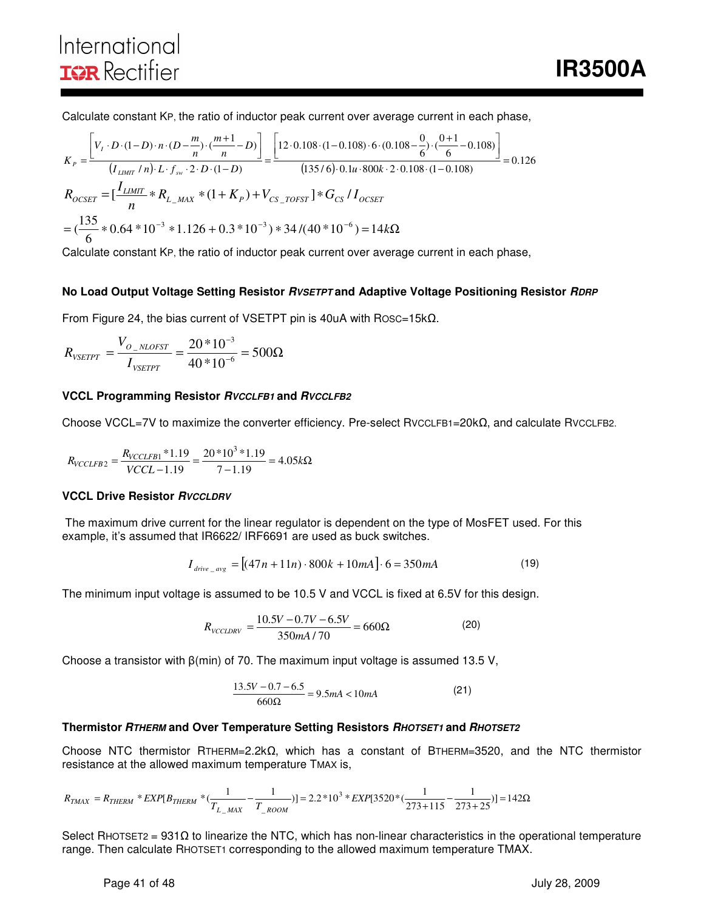Calculate constant $K_P$, the ratio of inductor peak current over average current in each phase,

$$K_P = \frac{\left[V_I \cdot D \cdot (1-D) \cdot n \cdot (D - \frac{m}{n}) \cdot (\frac{m+1}{n} - D)\right]}{(I_{LIMIT} / n) \cdot L \cdot f_{sw} \cdot 2 \cdot D \cdot (1-D)} = \frac{\left[12 \cdot 0.108 \cdot (1-0.108) \cdot 6 \cdot (0.108 - \frac{0}{6}) \cdot (\frac{0+1}{6} - 0.108)\right]}{(135/6) \cdot 0.1u \cdot 800k \cdot 2 \cdot 0.108 \cdot (1-0.108)} = 0.126$$

$$R_{OCSET} = [\frac{I_{LIMIT}}{n} * R_{L\_MAX} * (1+K_P) + V_{CS\_TOFST}] * G_{CS} / I_{OCSET}$$

$$= (\frac{135}{6} * 0.64 * 10^{-3} * 1.126 + 0.3 * 10^{-3}) * 34 / (40 * 10^{-6}) = 14k\Omega$$

Calculate constant $K_P$, the ratio of inductor peak current over average current in each phase,

### No Load Output Voltage Setting Resistor *$R_{VSETPT}$* and Adaptive Voltage Positioning Resistor *$R_{DRP}$*

From Figure 24, the bias current of VSETPT pin is 40uA with $R_{OSC}$=15kΩ.

$$R_{VSETPT} = \frac{V_{O\_NLOFST}}{I_{VSETPT}} = \frac{20 * 10^{-3}}{40 * 10^{-6}} = 500\Omega$$

### VCCL Programming Resistor *$R_{VCCLFB1}$* and *$R_{VCCLFB2}$*

Choose VCCL=7V to maximize the converter efficiency. Pre-select $R_{VCCLFB1}$=20kΩ, and calculate $R_{VCCLFB2}$.

$$R_{VCCLFB2} = \frac{R_{VCCLFB1} * 1.19}{VCCL - 1.19} = \frac{20 * 10^3 * 1.19}{7 - 1.19} = 4.05k\Omega$$

### VCCL Drive Resistor *$R_{VCCLDRV}$*

The maximum drive current for the linear regulator is dependent on the type of MosFET used. For this example, it's assumed that IR6622/ IRF6691 are used as buck switches.

$$I_{drive\_avg} = \left[(47n + 11n) \cdot 800k + 10mA\right] \cdot 6 = 350mA \tag{19}$$

The minimum input voltage is assumed to be 10.5 V and VCCL is fixed at 6.5V for this design.

$$R_{VCCLDRV} = \frac{10.5V - 0.7V - 6.5V}{350mA / 70} = 660\Omega \tag{20}$$

Choose a transistor with β(min) of 70. The maximum input voltage is assumed 13.5 V,

$$\frac{13.5V - 0.7 - 6.5}{660\Omega} = 9.5mA < 10mA \tag{21}$$

### Thermistor *$R_{THERM}$* and Over Temperature Setting Resistors *$R_{HOTSET1}$* and *$R_{HOTSET2}$*

Choose NTC thermistor $R_{THERM}$=2.2kΩ, which has a constant of $B_{THERM}$=3520, and the NTC thermistor resistance at the allowed maximum temperature $T_{MAX}$ is,

$$R_{TMAX} = R_{THERM} * EXP[B_{THERM} * (\frac{1}{T_{L\_MAX}} - \frac{1}{T_{\_ROOM}})] = 2.2 * 10^3 * EXP[3520 * (\frac{1}{273+115} - \frac{1}{273+25})] = 142\Omega$$

Select $R_{HOTSET2}$ = 931Ω to linearize the NTC, which has non-linear characteristics in the operational temperature range. Then calculate $R_{HOTSET1}$ corresponding to the allowed maximum temperature TMAX.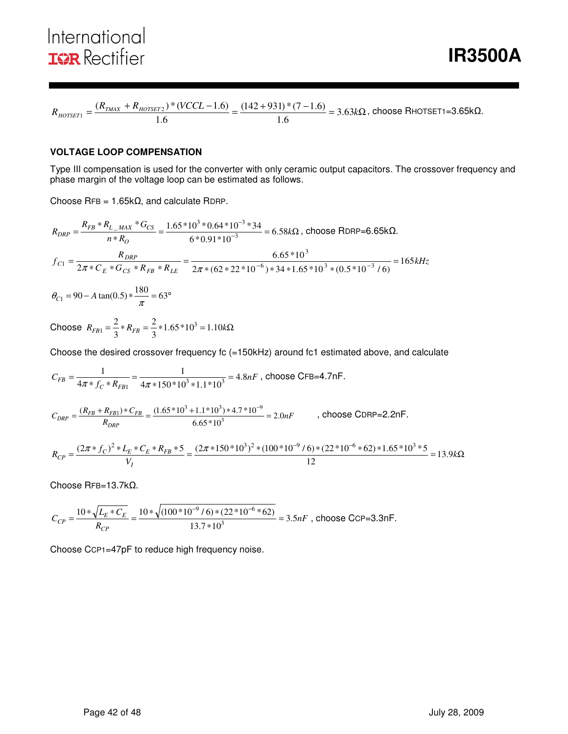$$R_{HOTSET1} = \frac{(R_{TMAX} + R_{HOTSET2}) * (VCCL - 1.6)}{1.6} = \frac{(142 + 931) * (7 - 1.6)}{1.6} = 3.63k\Omega$$, choose RHOTSET1=3.65kΩ.

## VOLTAGE LOOP COMPENSATION

Type III compensation is used for the converter with only ceramic output capacitors. The crossover frequency and phase margin of the voltage loop can be estimated as follows.

Choose RFB = 1.65kΩ, and calculate RDRP.

$$R_{DRP} = \frac{R_{FB} * R_{L\_MAX} * G_{CS}}{n * R_O} = \frac{1.65*10^3 * 0.64*10^{-3} * 34}{6*0.91*10^{-3}} = 6.58k\Omega$$, choose RDRP=6.65kΩ.

$$f_{C1} = \frac{R_{DRP}}{2\pi * C_E * G_{CS} * R_{FB} * R_{LE}} = \frac{6.65*10^3}{2\pi * (62*22*10^{-6}) * 34 * 1.65*10^3 * (0.5*10^{-3}/6)} = 165kHz$$

$$\theta_{C1} = 90 - A\tan(0.5) * \frac{180}{\pi} = 63°$$

Choose $R_{FB1} = \frac{2}{3} * R_{FB} = \frac{2}{3} * 1.65*10^3 = 1.10k\Omega$

Choose the desired crossover frequency fc (=150kHz) around fc1 estimated above, and calculate

$$C_{FB} = \frac{1}{4\pi * f_C * R_{FB1}} = \frac{1}{4\pi * 150*10^3 * 1.1*10^3} = 4.8nF$$, choose CFB=4.7nF.

$$C_{DRP} = \frac{(R_{FB} + R_{FB1}) * C_{FB}}{R_{DRP}} = \frac{(1.65*10^3 + 1.1*10^3) * 4.7*10^{-9}}{6.65*10^3} = 2.0nF$$, choose CDRP=2.2nF.

$$R_{CP} = \frac{(2\pi * f_C)^2 * L_E * C_E * R_{FB} * 5}{V_I} = \frac{(2\pi * 150*10^3)^2 * (100*10^{-9}/6) * (22*10^{-6} * 62) * 1.65*10^3 * 5}{12} = 13.9k\Omega$$

Choose RFB=13.7kΩ.

$$C_{CP} = \frac{10 * \sqrt{L_E * C_E}}{R_{CP}} = \frac{10 * \sqrt{(100*10^{-9}/6) * (22*10^{-6} * 62)}}{13.7*10^3} = 3.5nF$$, choose CCP=3.3nF.

Choose CCP1=47pF to reduce high frequency noise.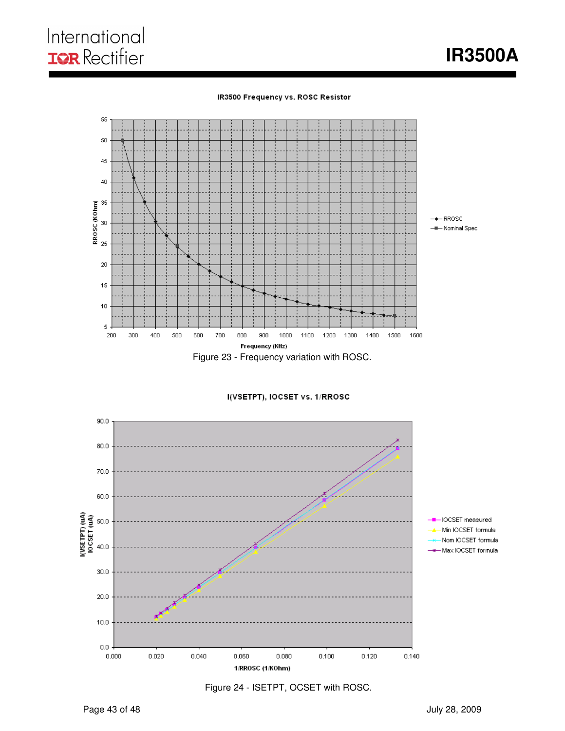Figure 23 - Frequency variation with ROSC.

Figure 24 - ISETPT, OCSET with ROSC.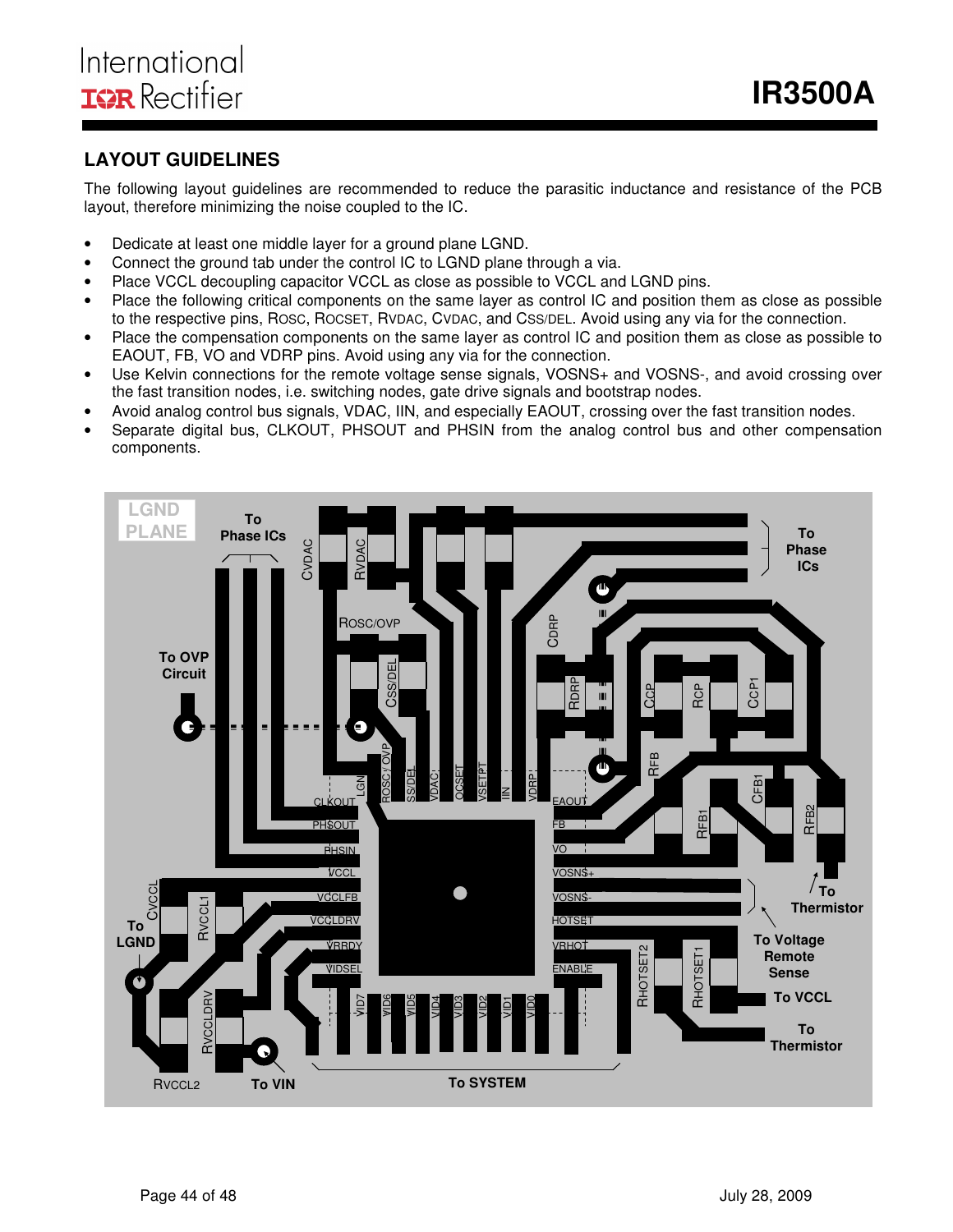## LAYOUT GUIDELINES

The following layout guidelines are recommended to reduce the parasitic inductance and resistance of the PCB layout, therefore minimizing the noise coupled to the IC.

- Dedicate at least one middle layer for a ground plane LGND.
- Connect the ground tab under the control IC to LGND plane through a via.
- Place VCCL decoupling capacitor VCCL as close as possible to VCCL and LGND pins.
- Place the following critical components on the same layer as control IC and position them as close as possible to the respective pins, ROSC, ROCSET, RVDAC, CVDAC, and CSS/DEL. Avoid using any via for the connection.
- Place the compensation components on the same layer as control IC and position them as close as possible to EAOUT, FB, VO and VDRP pins. Avoid using any via for the connection.
- Use Kelvin connections for the remote voltage sense signals, VOSNS+ and VOSNS-, and avoid crossing over the fast transition nodes, i.e. switching nodes, gate drive signals and bootstrap nodes.
- Avoid analog control bus signals, VDAC, IIN, and especially EAOUT, crossing over the fast transition nodes.
- Separate digital bus, CLKOUT, PHSOUT and PHSIN from the analog control bus and other compensation components.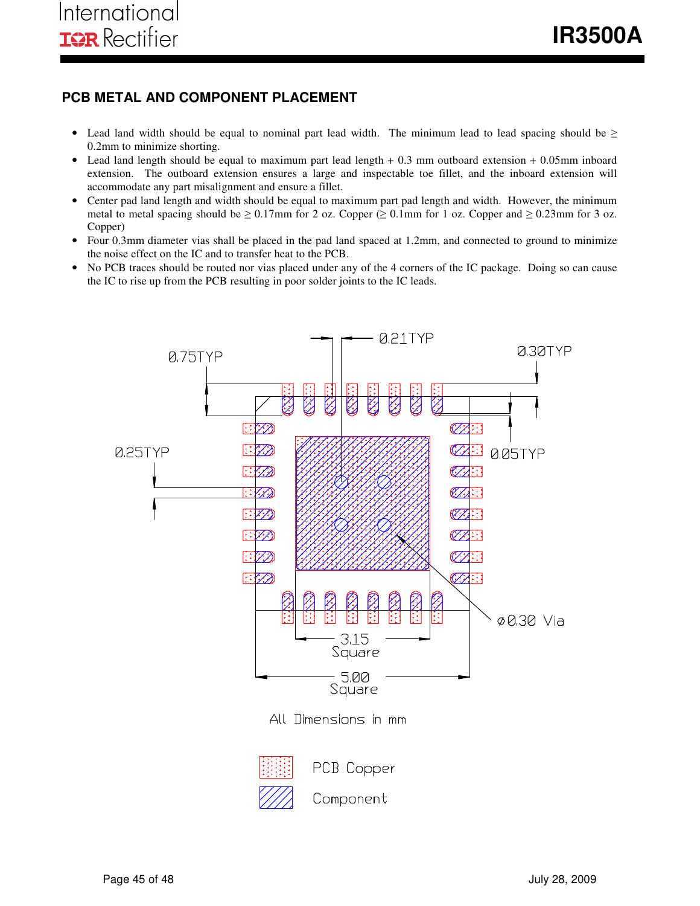## PCB METAL AND COMPONENT PLACEMENT

- Lead land width should be equal to nominal part lead width. The minimum lead to lead spacing should be ≥ 0.2mm to minimize shorting.
- Lead land length should be equal to maximum part lead length + 0.3 mm outboard extension + 0.05mm inboard extension. The outboard extension ensures a large and inspectable toe fillet, and the inboard extension will accommodate any part misalignment and ensure a fillet.
- Center pad land length and width should be equal to maximum part pad length and width. However, the minimum metal to metal spacing should be ≥ 0.17mm for 2 oz. Copper (≥ 0.1mm for 1 oz. Copper and ≥ 0.23mm for 3 oz. Copper)
- Four 0.3mm diameter vias shall be placed in the pad land spaced at 1.2mm, and connected to ground to minimize the noise effect on the IC and to transfer heat to the PCB.
- No PCB traces should be routed nor vias placed under any of the 4 corners of the IC package. Doing so can cause the IC to rise up from the PCB resulting in poor solder joints to the IC leads.

0.21TYP

0.75TYP

0.30TYP

0.25TYP

0.05TYP

ø0.30 Via

3.15 Square

5.00 Square

All Dimensions in mm

PCB Copper

Component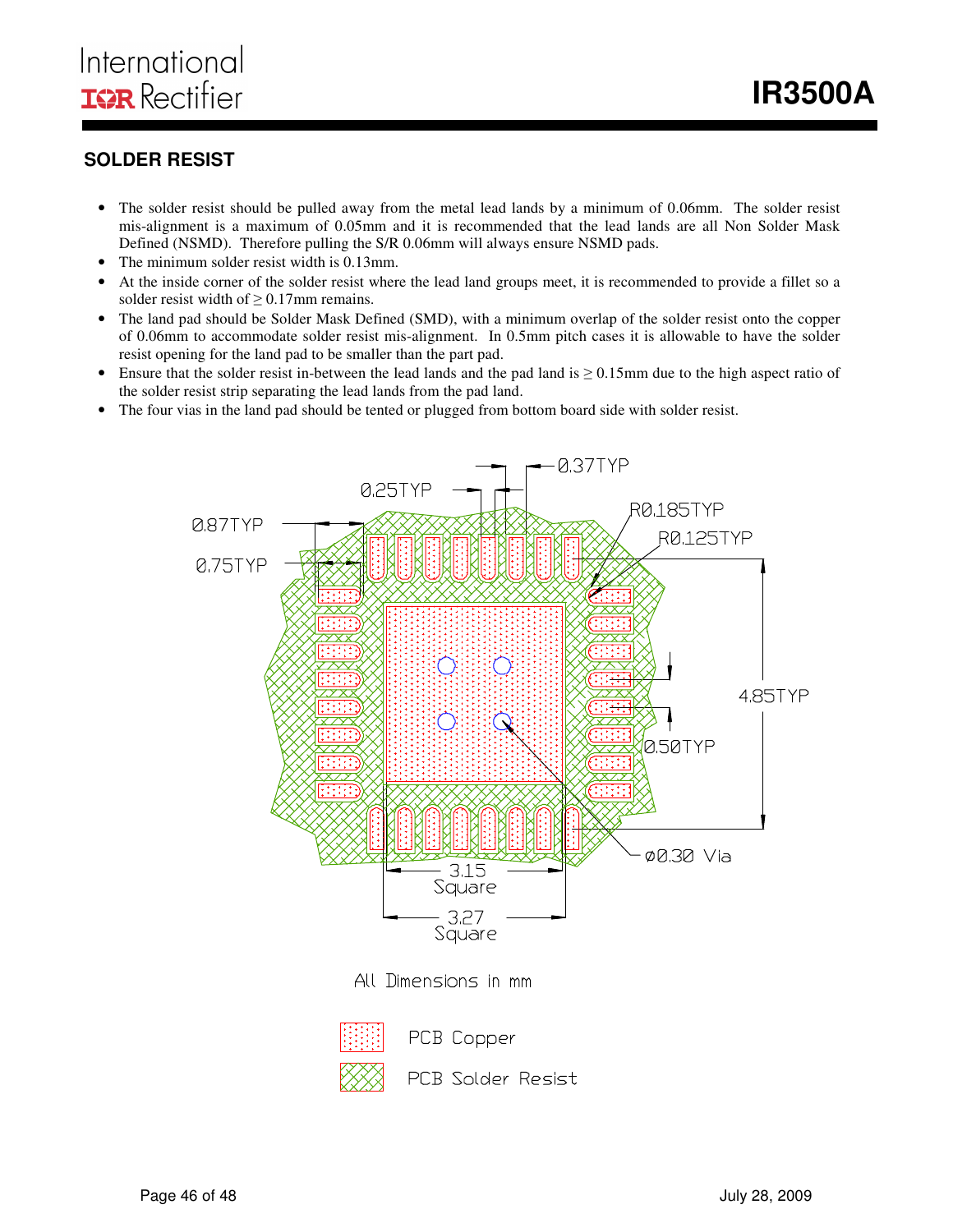## SOLDER RESIST

- The solder resist should be pulled away from the metal lead lands by a minimum of 0.06mm. The solder resist mis-alignment is a maximum of 0.05mm and it is recommended that the lead lands are all Non Solder Mask Defined (NSMD). Therefore pulling the S/R 0.06mm will always ensure NSMD pads.
- The minimum solder resist width is 0.13mm.
- At the inside corner of the solder resist where the lead land groups meet, it is recommended to provide a fillet so a solder resist width of ≥ 0.17mm remains.
- The land pad should be Solder Mask Defined (SMD), with a minimum overlap of the solder resist onto the copper of 0.06mm to accommodate solder resist mis-alignment. In 0.5mm pitch cases it is allowable to have the solder resist opening for the land pad to be smaller than the part pad.
- Ensure that the solder resist in-between the lead lands and the pad land is ≥ 0.15mm due to the high aspect ratio of the solder resist strip separating the lead lands from the pad land.
- The four vias in the land pad should be tented or plugged from bottom board side with solder resist.

0.37TYP
0.25TYP
R0.185TYP
0.87TYP
R0.125TYP
0.75TYP
4.85TYP
0.50TYP
Ø0.30 Via
3.15 Square
3.27 Square

All Dimensions in mm

PCB Copper

PCB Solder Resist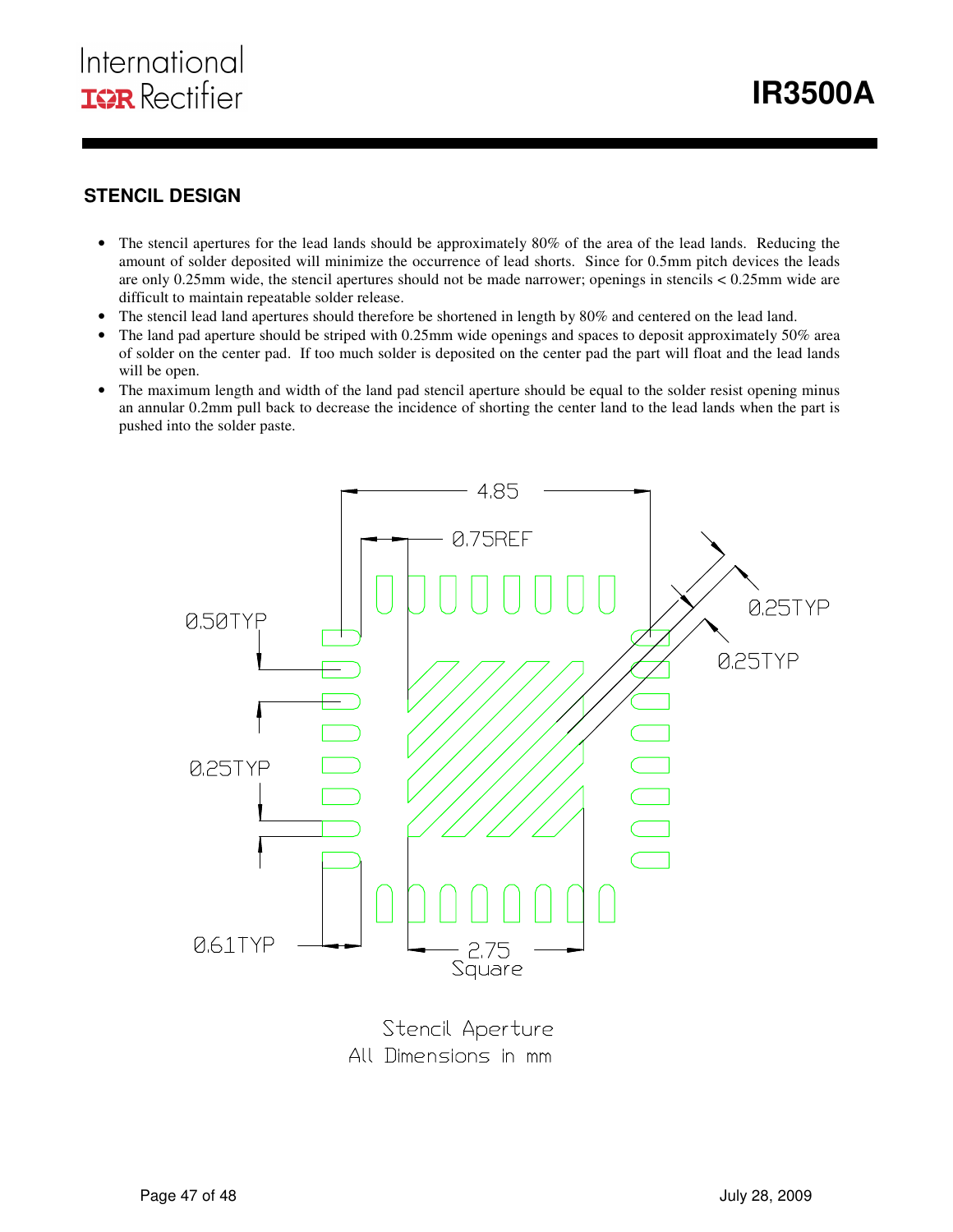## STENCIL DESIGN

- The stencil apertures for the lead lands should be approximately 80% of the area of the lead lands. Reducing the amount of solder deposited will minimize the occurrence of lead shorts. Since for 0.5mm pitch devices the leads are only 0.25mm wide, the stencil apertures should not be made narrower; openings in stencils < 0.25mm wide are difficult to maintain repeatable solder release.
- The stencil lead land apertures should therefore be shortened in length by 80% and centered on the lead land.
- The land pad aperture should be striped with 0.25mm wide openings and spaces to deposit approximately 50% area of solder on the center pad. If too much solder is deposited on the center pad the part will float and the lead lands will be open.
- The maximum length and width of the land pad stencil aperture should be equal to the solder resist opening minus an annular 0.2mm pull back to decrease the incidence of shorting the center land to the lead lands when the part is pushed into the solder paste.

4.85

0.75REF

0.50TYP

0.25TYP

0.25TYP

0.25TYP

0.61TYP

2.75 Square

Stencil Aperture
All Dimensions in mm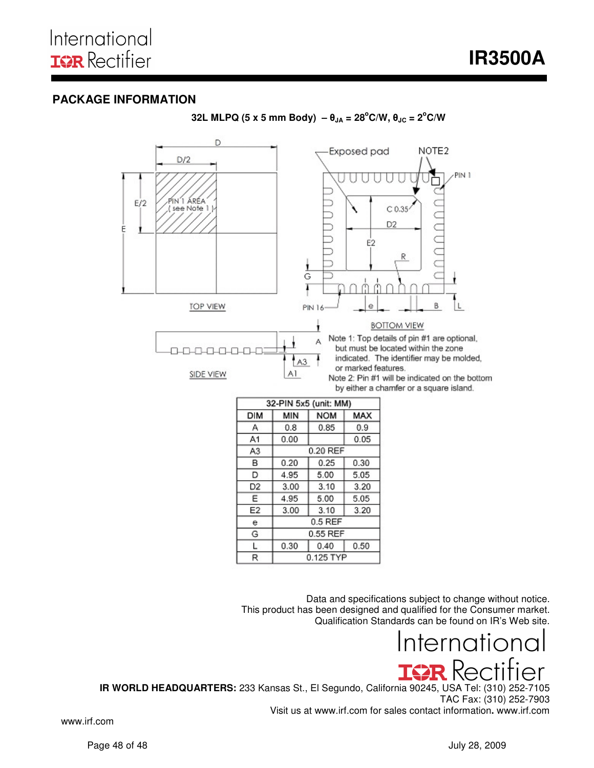## PACKAGE INFORMATION

**32L MLPQ (5 x 5 mm Body) – $\theta_{JA}$ = 28°C/W, $\theta_{JC}$ = 2°C/W**

TOP VIEW

D
D/2
E
E/2
PIN 1 AREA ( see Note 1 )

BOTTOM VIEW

Exposed pad
NOTE2
PIN 1
C 0.35
D2
E2
R
G
PIN 16
e
B
L

SIDE VIEW

A
A3
A1

Note 1: Top details of pin #1 are optional, but must be located within the zone indicated. The identifier may be molded, or marked features.

Note 2: Pin #1 will be indicated on the bottom by either a chamfer or a square island.

| 32-PIN 5x5 (unit: MM) | | | |
|---|---|---|---|
| DIM | MIN | NOM | MAX |
| A | 0.8 | 0.85 | 0.9 |
| A1 | 0.00 | | 0.05 |
| A3 | 0.20 REF | | |
| B | 0.20 | 0.25 | 0.30 |
| D | 4.95 | 5.00 | 5.05 |
| D2 | 3.00 | 3.10 | 3.20 |
| E | 4.95 | 5.00 | 5.05 |
| E2 | 3.00 | 3.10 | 3.20 |
| e | 0.5 REF | | |
| G | 0.55 REF | | |
| L | 0.30 | 0.40 | 0.50 |
| R | 0.125 TYP | | |

Data and specifications subject to change without notice.
This product has been designed and qualified for the Consumer market.
Qualification Standards can be found on IR's Web site.

International
IOR Rectifier

**IR WORLD HEADQUARTERS:** 233 Kansas St., El Segundo, California 90245, USA Tel: (310) 252-7105
TAC Fax: (310) 252-7903
Visit us at www.irf.com for sales contact information**.** www.irf.com

July 28, 2009